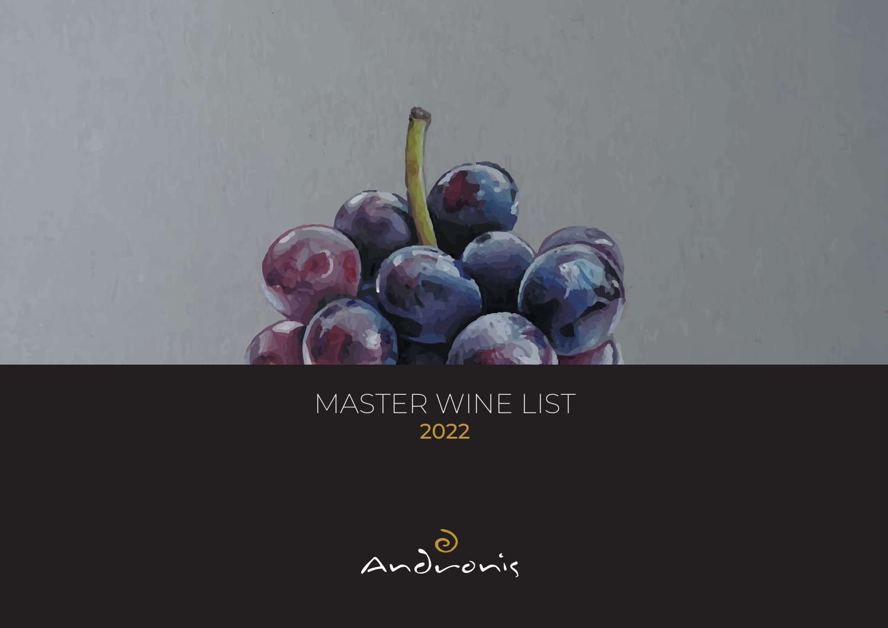# MASTER WINE LIST

## 2022

Andronis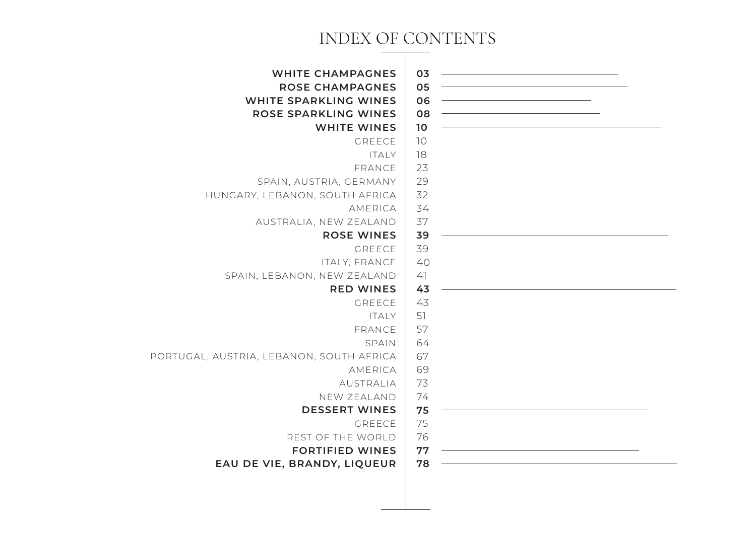# INDEX OF CONTENTS

| | |
|---|---|
| **WHITE CHAMPAGNES** | **03** |
| **ROSE CHAMPAGNES** | **05** |
| **WHITE SPARKLING WINES** | **06** |
| **ROSE SPARKLING WINES** | **08** |
| **WHITE WINES** | **10** |
| GREECE | 10 |
| ITALY | 18 |
| FRANCE | 23 |
| SPAIN, AUSTRIA, GERMANY | 29 |
| HUNGARY, LEBANON, SOUTH AFRICA | 32 |
| AMERICA | 34 |
| AUSTRALIA, NEW ZEALAND | 37 |
| **ROSE WINES** | **39** |
| GREECE | 39 |
| ITALY, FRANCE | 40 |
| SPAIN, LEBANON, NEW ZEALAND | 41 |
| **RED WINES** | **43** |
| GREECE | 43 |
| ITALY | 51 |
| FRANCE | 57 |
| SPAIN | 64 |
| PORTUGAL, AUSTRIA, LEBANON, SOUTH AFRICA | 67 |
| AMERICA | 69 |
| AUSTRALIA | 73 |
| NEW ZEALAND | 74 |
| **DESSERT WINES** | **75** |
| GREECE | 75 |
| REST OF THE WORLD | 76 |
| **FORTIFIED WINES** | **77** |
| **EAU DE VIE, BRANDY, LIQUEUR** | **78** |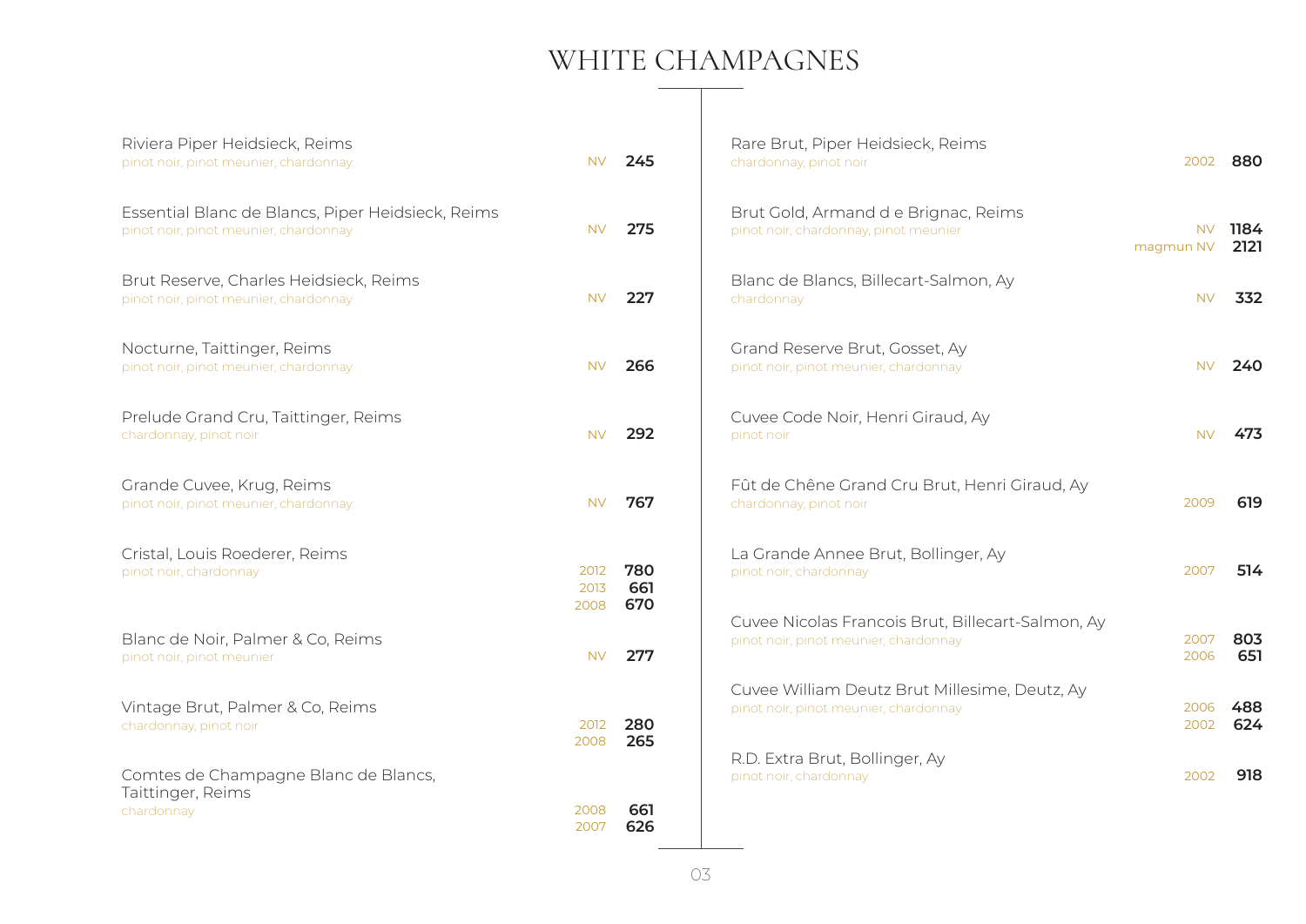# WHITE CHAMPAGNES

Riviera Piper Heidsieck, Reims
pinot noir, pinot meunier, chardonnay — NV **245**

Essential Blanc de Blancs, Piper Heidsieck, Reims
pinot noir, pinot meunier, chardonnay — NV **275**

Brut Reserve, Charles Heidsieck, Reims
pinot noir, pinot meunier, chardonnay — NV **227**

Nocturne, Taittinger, Reims
pinot noir, pinot meunier, chardonnay — NV **266**

Prelude Grand Cru, Taittinger, Reims
chardonnay, pinot noir — NV **292**

Grande Cuvee, Krug, Reims
pinot noir, pinot meunier, chardonnay — NV **767**

Cristal, Louis Roederer, Reims
pinot noir, chardonnay — 2012 **780**
2013 **661**
2008 **670**

Blanc de Noir, Palmer & Co, Reims
pinot noir, pinot meunier — NV **277**

Vintage Brut, Palmer & Co, Reims
chardonnay, pinot noir — 2012 **280**
2008 **265**

Comtes de Champagne Blanc de Blancs, Taittinger, Reims
chardonnay — 2008 **661**
2007 **626**

Rare Brut, Piper Heidsieck, Reims
chardonnay, pinot noir — 2002 **880**

Brut Gold, Armand d e Brignac, Reims
pinot noir, chardonnay, pinot meunier — NV **1184**
magmun NV **2121**

Blanc de Blancs, Billecart-Salmon, Ay
chardonnay — NV **332**

Grand Reserve Brut, Gosset, Ay
pinot noir, pinot meunier, chardonnay — NV **240**

Cuvee Code Noir, Henri Giraud, Ay
pinot noir — NV **473**

Fût de Chêne Grand Cru Brut, Henri Giraud, Ay
chardonnay, pinot noir — 2009 **619**

La Grande Annee Brut, Bollinger, Ay
pinot noir, chardonnay — 2007 **514**

Cuvee Nicolas Francois Brut, Billecart-Salmon, Ay
pinot noir, pinot meunier, chardonnay — 2007 **803**
2006 **651**

Cuvee William Deutz Brut Millesime, Deutz, Ay
pinot noir, pinot meunier, chardonnay — 2006 **488**
2002 **624**

R.D. Extra Brut, Bollinger, Ay
pinot noir, chardonnay — 2002 **918**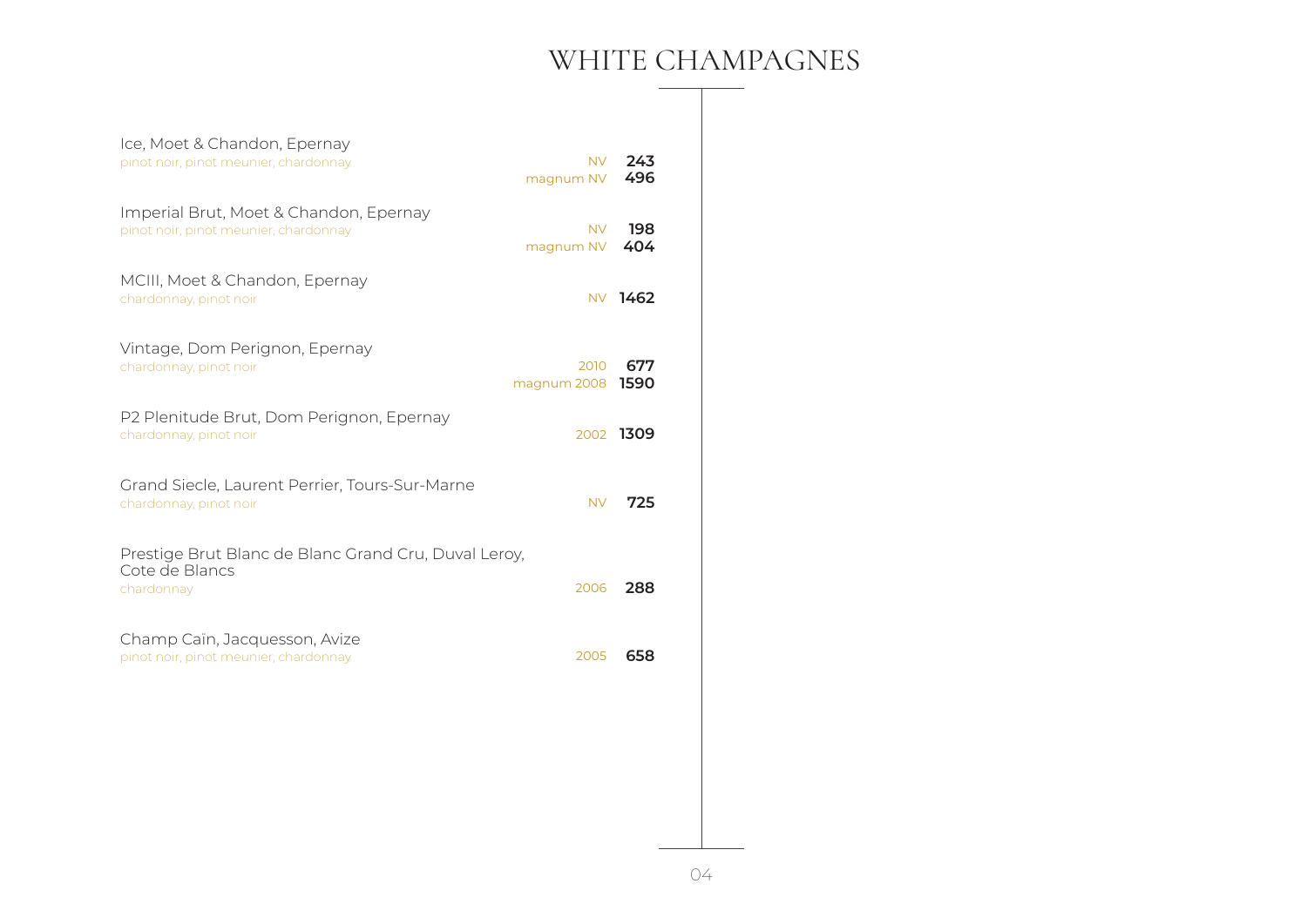# WHITE CHAMPAGNES

Ice, Moet & Chandon, Epernay
pinot noir, pinot meunier, chardonnay
NV **243**
magnum NV **496**

Imperial Brut, Moet & Chandon, Epernay
pinot noir, pinot meunier, chardonnay
NV **198**
magnum NV **404**

MCIII, Moet & Chandon, Epernay
chardonnay, pinot noir
NV **1462**

Vintage, Dom Perignon, Epernay
chardonnay, pinot noir
2010 **677**
magnum 2008 **1590**

P2 Plenitude Brut, Dom Perignon, Epernay
chardonnay, pinot noir
2002 **1309**

Grand Siecle, Laurent Perrier, Tours-Sur-Marne
chardonnay, pinot noir
NV **725**

Prestige Brut Blanc de Blanc Grand Cru, Duval Leroy, Cote de Blancs
chardonnay
2006 **288**

Champ Caïn, Jacquesson, Avize
pinot noir, pinot meunier, chardonnay
2005 **658**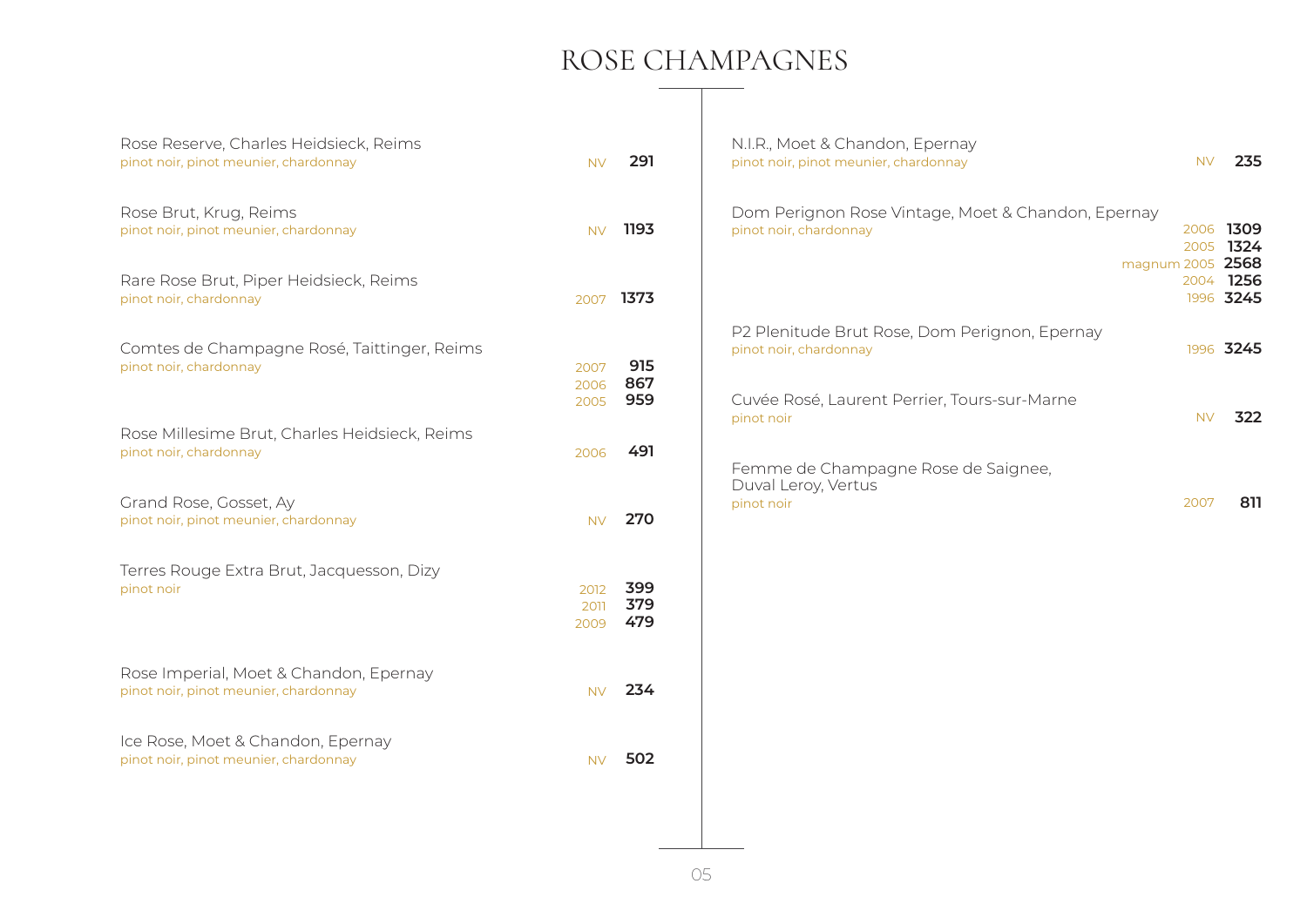# ROSE CHAMPAGNES

Rose Reserve, Charles Heidsieck, Reims
pinot noir, pinot meunier, chardonnay — NV **291**

Rose Brut, Krug, Reims
pinot noir, pinot meunier, chardonnay — NV **1193**

Rare Rose Brut, Piper Heidsieck, Reims
pinot noir, chardonnay — 2007 **1373**

Comtes de Champagne Rosé, Taittinger, Reims
pinot noir, chardonnay
- 2007 **915**
- 2006 **867**
- 2005 **959**

Rose Millesime Brut, Charles Heidsieck, Reims
pinot noir, chardonnay — 2006 **491**

Grand Rose, Gosset, Ay
pinot noir, pinot meunier, chardonnay — NV **270**

Terres Rouge Extra Brut, Jacquesson, Dizy
pinot noir
- 2012 **399**
- 2011 **379**
- 2009 **479**

Rose Imperial, Moet & Chandon, Epernay
pinot noir, pinot meunier, chardonnay — NV **234**

Ice Rose, Moet & Chandon, Epernay
pinot noir, pinot meunier, chardonnay — NV **502**

N.I.R., Moet & Chandon, Epernay
pinot noir, pinot meunier, chardonnay — NV **235**

Dom Perignon Rose Vintage, Moet & Chandon, Epernay
pinot noir, chardonnay
- 2006 **1309**
- 2005 **1324**
- magnum 2005 **2568**
- 2004 **1256**
- 1996 **3245**

P2 Plenitude Brut Rose, Dom Perignon, Epernay
pinot noir, chardonnay — 1996 **3245**

Cuvée Rosé, Laurent Perrier, Tours-sur-Marne
pinot noir — NV **322**

Femme de Champagne Rose de Saignee, Duval Leroy, Vertus
pinot noir — 2007 **811**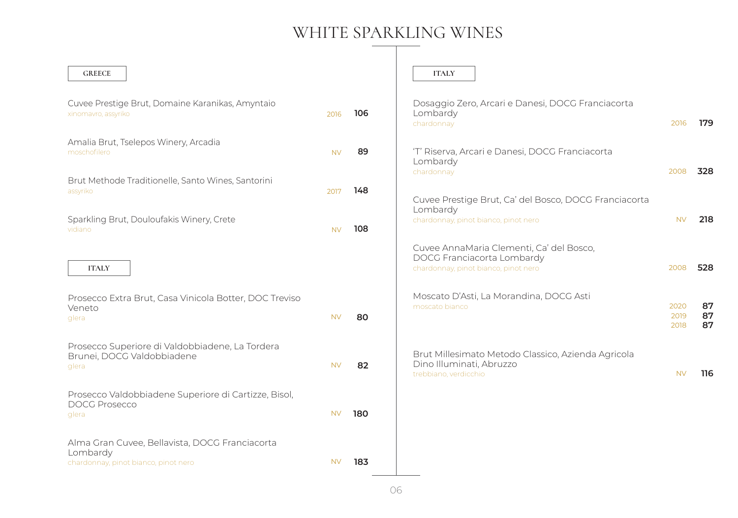# WHITE SPARKLING WINES

## GREECE

| Wine | Vintage | Price |
|---|---|---|
| Cuvee Prestige Brut, Domaine Karanikas, Amyntaio<br>xinomavro, assyriko | 2016 | **106** |
| Amalia Brut, Tselepos Winery, Arcadia<br>moschofilero | NV | **89** |
| Brut Methode Traditionelle, Santo Wines, Santorini<br>assyriko | 2017 | **148** |
| Sparkling Brut, Douloufakis Winery, Crete<br>vidiano | NV | **108** |

## ITALY

| Wine | Vintage | Price |
|---|---|---|
| Prosecco Extra Brut, Casa Vinicola Botter, DOC Treviso Veneto<br>glera | NV | **80** |
| Prosecco Superiore di Valdobbiadene, La Tordera Brunei, DOCG Valdobbiadene<br>glera | NV | **82** |
| Prosecco Valdobbiadene Superiore di Cartizze, Bisol, DOCG Prosecco<br>glera | NV | **180** |
| Alma Gran Cuvee, Bellavista, DOCG Franciacorta Lombardy<br>chardonnay, pinot bianco, pinot nero | NV | **183** |

## ITALY

| Wine | Vintage | Price |
|---|---|---|
| Dosaggio Zero, Arcari e Danesi, DOCG Franciacorta Lombardy<br>chardonnay | 2016 | **179** |
| 'T' Riserva, Arcari e Danesi, DOCG Franciacorta Lombardy<br>chardonnay | 2008 | **328** |
| Cuvee Prestige Brut, Ca' del Bosco, DOCG Franciacorta Lombardy<br>chardonnay, pinot bianco, pinot nero | NV | **218** |
| Cuvee AnnaMaria Clementi, Ca' del Bosco, DOCG Franciacorta Lombardy<br>chardonnay, pinot bianco, pinot nero | 2008 | **528** |
| Moscato D'Asti, La Morandina, DOCG Asti<br>moscato bianco | 2020<br>2019<br>2018 | **87**<br>**87**<br>**87** |
| Brut Millesimato Metodo Classico, Azienda Agricola Dino Illuminati, Abruzzo<br>trebbiano, verdicchio | NV | **116** |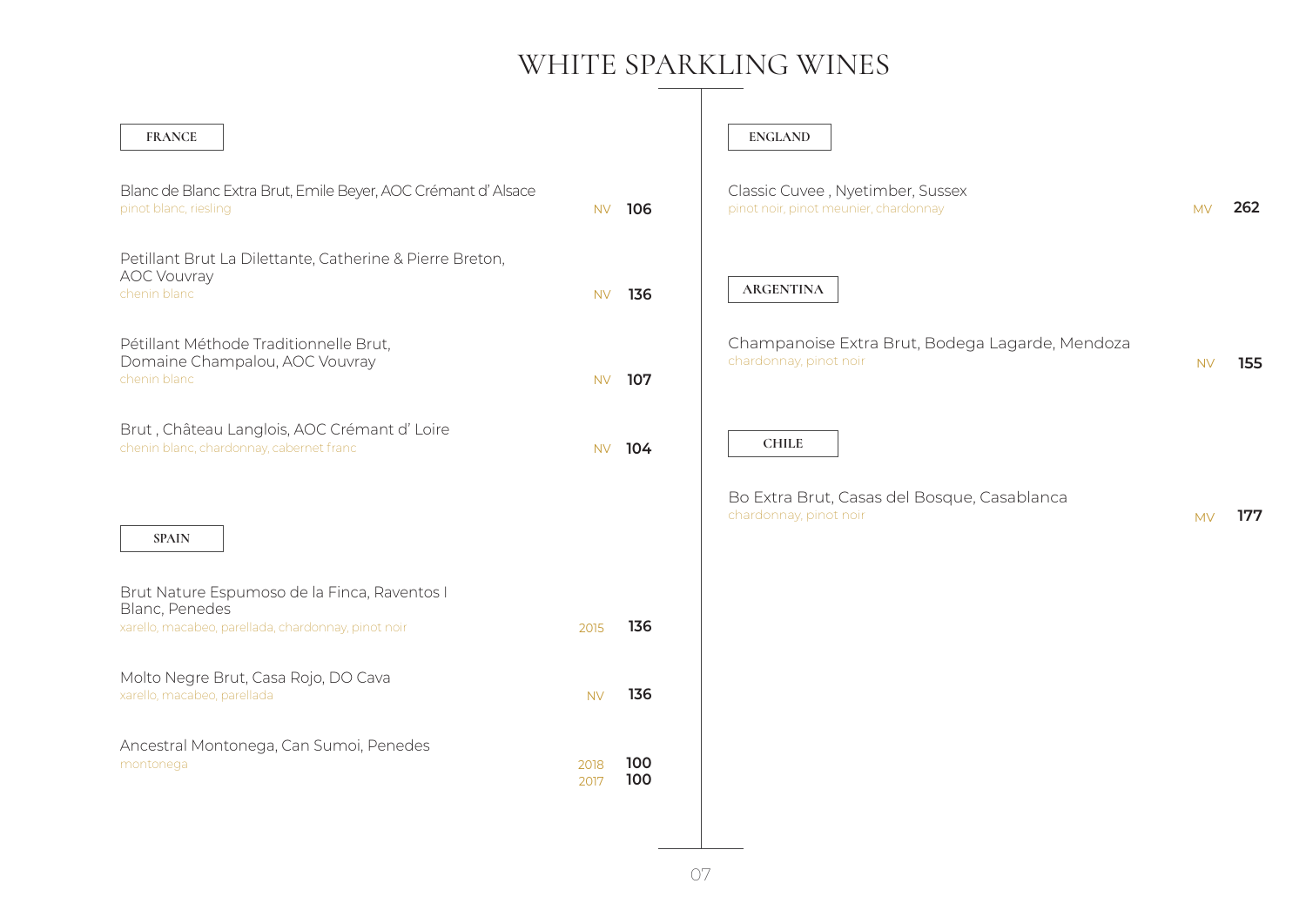# WHITE SPARKLING WINES

## FRANCE

Blanc de Blanc Extra Brut, Emile Beyer, AOC Crémant d' Alsace
pinot blanc, riesling — NV **106**

Petillant Brut La Dilettante, Catherine & Pierre Breton, AOC Vouvray
chenin blanc — NV **136**

Pétillant Méthode Traditionnelle Brut, Domaine Champalou, AOC Vouvray
chenin blanc — NV **107**

Brut , Château Langlois, AOC Crémant d' Loire
chenin blanc, chardonnay, cabernet franc — NV **104**

## SPAIN

Brut Nature Espumoso de la Finca, Raventos I Blanc, Penedes
xarello, macabeo, parellada, chardonnay, pinot noir — 2015 **136**

Molto Negre Brut, Casa Rojo, DO Cava
xarello, macabeo, parellada — NV **136**

Ancestral Montonega, Can Sumoi, Penedes
montonega — 2018 **100**, 2017 **100**

## ENGLAND

Classic Cuvee , Nyetimber, Sussex
pinot noir, pinot meunier, chardonnay — MV **262**

## ARGENTINA

Champanoise Extra Brut, Bodega Lagarde, Mendoza
chardonnay, pinot noir — NV **155**

## CHILE

Bo Extra Brut, Casas del Bosque, Casablanca
chardonnay, pinot noir — MV **177**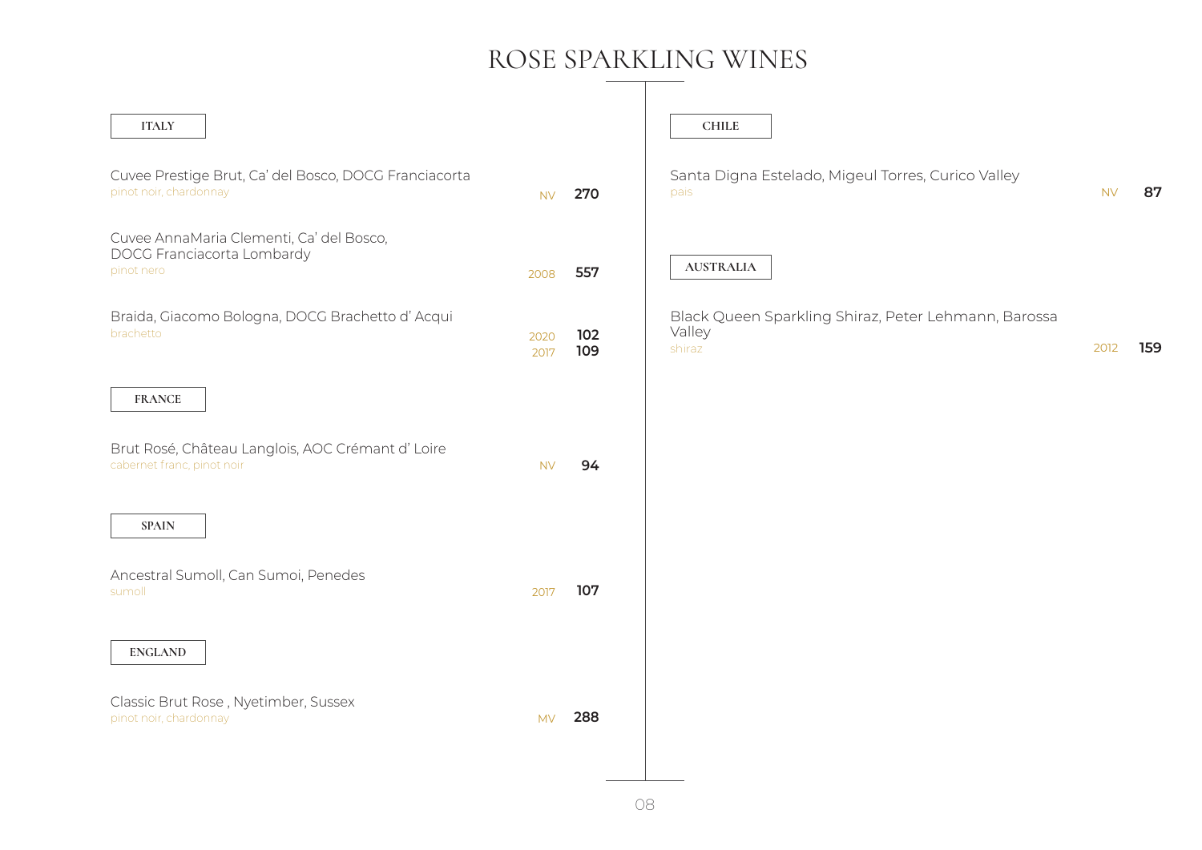# ROSE SPARKLING WINES

## ITALY

Cuvee Prestige Brut, Ca' del Bosco, DOCG Franciacorta
pinot noir, chardonnay — NV **270**

Cuvee AnnaMaria Clementi, Ca' del Bosco, DOCG Franciacorta Lombardy
pinot nero — 2008 **557**

Braida, Giacomo Bologna, DOCG Brachetto d' Acqui
brachetto — 2020 **102**, 2017 **109**

## FRANCE

Brut Rosé, Château Langlois, AOC Crémant d' Loire
cabernet franc, pinot noir — NV **94**

## SPAIN

Ancestral Sumoll, Can Sumoi, Penedes
sumoll — 2017 **107**

## ENGLAND

Classic Brut Rose , Nyetimber, Sussex
pinot noir, chardonnay — MV **288**

## CHILE

Santa Digna Estelado, Migeul Torres, Curico Valley
pais — NV **87**

## AUSTRALIA

Black Queen Sparkling Shiraz, Peter Lehmann, Barossa Valley
shiraz — 2012 **159**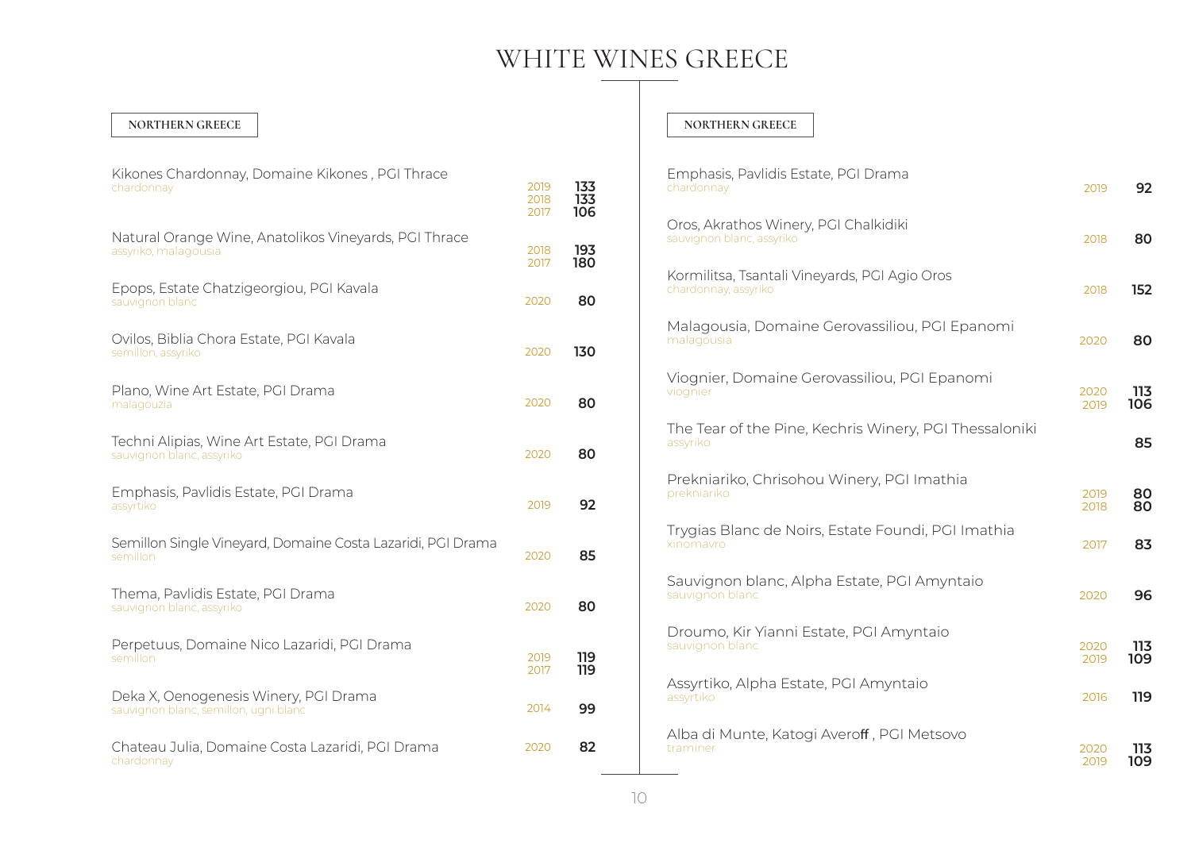# WHITE WINES GREECE

## NORTHERN GREECE

| Wine | Vintage | Price |
|---|---|---|
| Kikones Chardonnay, Domaine Kikones , PGI Thrace<br>chardonnay | 2019<br>2018<br>2017 | **133**<br>**133**<br>**106** |
| Natural Orange Wine, Anatolikos Vineyards, PGI Thrace<br>assyriko, malagousia | 2018<br>2017 | **193**<br>**180** |
| Epops, Estate Chatzigeorgiou, PGI Kavala<br>sauvignon blanc | 2020 | **80** |
| Ovilos, Biblia Chora Estate, PGI Kavala<br>semillon, assyriko | 2020 | **130** |
| Plano, Wine Art Estate, PGI Drama<br>malagouzia | 2020 | **80** |
| Techni Alipias, Wine Art Estate, PGI Drama<br>sauvignon blanc, assyriko | 2020 | **80** |
| Emphasis, Pavlidis Estate, PGI Drama<br>assyrtiko | 2019 | **92** |
| Semillon Single Vineyard, Domaine Costa Lazaridi, PGI Drama<br>semillon | 2020 | **85** |
| Thema, Pavlidis Estate, PGI Drama<br>sauvignon blanc, assyriko | 2020 | **80** |
| Perpetuus, Domaine Nico Lazaridi, PGI Drama<br>semillon | 2019<br>2017 | **119**<br>**119** |
| Deka X, Oenogenesis Winery, PGI Drama<br>sauvignon blanc, semillon, ugni blanc | 2014 | **99** |
| Chateau Julia, Domaine Costa Lazaridi, PGI Drama<br>chardonnay | 2020 | **82** |

## NORTHERN GREECE

| Wine | Vintage | Price |
|---|---|---|
| Emphasis, Pavlidis Estate, PGI Drama<br>chardonnay | 2019 | **92** |
| Oros, Akrathos Winery, PGI Chalkidiki<br>sauvignon blanc, assyriko | 2018 | **80** |
| Kormilitsa, Tsantali Vineyards, PGI Agio Oros<br>chardonnay, assyriko | 2018 | **152** |
| Malagousia, Domaine Gerovassiliou, PGI Epanomi<br>malagousia | 2020 | **80** |
| Viognier, Domaine Gerovassiliou, PGI Epanomi<br>viognier | 2020<br>2019 | **113**<br>**106** |
| The Tear of the Pine, Kechris Winery, PGI Thessaloniki<br>assyriko | | **85** |
| Prekniariko, Chrisohou Winery, PGI Imathia<br>prekniariko | 2019<br>2018 | **80**<br>**80** |
| Trygias Blanc de Noirs, Estate Foundi, PGI Imathia<br>xinomavro | 2017 | **83** |
| Sauvignon blanc, Alpha Estate, PGI Amyntaio<br>sauvignon blanc | 2020 | **96** |
| Droumo, Kir Yianni Estate, PGI Amyntaio<br>sauvignon blanc | 2020<br>2019 | **113**<br>**109** |
| Assyrtiko, Alpha Estate, PGI Amyntaio<br>assyrtiko | 2016 | **119** |
| Alba di Munte, Katogi Averoff , PGI Metsovo<br>traminer | 2020<br>2019 | **113**<br>**109** |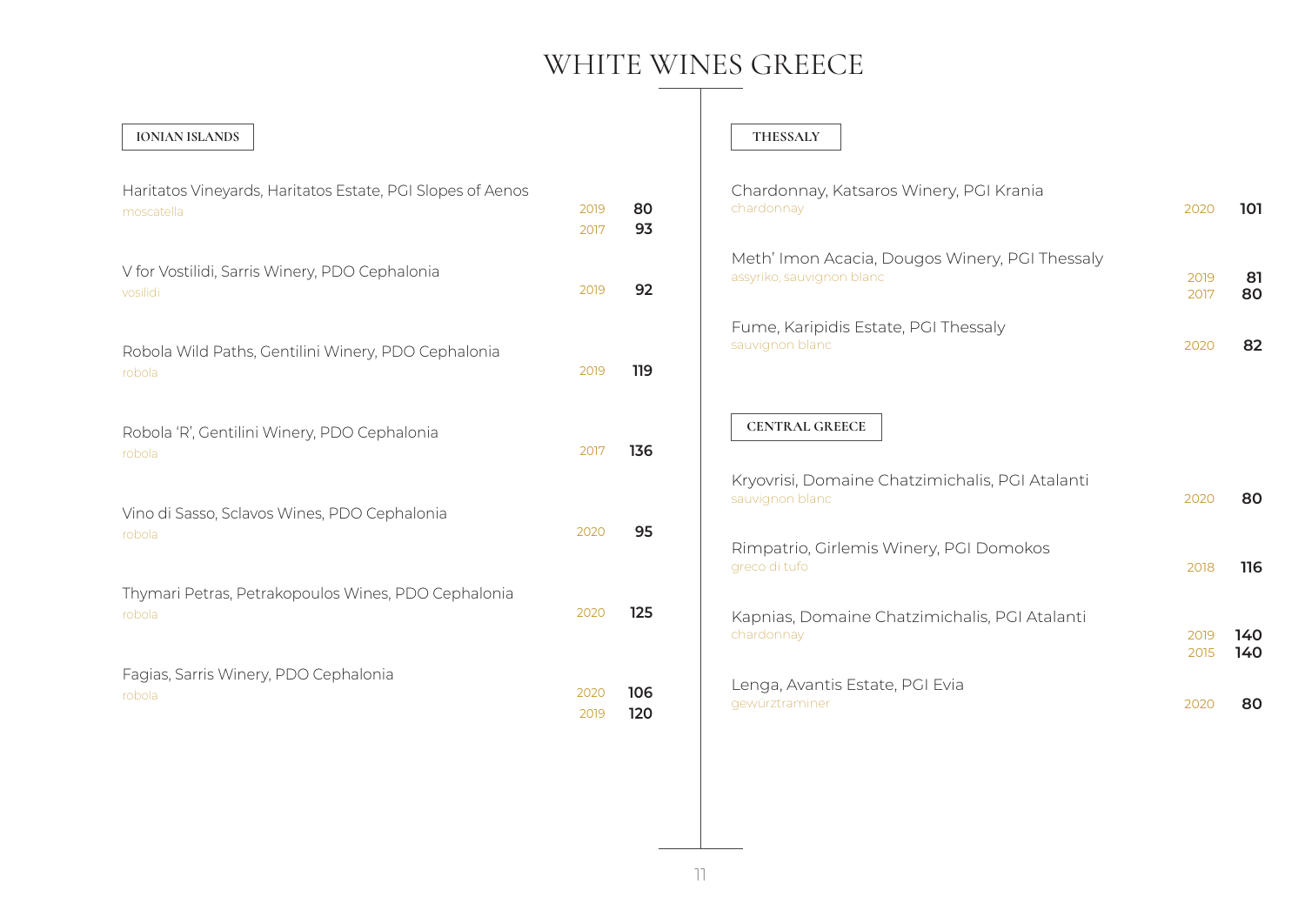# WHITE WINES GREECE

## IONIAN ISLANDS

Haritatos Vineyards, Haritatos Estate, PGI Slopes of Aenos
moscatella

| Vintage | Price |
|---|---|
| 2019 | **80** |
| 2017 | **93** |

V for Vostilidi, Sarris Winery, PDO Cephalonia
vosilidi

| Vintage | Price |
|---|---|
| 2019 | **92** |

Robola Wild Paths, Gentilini Winery, PDO Cephalonia
robola

| Vintage | Price |
|---|---|
| 2019 | **119** |

Robola 'R', Gentilini Winery, PDO Cephalonia
robola

| Vintage | Price |
|---|---|
| 2017 | **136** |

Vino di Sasso, Sclavos Wines, PDO Cephalonia
robola

| Vintage | Price |
|---|---|
| 2020 | **95** |

Thymari Petras, Petrakopoulos Wines, PDO Cephalonia
robola

| Vintage | Price |
|---|---|
| 2020 | **125** |

Fagias, Sarris Winery, PDO Cephalonia
robola

| Vintage | Price |
|---|---|
| 2020 | **106** |
| 2019 | **120** |

## THESSALY

Chardonnay, Katsaros Winery, PGI Krania
chardonnay

| Vintage | Price |
|---|---|
| 2020 | **101** |

Meth' Imon Acacia, Dougos Winery, PGI Thessaly
assyriko, sauvignon blanc

| Vintage | Price |
|---|---|
| 2019 | **81** |
| 2017 | **80** |

Fume, Karipidis Estate, PGI Thessaly
sauvignon blanc

| Vintage | Price |
|---|---|
| 2020 | **82** |

## CENTRAL GREECE

Kryovrisi, Domaine Chatzimichalis, PGI Atalanti
sauvignon blanc

| Vintage | Price |
|---|---|
| 2020 | **80** |

Rimpatrio, Girlemis Winery, PGI Domokos
greco di tufo

| Vintage | Price |
|---|---|
| 2018 | **116** |

Kapnias, Domaine Chatzimichalis, PGI Atalanti
chardonnay

| Vintage | Price |
|---|---|
| 2019 | **140** |
| 2015 | **140** |

Lenga, Avantis Estate, PGI Evia
gewürztraminer

| Vintage | Price |
|---|---|
| 2020 | **80** |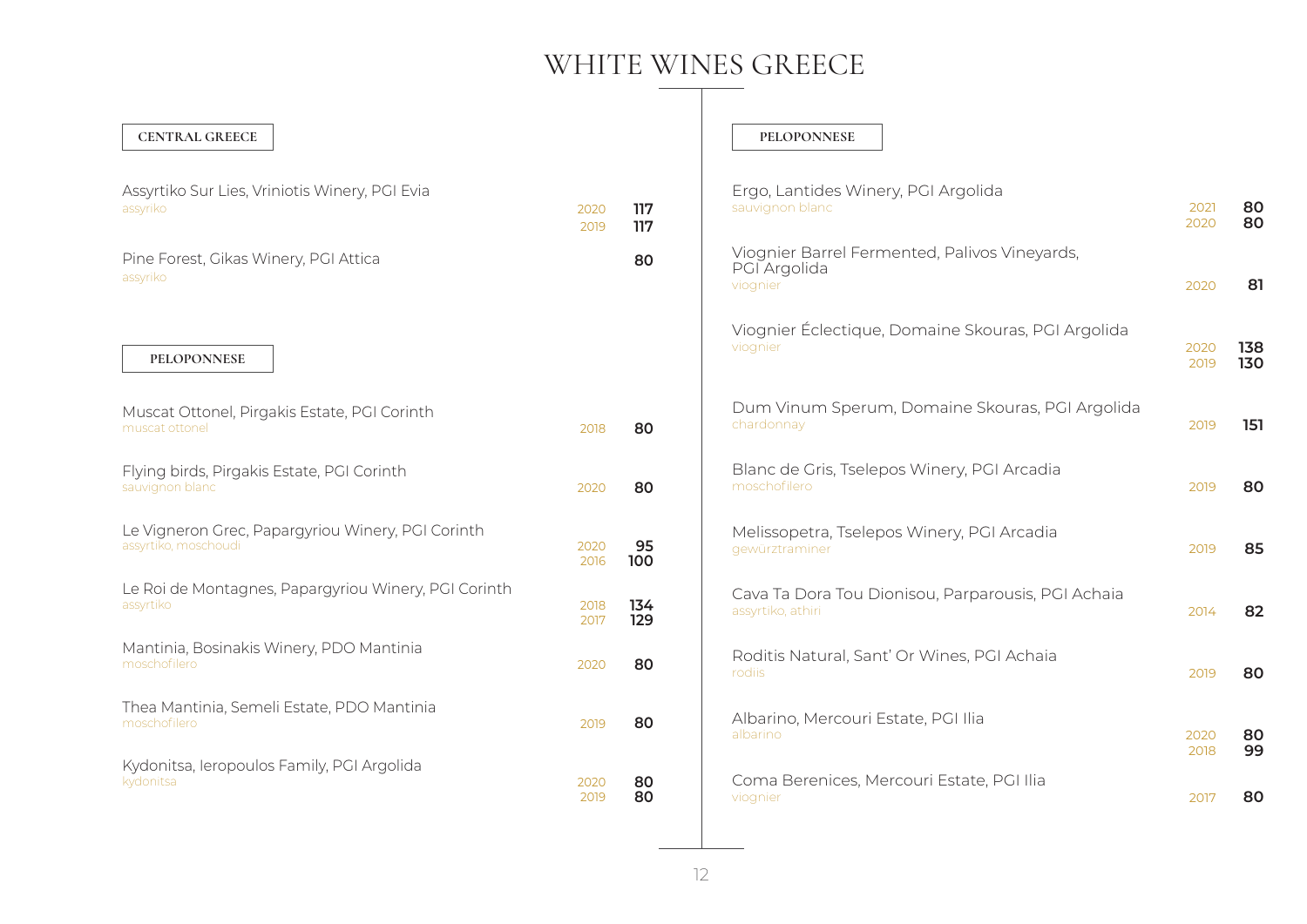# WHITE WINES GREECE

## CENTRAL GREECE

Assyrtiko Sur Lies, Vriniotis Winery, PGI Evia
assyriko
2020 **117**
2019 **117**

Pine Forest, Gikas Winery, PGI Attica
assyriko
**80**

## PELOPONNESE

Muscat Ottonel, Pirgakis Estate, PGI Corinth
muscat ottonel
2018 **80**

Flying birds, Pirgakis Estate, PGI Corinth
sauvignon blanc
2020 **80**

Le Vigneron Grec, Papargyriou Winery, PGI Corinth
assyrtiko, moschoudi
2020 **95**
2016 **100**

Le Roi de Montagnes, Papargyriou Winery, PGI Corinth
assyrtiko
2018 **134**
2017 **129**

Mantinia, Bosinakis Winery, PDO Mantinia
moschofilero
2020 **80**

Thea Mantinia, Semeli Estate, PDO Mantinia
moschofilero
2019 **80**

Kydonitsa, Ieropoulos Family, PGI Argolida
kydonitsa
2020 **80**
2019 **80**

## PELOPONNESE

Ergo, Lantides Winery, PGI Argolida
sauvignon blanc
2021 **80**
2020 **80**

Viognier Barrel Fermented, Palivos Vineyards, PGI Argolida
viognier
2020 **81**

Viognier Éclectique, Domaine Skouras, PGI Argolida
viognier
2020 **138**
2019 **130**

Dum Vinum Sperum, Domaine Skouras, PGI Argolida
chardonnay
2019 **151**

Blanc de Gris, Tselepos Winery, PGI Arcadia
moschofilero
2019 **80**

Melissopetra, Tselepos Winery, PGI Arcadia
gewurztraminer
2019 **85**

Cava Ta Dora Tou Dionisou, Parparousis, PGI Achaia
assyrtiko, athiri
2014 **82**

Roditis Natural, Sant' Or Wines, PGI Achaia
rodiis
2019 **80**

Albarino, Mercouri Estate, PGI Ilia
albarino
2020 **80**
2018 **99**

Coma Berenices, Mercouri Estate, PGI Ilia
viognier
2017 **80**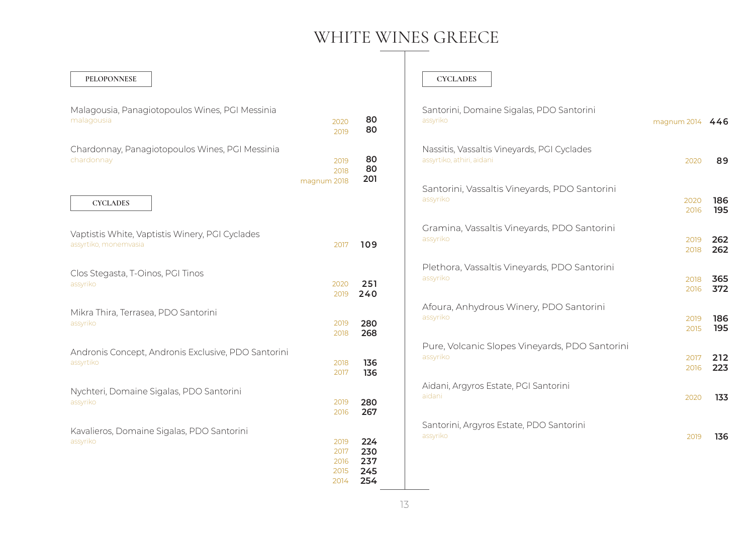# WHITE WINES GREECE

## PELOPONNESE

**Malagousia, Panagiotopoulos Wines, PGI Messinia**
malagousia
- 2020 — 80
- 2019 — 80

**Chardonnay, Panagiotopoulos Wines, PGI Messinia**
chardonnay
- 2019 — 80
- 2018 — 80
- magnum 2018 — 201

## CYCLADES

**Vaptistis White, Vaptistis Winery, PGI Cyclades**
assyrtiko, monemvasia
- 2017 — 109

**Clos Stegasta, T-Oinos, PGI Tinos**
assyriko
- 2020 — 251
- 2019 — 240

**Mikra Thira, Terrasea, PDO Santorini**
assyriko
- 2019 — 280
- 2018 — 268

**Andronis Concept, Andronis Exclusive, PDO Santorini**
assyrtiko
- 2018 — 136
- 2017 — 136

**Nychteri, Domaine Sigalas, PDO Santorini**
assyriko
- 2019 — 280
- 2016 — 267

**Kavalieros, Domaine Sigalas, PDO Santorini**
assyriko
- 2019 — 224
- 2017 — 230
- 2016 — 237
- 2015 — 245
- 2014 — 254

## CYCLADES

**Santorini, Domaine Sigalas, PDO Santorini**
assyriko
- magnum 2014 — 446

**Nassitis, Vassaltis Vineyards, PGI Cyclades**
assyrtiko, athiri, aidani
- 2020 — 89

**Santorini, Vassaltis Vineyards, PDO Santorini**
assyriko
- 2020 — 186
- 2016 — 195

**Gramina, Vassaltis Vineyards, PDO Santorini**
assyriko
- 2019 — 262
- 2018 — 262

**Plethora, Vassaltis Vineyards, PDO Santorini**
assyriko
- 2018 — 365
- 2016 — 372

**Afoura, Anhydrous Winery, PDO Santorini**
assyriko
- 2019 — 186
- 2015 — 195

**Pure, Volcanic Slopes Vineyards, PDO Santorini**
assyriko
- 2017 — 212
- 2016 — 223

**Aidani, Argyros Estate, PGI Santorini**
aidani
- 2020 — 133

**Santorini, Argyros Estate, PDO Santorini**
assyriko
- 2019 — 136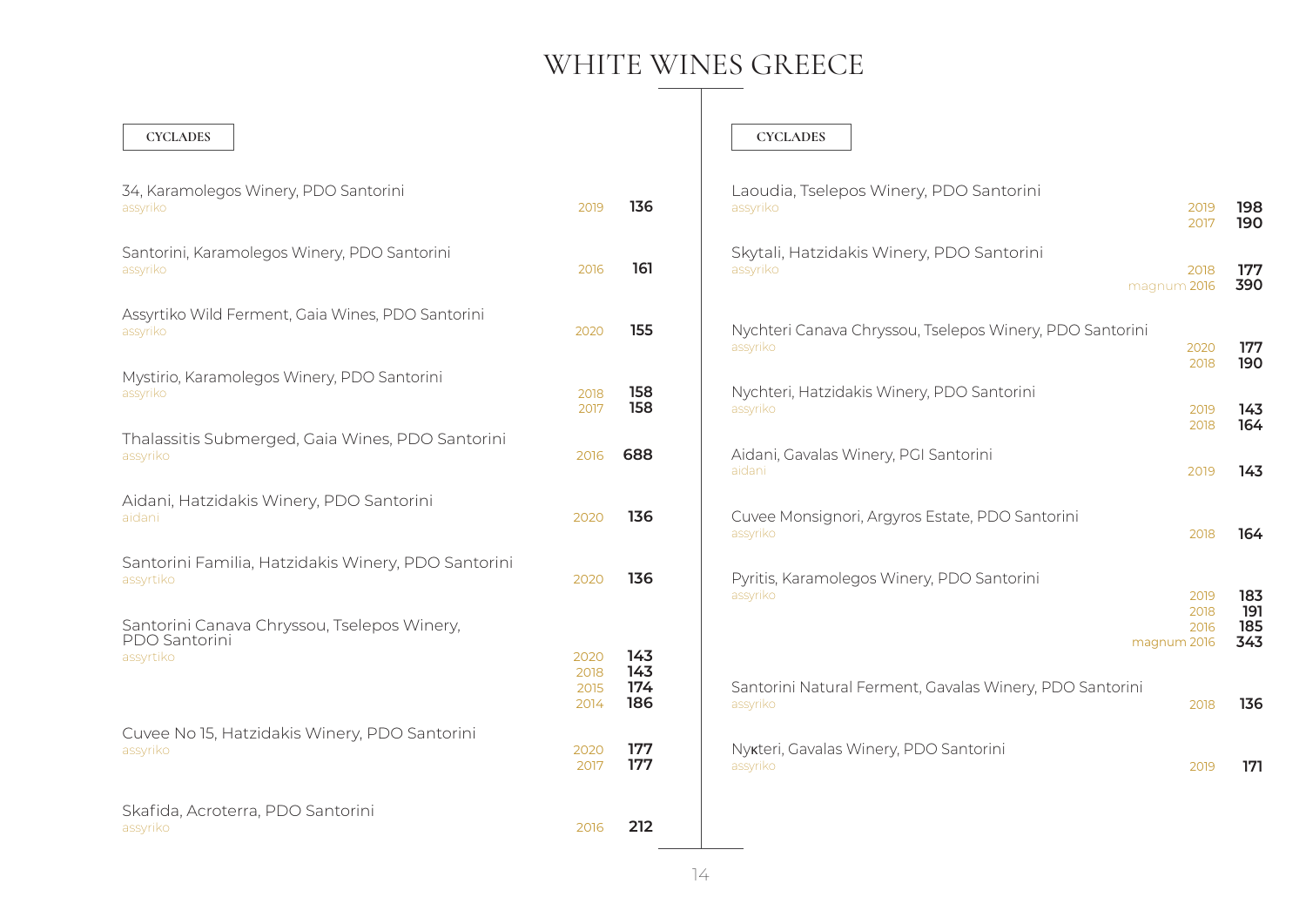# WHITE WINES GREECE

## CYCLADES

34, Karamolegos Winery, PDO Santorini
assyriko — 2019 — **136**

Santorini, Karamolegos Winery, PDO Santorini
assyriko — 2016 — **161**

Assyrtiko Wild Ferment, Gaia Wines, PDO Santorini
assyriko — 2020 — **155**

Mystirio, Karamolegos Winery, PDO Santorini
assyriko — 2018 — **158**
2017 — **158**

Thalassitis Submerged, Gaia Wines, PDO Santorini
assyriko — 2016 — **688**

Aidani, Hatzidakis Winery, PDO Santorini
aidani — 2020 — **136**

Santorini Familia, Hatzidakis Winery, PDO Santorini
assyrtiko — 2020 — **136**

Santorini Canava Chryssou, Tselepos Winery, PDO Santorini
assyrtiko — 2020 — **143**
2018 — **143**
2015 — **174**
2014 — **186**

Cuvee No 15, Hatzidakis Winery, PDO Santorini
assyriko — 2020 — **177**
2017 — **177**

Skafida, Acroterra, PDO Santorini
assyriko — 2016 — **212**

## CYCLADES

Laoudia, Tselepos Winery, PDO Santorini
assyriko — 2019 — **198**
2017 — **190**

Skytali, Hatzidakis Winery, PDO Santorini
assyriko — 2018 — **177**
magnum 2016 — **390**

Nychteri Canava Chryssou, Tselepos Winery, PDO Santorini
assyriko — 2020 — **177**
2018 — **190**

Nychteri, Hatzidakis Winery, PDO Santorini
assyriko — 2019 — **143**
2018 — **164**

Aidani, Gavalas Winery, PGI Santorini
aidani — 2019 — **143**

Cuvee Monsignori, Argyros Estate, PDO Santorini
assyriko — 2018 — **164**

Pyritis, Karamolegos Winery, PDO Santorini
assyriko — 2019 — **183**
2018 — **191**
2016 — **185**
magnum 2016 — **343**

Santorini Natural Ferment, Gavalas Winery, PDO Santorini
assyriko — 2018 — **136**

Nyкteri, Gavalas Winery, PDO Santorini
assyriko — 2019 — **171**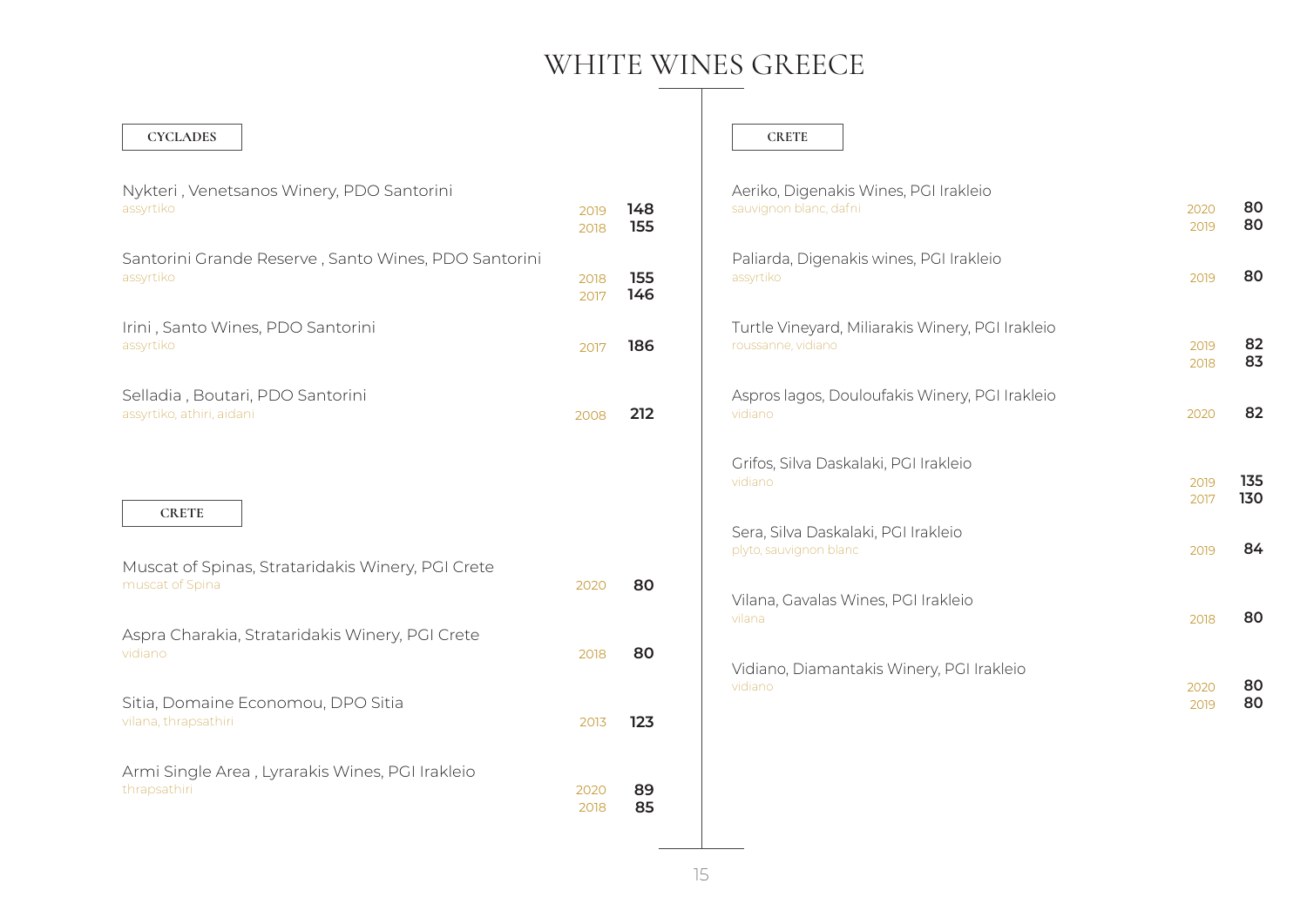# WHITE WINES GREECE

## CYCLADES

Nykteri , Venetsanos Winery, PDO Santorini
assyrtiko
2019 **148**
2018 **155**

Santorini Grande Reserve , Santo Wines, PDO Santorini
assyrtiko
2018 **155**
2017 **146**

Irini , Santo Wines, PDO Santorini
assyrtiko
2017 **186**

Selladia , Boutari, PDO Santorini
assyrtiko, athiri, aidani
2008 **212**

## CRETE

Muscat of Spinas, Strataridakis Winery, PGI Crete
muscat of Spina
2020 **80**

Aspra Charakia, Strataridakis Winery, PGI Crete
vidiano
2018 **80**

Sitia, Domaine Economou, DPO Sitia
vilana, thrapsathiri
2013 **123**

Armi Single Area , Lyrarakis Wines, PGI Irakleio
thrapsathiri
2020 **89**
2018 **85**

## CRETE

Aeriko, Digenakis Wines, PGI Irakleio
sauvignon blanc, dafni
2020 **80**
2019 **80**

Paliarda, Digenakis wines, PGI Irakleio
assyrtiko
2019 **80**

Turtle Vineyard, Miliarakis Winery, PGI Irakleio
roussanne, vidiano
2019 **82**
2018 **83**

Aspros lagos, Douloufakis Winery, PGI Irakleio
vidiano
2020 **82**

Grifos, Silva Daskalaki, PGI Irakleio
vidiano
2019 **135**
2017 **130**

Sera, Silva Daskalaki, PGI Irakleio
plyto, sauvignon blanc
2019 **84**

Vilana, Gavalas Wines, PGI Irakleio
vilana
2018 **80**

Vidiano, Diamantakis Winery, PGI Irakleio
vidiano
2020 **80**
2019 **80**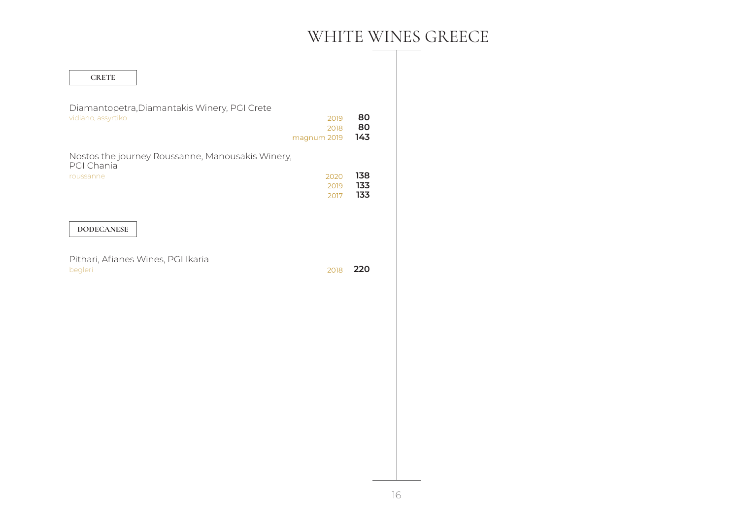# WHITE WINES GREECE

## CRETE

Diamantopetra,Diamantakis Winery, PGI Crete
vidiano, assyrtiko

| | |
|---|---|
| 2019 | **80** |
| 2018 | **80** |
| magnum 2019 | **143** |

Nostos the journey Roussanne, Manousakis Winery, PGI Chania
roussanne

| | |
|---|---|
| 2020 | **138** |
| 2019 | **133** |
| 2017 | **133** |

## DODECANESE

Pithari, Afianes Wines, PGI Ikaria
begleri

| | |
|---|---|
| 2018 | **220** |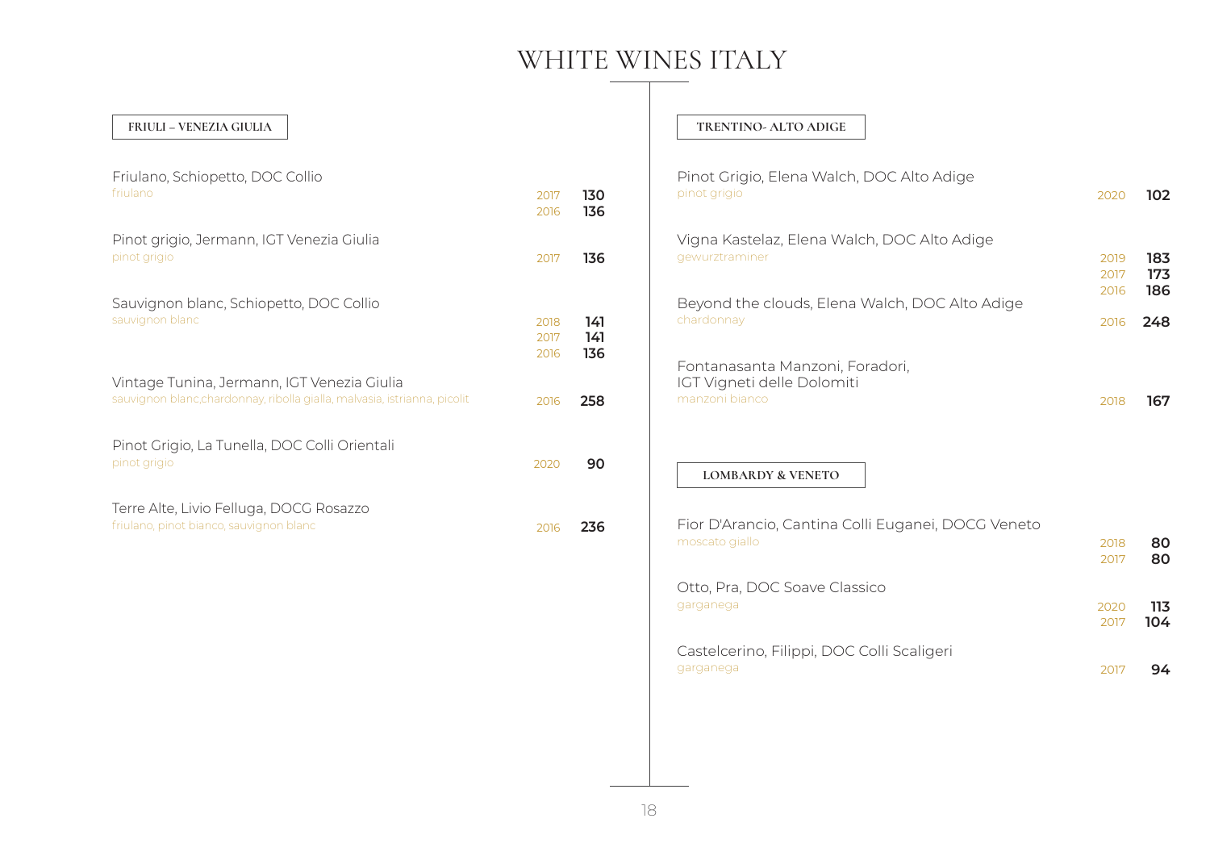# WHITE WINES ITALY

## FRIULI – VENEZIA GIULIA

| Wine | Vintage | Price |
|---|---|---|
| Friulano, Schiopetto, DOC Collio<br>friulano | 2017 | **130** |
| | 2016 | **136** |
| Pinot grigio, Jermann, IGT Venezia Giulia<br>pinot grigio | 2017 | **136** |
| Sauvignon blanc, Schiopetto, DOC Collio<br>sauvignon blanc | 2018 | **141** |
| | 2017 | **141** |
| | 2016 | **136** |
| Vintage Tunina, Jermann, IGT Venezia Giulia<br>sauvignon blanc,chardonnay, ribolla gialla, malvasia, istrianna, picolit | 2016 | **258** |
| Pinot Grigio, La Tunella, DOC Colli Orientali<br>pinot grigio | 2020 | **90** |
| Terre Alte, Livio Felluga, DOCG Rosazzo<br>friulano, pinot bianco, sauvignon blanc | 2016 | **236** |

## TRENTINO- ALTO ADIGE

| Wine | Vintage | Price |
|---|---|---|
| Pinot Grigio, Elena Walch, DOC Alto Adige<br>pinot grigio | 2020 | **102** |
| Vigna Kastelaz, Elena Walch, DOC Alto Adige<br>gewurztraminer | 2019 | **183** |
| | 2017 | **173** |
| | 2016 | **186** |
| Beyond the clouds, Elena Walch, DOC Alto Adige<br>chardonnay | 2016 | **248** |
| Fontanasanta Manzoni, Foradori, IGT Vigneti delle Dolomiti<br>manzoni bianco | 2018 | **167** |

## LOMBARDY & VENETO

| Wine | Vintage | Price |
|---|---|---|
| Fior D'Arancio, Cantina Colli Euganei, DOCG Veneto<br>moscato giallo | 2018 | **80** |
| | 2017 | **80** |
| Otto, Pra, DOC Soave Classico<br>garganega | 2020 | **113** |
| | 2017 | **104** |
| Castelcerino, Filippi, DOC Colli Scaligeri<br>garganega | 2017 | **94** |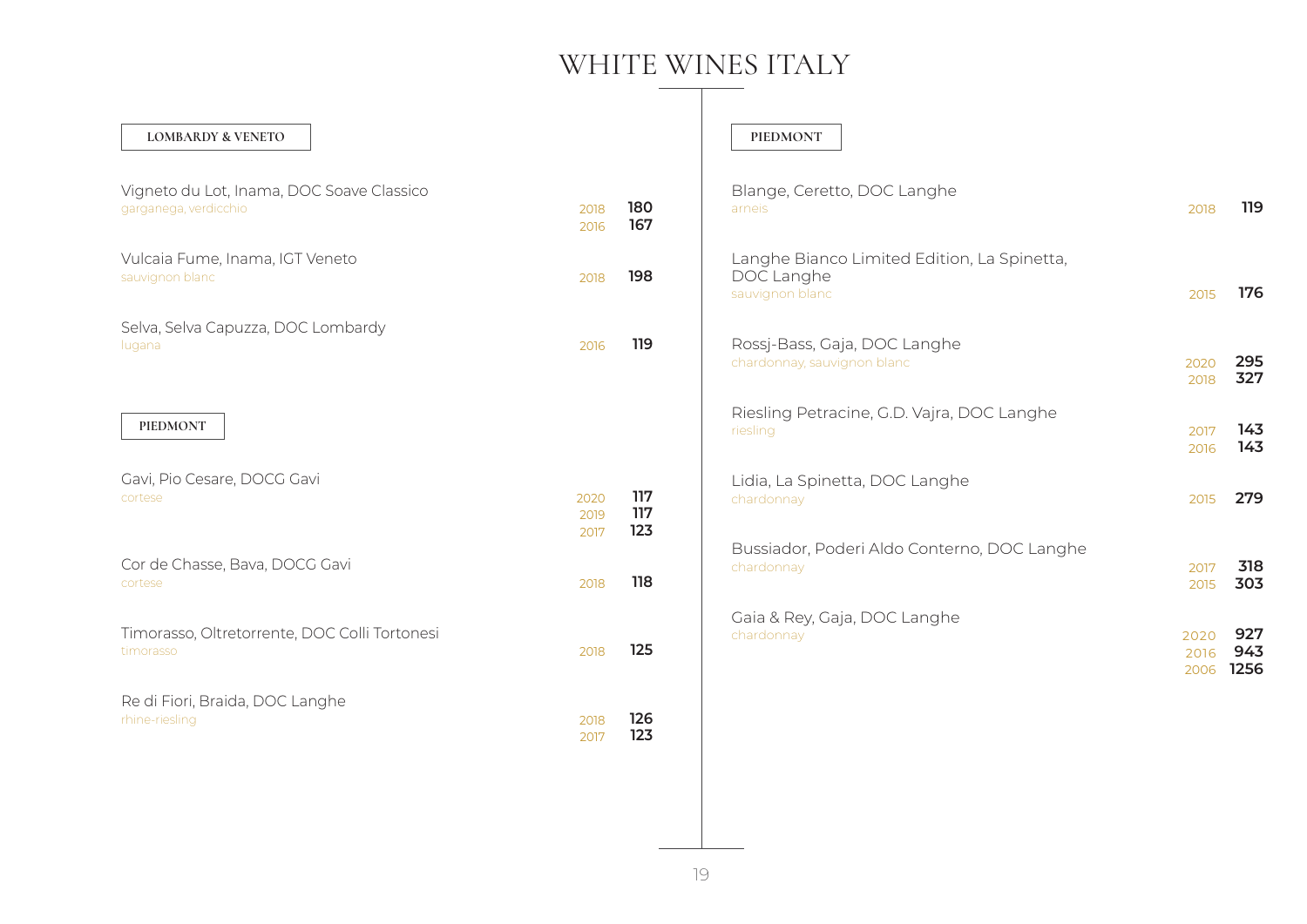# WHITE WINES ITALY

## LOMBARDY & VENETO

**Vigneto du Lot, Inama, DOC Soave Classico**
garganega, verdicchio

| Vintage | Price |
|---|---|
| 2018 | **180** |
| 2016 | **167** |

**Vulcaia Fume, Inama, IGT Veneto**
sauvignon blanc

| Vintage | Price |
|---|---|
| 2018 | **198** |

**Selva, Selva Capuzza, DOC Lombardy**
lugana

| Vintage | Price |
|---|---|
| 2016 | **119** |

## PIEDMONT

**Gavi, Pio Cesare, DOCG Gavi**
cortese

| Vintage | Price |
|---|---|
| 2020 | **117** |
| 2019 | **117** |
| 2017 | **123** |

**Cor de Chasse, Bava, DOCG Gavi**
cortese

| Vintage | Price |
|---|---|
| 2018 | **118** |

**Timorasso, Oltretorrente, DOC Colli Tortonesi**
timorasso

| Vintage | Price |
|---|---|
| 2018 | **125** |

**Re di Fiori, Braida, DOC Langhe**
rhine-riesling

| Vintage | Price |
|---|---|
| 2018 | **126** |
| 2017 | **123** |

## PIEDMONT

**Blange, Ceretto, DOC Langhe**
arneis

| Vintage | Price |
|---|---|
| 2018 | **119** |

**Langhe Bianco Limited Edition, La Spinetta, DOC Langhe**
sauvignon blanc

| Vintage | Price |
|---|---|
| 2015 | **176** |

**Rossj-Bass, Gaja, DOC Langhe**
chardonnay, sauvignon blanc

| Vintage | Price |
|---|---|
| 2020 | **295** |
| 2018 | **327** |

**Riesling Petracine, G.D. Vajra, DOC Langhe**
riesling

| Vintage | Price |
|---|---|
| 2017 | **143** |
| 2016 | **143** |

**Lidia, La Spinetta, DOC Langhe**
chardonnay

| Vintage | Price |
|---|---|
| 2015 | **279** |

**Bussiador, Poderi Aldo Conterno, DOC Langhe**
chardonnay

| Vintage | Price |
|---|---|
| 2017 | **318** |
| 2015 | **303** |

**Gaia & Rey, Gaja, DOC Langhe**
chardonnay

| Vintage | Price |
|---|---|
| 2020 | **927** |
| 2016 | **943** |
| 2006 | **1256** |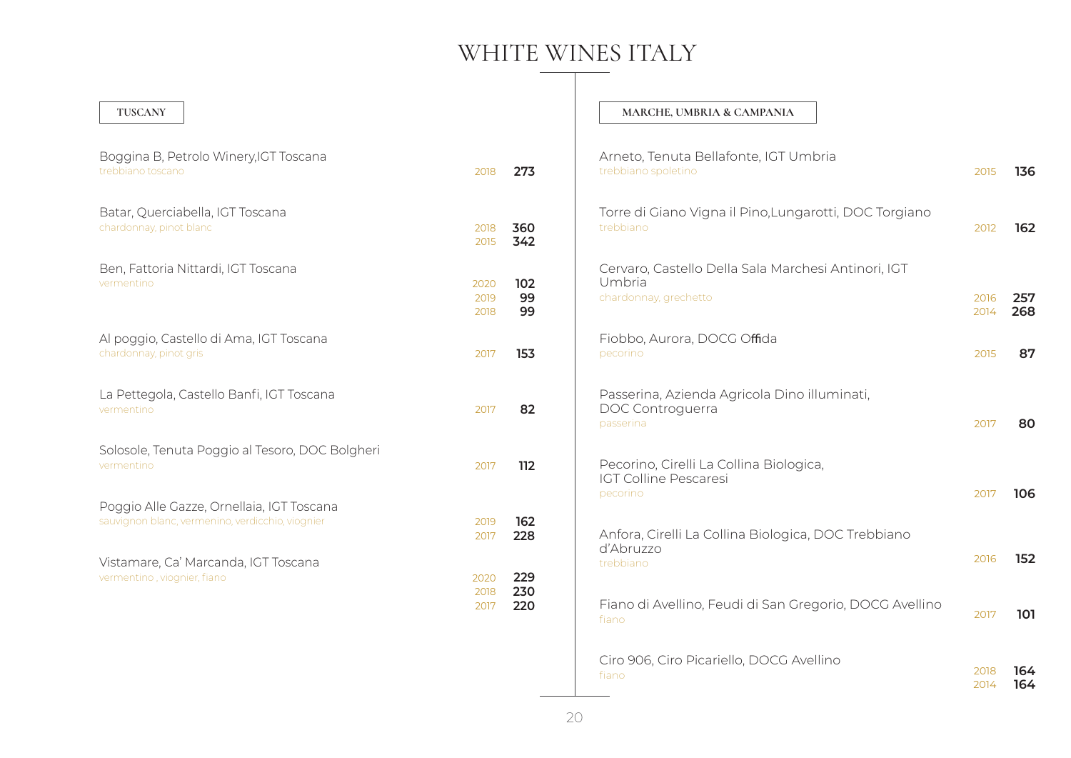# WHITE WINES ITALY

## TUSCANY

Boggina B, Petrolo Winery,IGT Toscana
trebbiano toscano
2018 **273**

Batar, Querciabella, IGT Toscana
chardonnay, pinot blanc
2018 **360**
2015 **342**

Ben, Fattoria Nittardi, IGT Toscana
vermentino
2020 **102**
2019 **99**
2018 **99**

Al poggio, Castello di Ama, IGT Toscana
chardonnay, pinot gris
2017 **153**

La Pettegola, Castello Banfi, IGT Toscana
vermentino
2017 **82**

Solosole, Tenuta Poggio al Tesoro, DOC Bolgheri
vermentino
2017 **112**

Poggio Alle Gazze, Ornellaia, IGT Toscana
sauvignon blanc, vermenino, verdicchio, viognier
2019 **162**
2017 **228**

Vistamare, Ca' Marcanda, IGT Toscana
vermentino , viognier, fiano
2020 **229**
2018 **230**
2017 **220**

## MARCHE, UMBRIA & CAMPANIA

Arneto, Tenuta Bellafonte, IGT Umbria
trebbiano spoletino
2015 **136**

Torre di Giano Vigna il Pino,Lungarotti, DOC Torgiano
trebbiano
2012 **162**

Cervaro, Castello Della Sala Marchesi Antinori, IGT Umbria
chardonnay, grechetto
2016 **257**
2014 **268**

Fiobbo, Aurora, DOCG Offida
pecorino
2015 **87**

Passerina, Azienda Agricola Dino illuminati, DOC Controguerra
passerina
2017 **80**

Pecorino, Cirelli La Collina Biologica, IGT Colline Pescaresi
pecorino
2017 **106**

Anfora, Cirelli La Collina Biologica, DOC Trebbiano d'Abruzzo
trebbiano
2016 **152**

Fiano di Avellino, Feudi di San Gregorio, DOCG Avellino
fiano
2017 **101**

Ciro 906, Ciro Picariello, DOCG Avellino
fiano
2018 **164**
2014 **164**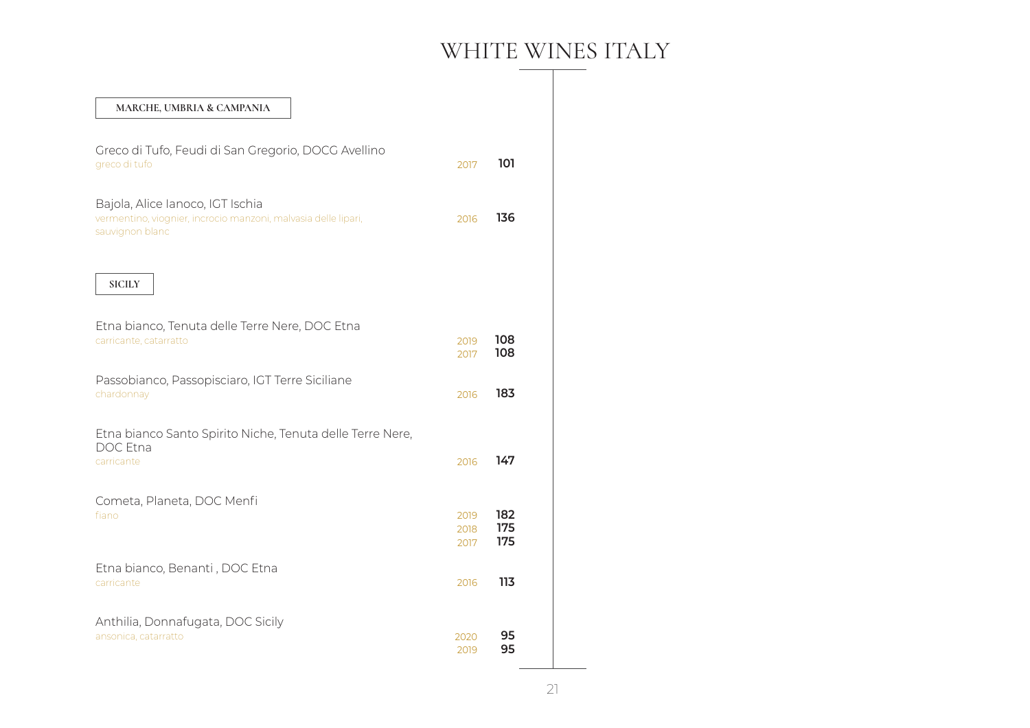# WHITE WINES ITALY

## MARCHE, UMBRIA & CAMPANIA

Greco di Tufo, Feudi di San Gregorio, DOCG Avellino
greco di tufo — 2017 **101**

Bajola, Alice Ianoco, IGT Ischia
vermentino, viognier, incrocio manzoni, malvasia delle lipari, sauvignon blanc — 2016 **136**

## SICILY

Etna bianco, Tenuta delle Terre Nere, DOC Etna
carricante, catarratto — 2019 **108**; 2017 **108**

Passobianco, Passopisciaro, IGT Terre Siciliane
chardonnay — 2016 **183**

Etna bianco Santo Spirito Niche, Tenuta delle Terre Nere, DOC Etna
carricante — 2016 **147**

Cometa, Planeta, DOC Menfi
fiano — 2019 **182**; 2018 **175**; 2017 **175**

Etna bianco, Benanti , DOC Etna
carricante — 2016 **113**

Anthilia, Donnafugata, DOC Sicily
ansonica, catarratto — 2020 **95**; 2019 **95**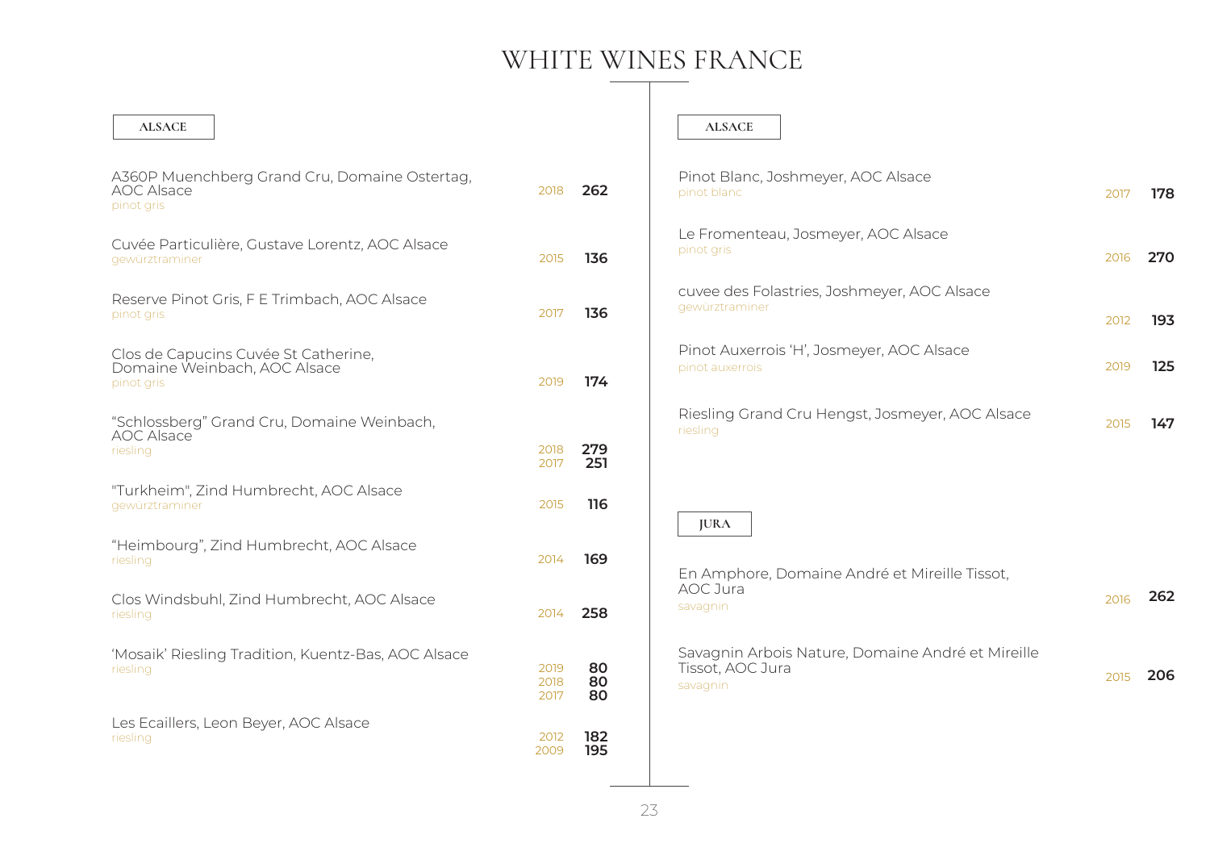# WHITE WINES FRANCE

## ALSACE

| Wine | Vintage | Price |
|---|---|---|
| A360P Muenchberg Grand Cru, Domaine Ostertag, AOC Alsace<br>pinot gris | 2018 | 262 |
| Cuvée Particulière, Gustave Lorentz, AOC Alsace<br>gewürztraminer | 2015 | 136 |
| Reserve Pinot Gris, F E Trimbach, AOC Alsace<br>pinot gris | 2017 | 136 |
| Clos de Capucins Cuvée St Catherine, Domaine Weinbach, AOC Alsace<br>pinot gris | 2019 | 174 |
| “Schlossberg” Grand Cru, Domaine Weinbach, AOC Alsace<br>riesling | 2018<br>2017 | 279<br>251 |
| "Turkheim", Zind Humbrecht, AOC Alsace<br>gewürztraminer | 2015 | 116 |
| “Heimbourg”, Zind Humbrecht, AOC Alsace<br>riesling | 2014 | 169 |
| Clos Windsbuhl, Zind Humbrecht, AOC Alsace<br>riesling | 2014 | 258 |
| ‘Mosaik’ Riesling Tradition, Kuentz-Bas, AOC Alsace<br>riesling | 2019<br>2018<br>2017 | 80<br>80<br>80 |
| Les Ecaillers, Leon Beyer, AOC Alsace<br>riesling | 2012<br>2009 | 182<br>195 |

## ALSACE

| Wine | Vintage | Price |
|---|---|---|
| Pinot Blanc, Joshmeyer, AOC Alsace<br>pinot blanc | 2017 | 178 |
| Le Fromenteau, Josmeyer, AOC Alsace<br>pinot gris | 2016 | 270 |
| cuvee des Folastries, Joshmeyer, AOC Alsace<br>gewurztraminer | 2012 | 193 |
| Pinot Auxerrois ‘H’, Josmeyer, AOC Alsace<br>pinot auxerrois | 2019 | 125 |
| Riesling Grand Cru Hengst, Josmeyer, AOC Alsace<br>riesling | 2015 | 147 |

## JURA

| Wine | Vintage | Price |
|---|---|---|
| En Amphore, Domaine André et Mireille Tissot, AOC Jura<br>savagnin | 2016 | 262 |
| Savagnin Arbois Nature, Domaine André et Mireille Tissot, AOC Jura<br>savagnin | 2015 | 206 |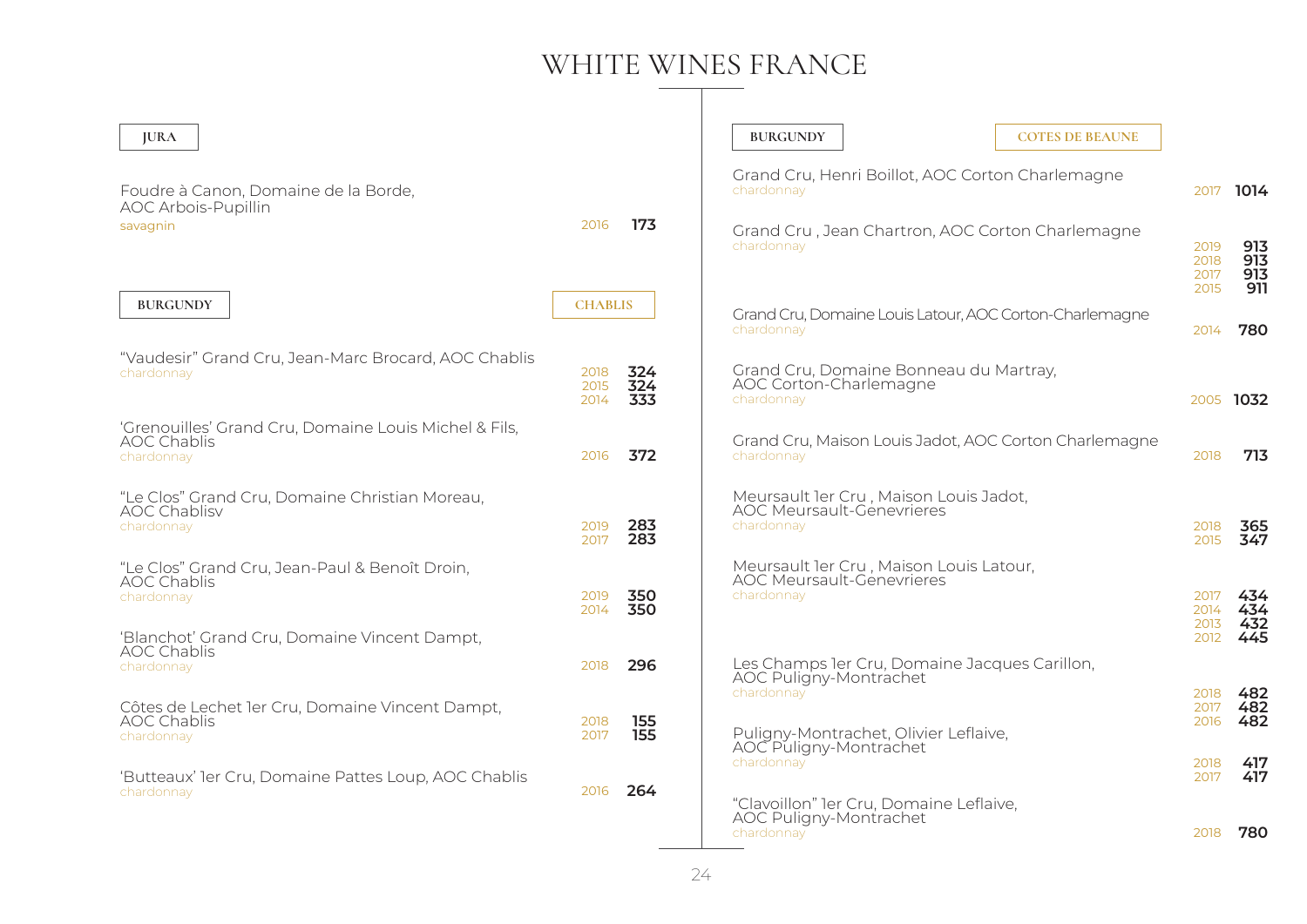# WHITE WINES FRANCE

## JURA

**Foudre à Canon, Domaine de la Borde, AOC Arbois-Pupillin**
savagnin
2016 — **173**

## BURGUNDY — CHABLIS

**"Vaudesir" Grand Cru, Jean-Marc Brocard, AOC Chablis**
chardonnay
2018 — **324**
2015 — **324**
2014 — **333**

**'Grenouilles' Grand Cru, Domaine Louis Michel & Fils, AOC Chablis**
chardonnay
2016 — **372**

**"Le Clos" Grand Cru, Domaine Christian Moreau, AOC Chablisv**
chardonnay
2019 — **283**
2017 — **283**

**"Le Clos" Grand Cru, Jean-Paul & Benoît Droin, AOC Chablis**
chardonnay
2019 — **350**
2014 — **350**

**'Blanchot' Grand Cru, Domaine Vincent Dampt, AOC Chablis**
chardonnay
2018 — **296**

**Côtes de Lechet 1er Cru, Domaine Vincent Dampt, AOC Chablis**
chardonnay
2018 — **155**
2017 — **155**

**'Butteaux' 1er Cru, Domaine Pattes Loup, AOC Chablis**
chardonnay
2016 — **264**

## BURGUNDY — COTES DE BEAUNE

**Grand Cru, Henri Boillot, AOC Corton Charlemagne**
chardonnay
2017 — **1014**

**Grand Cru , Jean Chartron, AOC Corton Charlemagne**
chardonnay
2019 — **913**
2018 — **913**
2017 — **913**
2015 — **911**

**Grand Cru, Domaine Louis Latour, AOC Corton-Charlemagne**
chardonnay
2014 — **780**

**Grand Cru, Domaine Bonneau du Martray, AOC Corton-Charlemagne**
chardonnay
2005 — **1032**

**Grand Cru, Maison Louis Jadot, AOC Corton Charlemagne**
chardonnay
2018 — **713**

**Meursault 1er Cru , Maison Louis Jadot, AOC Meursault-Genevrieres**
chardonnay
2018 — **365**
2015 — **347**

**Meursault 1er Cru , Maison Louis Latour, AOC Meursault-Genevrieres**
chardonnay
2017 — **434**
2014 — **434**
2013 — **432**
2012 — **445**

**Les Champs 1er Cru, Domaine Jacques Carillon, AOC Puligny-Montrachet**
chardonnay
2018 — **482**
2017 — **482**
2016 — **482**

**Puligny-Montrachet, Olivier Leflaive, AOC Puligny-Montrachet**
chardonnay
2018 — **417**
2017 — **417**

**"Clavoillon" 1er Cru, Domaine Leflaive, AOC Puligny-Montrachet**
chardonnay
2018 — **780**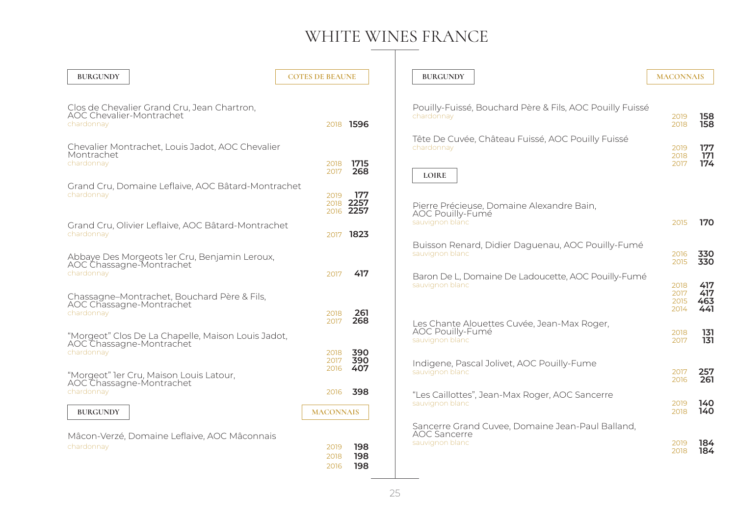# WHITE WINES FRANCE

## BURGUNDY — COTES DE BEAUNE

**Clos de Chevalier Grand Cru, Jean Chartron, AOC Chevalier-Montrachet**
chardonnay
2018 **1596**

**Chevalier Montrachet, Louis Jadot, AOC Chevalier Montrachet**
chardonnay
2018 **1715**
2017 **268**

**Grand Cru, Domaine Leflaive, AOC Bâtard-Montrachet**
chardonnay
2019 **177**
2018 **2257**
2016 **2257**

**Grand Cru, Olivier Leflaive, AOC Bâtard-Montrachet**
chardonnay
2017 **1823**

**Abbaye Des Morgeots 1er Cru, Benjamin Leroux, AOC Chassagne-Montrachet**
chardonnay
2017 **417**

**Chassagne–Montrachet, Bouchard Père & Fils, AOC Chassagne-Montrachet**
chardonnay
2018 **261**
2017 **268**

**"Morgeot" Clos De La Chapelle, Maison Louis Jadot, AOC Chassagne-Montrachet**
chardonnay
2018 **390**
2017 **390**
2016 **407**

**"Morgeot" 1er Cru, Maison Louis Latour, AOC Chassagne-Montrachet**
chardonnay
2016 **398**

## BURGUNDY — MACONNAIS

**Mâcon-Verzé, Domaine Leflaive, AOC Mâconnais**
chardonnay
2019 **198**
2018 **198**
2016 **198**

## BURGUNDY — MACONNAIS

**Pouilly-Fuissé, Bouchard Père & Fils, AOC Pouilly Fuissé**
chardonnay
2019 **158**
2018 **158**

**Tête De Cuvée, Château Fuissé, AOC Pouilly Fuissé**
chardonnay
2019 **177**
2018 **171**
2017 **174**

## LOIRE

**Pierre Précieuse, Domaine Alexandre Bain, AOC Pouilly-Fumé**
sauvignon blanc
2015 **170**

**Buisson Renard, Didier Daguenau, AOC Pouilly-Fumé**
sauvignon blanc
2016 **330**
2015 **330**

**Baron De L, Domaine De Ladoucette, AOC Pouilly-Fumé**
sauvignon blanc
2018 **417**
2017 **417**
2015 **463**
2014 **441**

**Les Chante Alouettes Cuvée, Jean-Max Roger, AOC Pouilly-Fumé**
sauvignon blanc
2018 **131**
2017 **131**

**Indigene, Pascal Jolivet, AOC Pouilly-Fume**
sauvignon blanc
2017 **257**
2016 **261**

**"Les Caillottes", Jean-Max Roger, AOC Sancerre**
sauvignon blanc
2019 **140**
2018 **140**

**Sancerre Grand Cuvee, Domaine Jean-Paul Balland, AOC Sancerre**
sauvignon blanc
2019 **184**
2018 **184**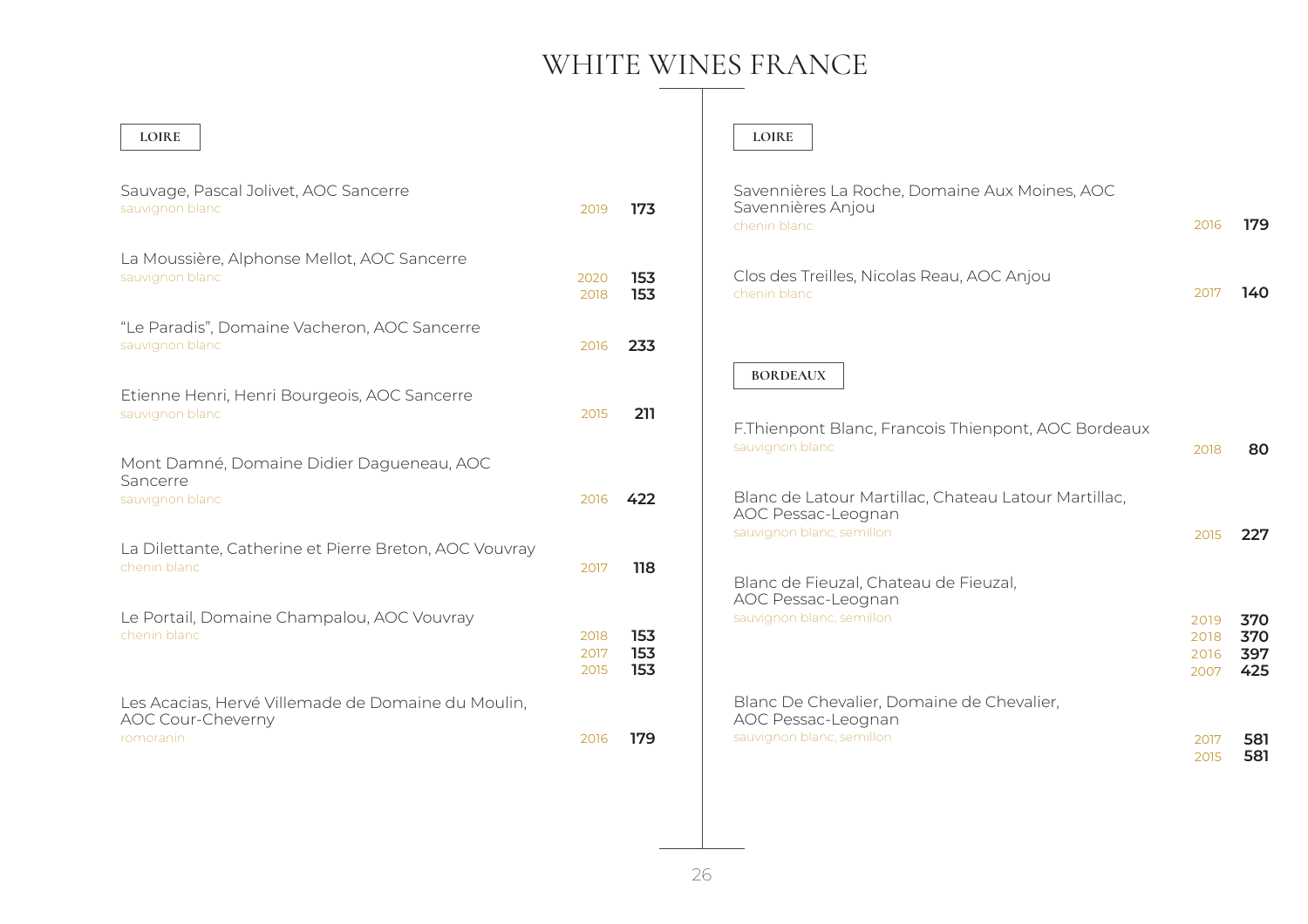# WHITE WINES FRANCE

## LOIRE

Sauvage, Pascal Jolivet, AOC Sancerre
sauvignon blanc — 2019 **173**

La Moussière, Alphonse Mellot, AOC Sancerre
sauvignon blanc — 2020 **153**, 2018 **153**

"Le Paradis", Domaine Vacheron, AOC Sancerre
sauvignon blanc — 2016 **233**

Etienne Henri, Henri Bourgeois, AOC Sancerre
sauvignon blanc — 2015 **211**

Mont Damné, Domaine Didier Dagueneau, AOC Sancerre
sauvignon blanc — 2016 **422**

La Dilettante, Catherine et Pierre Breton, AOC Vouvray
chenin blanc — 2017 **118**

Le Portail, Domaine Champalou, AOC Vouvray
chenin blanc — 2018 **153**, 2017 **153**, 2015 **153**

Les Acacias, Hervé Villemade de Domaine du Moulin, AOC Cour-Cheverny
romoranin — 2016 **179**

## LOIRE

Savennières La Roche, Domaine Aux Moines, AOC Savennières Anjou
chenin blanc — 2016 **179**

Clos des Treilles, Nicolas Reau, AOC Anjou
chenin blanc — 2017 **140**

## BORDEAUX

F.Thienpont Blanc, Francois Thienpont, AOC Bordeaux
sauvignon blanc — 2018 **80**

Blanc de Latour Martillac, Chateau Latour Martillac, AOC Pessac-Leognan
sauvignon blanc, semillon — 2015 **227**

Blanc de Fieuzal, Chateau de Fieuzal, AOC Pessac-Leognan
sauvignon blanc, semillon — 2019 **370**, 2018 **370**, 2016 **397**, 2007 **425**

Blanc De Chevalier, Domaine de Chevalier, AOC Pessac-Leognan
sauvignon blanc, semillon — 2017 **581**, 2015 **581**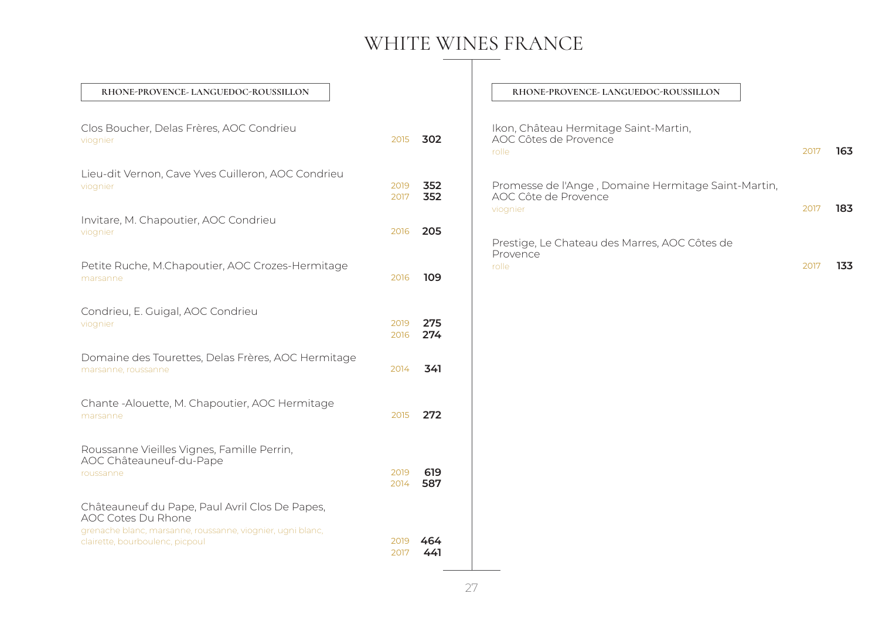# WHITE WINES FRANCE

## RHONE-PROVENCE- LANGUEDOC-ROUSSILLON

| Wine | Vintage | Price |
|---|---|---|
| Clos Boucher, Delas Frères, AOC Condrieu<br>viognier | 2015 | **302** |
| Lieu-dit Vernon, Cave Yves Cuilleron, AOC Condrieu<br>viognier | 2019<br>2017 | **352**<br>**352** |
| Invitare, M. Chapoutier, AOC Condrieu<br>viognier | 2016 | **205** |
| Petite Ruche, M.Chapoutier, AOC Crozes-Hermitage<br>marsanne | 2016 | **109** |
| Condrieu, E. Guigal, AOC Condrieu<br>viognier | 2019<br>2016 | **275**<br>**274** |
| Domaine des Tourettes, Delas Frères, AOC Hermitage<br>marsanne, roussanne | 2014 | **341** |
| Chante -Alouette, M. Chapoutier, AOC Hermitage<br>marsanne | 2015 | **272** |
| Roussanne Vieilles Vignes, Famille Perrin, AOC Châteauneuf-du-Pape<br>roussanne | 2019<br>2014 | **619**<br>**587** |
| Châteauneuf du Pape, Paul Avril Clos De Papes, AOC Cotes Du Rhone<br>grenache blanc, marsanne, roussanne, viognier, ugni blanc, clairette, bourboulenc, picpoul | 2019<br>2017 | **464**<br>**441** |

## RHONE-PROVENCE- LANGUEDOC-ROUSSILLON

| Wine | Vintage | Price |
|---|---|---|
| Ikon, Château Hermitage Saint-Martin, AOC Côtes de Provence<br>rolle | 2017 | **163** |
| Promesse de l'Ange , Domaine Hermitage Saint-Martin, AOC Côte de Provence<br>viognier | 2017 | **183** |
| Prestige, Le Chateau des Marres, AOC Côtes de Provence<br>rolle | 2017 | **133** |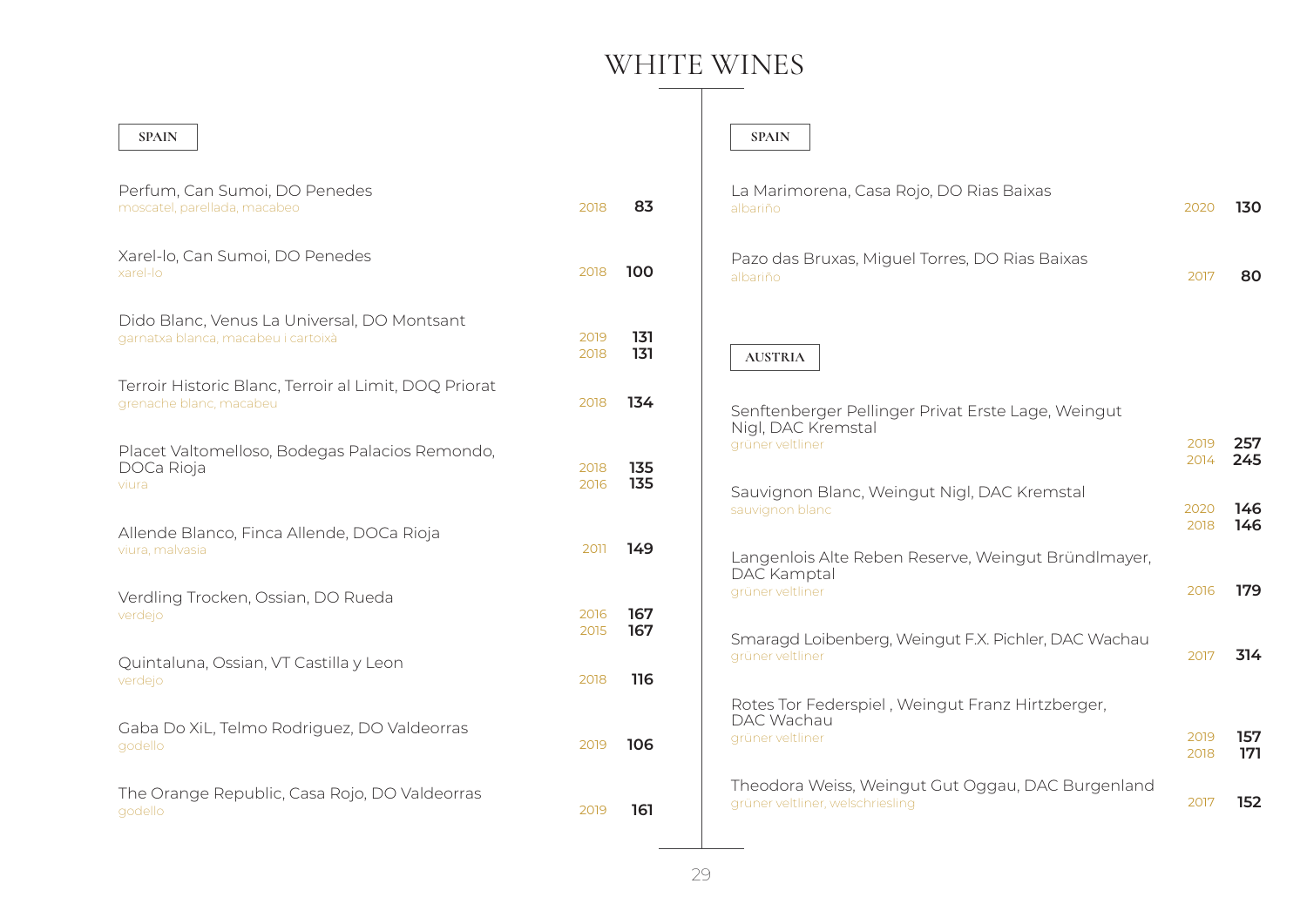# WHITE WINES

## SPAIN

| Wine | Vintage | Price |
| --- | --- | --- |
| Perfum, Can Sumoi, DO Penedes<br>moscatel, parellada, macabeo | 2018 | **83** |
| Xarel-lo, Can Sumoi, DO Penedes<br>xarel-lo | 2018 | **100** |
| Dido Blanc, Venus La Universal, DO Montsant<br>garnatxa blanca, macabeu i cartoixà | 2019<br>2018 | **131**<br>**131** |
| Terroir Historic Blanc, Terroir al Limit, DOQ Priorat<br>grenache blanc, macabeu | 2018 | **134** |
| Placet Valtomelloso, Bodegas Palacios Remondo, DOCa Rioja<br>viura | 2018<br>2016 | **135**<br>**135** |
| Allende Blanco, Finca Allende, DOCa Rioja<br>viura, malvasia | 2011 | **149** |
| Verdling Trocken, Ossian, DO Rueda<br>verdejo | 2016<br>2015 | **167**<br>**167** |
| Quintaluna, Ossian, VT Castilla y Leon<br>verdejo | 2018 | **116** |
| Gaba Do XiL, Telmo Rodriguez, DO Valdeorras<br>godello | 2019 | **106** |
| The Orange Republic, Casa Rojo, DO Valdeorras<br>godello | 2019 | **161** |
| La Marimorena, Casa Rojo, DO Rias Baixas<br>albariño | 2020 | **130** |
| Pazo das Bruxas, Miguel Torres, DO Rias Baixas<br>albariño | 2017 | **80** |

## AUSTRIA

| Wine | Vintage | Price |
| --- | --- | --- |
| Senftenberger Pellinger Privat Erste Lage, Weingut Nigl, DAC Kremstal<br>grüner veltliner | 2019<br>2014 | **257**<br>**245** |
| Sauvignon Blanc, Weingut Nigl, DAC Kremstal<br>sauvignon blanc | 2020<br>2018 | **146**<br>**146** |
| Langenlois Alte Reben Reserve, Weingut Bründlmayer, DAC Kamptal<br>grüner veltliner | 2016 | **179** |
| Smaragd Loibenberg, Weingut F.X. Pichler, DAC Wachau<br>grüner veltliner | 2017 | **314** |
| Rotes Tor Federspiel , Weingut Franz Hirtzberger, DAC Wachau<br>grüner veltliner | 2019<br>2018 | **157**<br>**171** |
| Theodora Weiss, Weingut Gut Oggau, DAC Burgenland<br>grüner veltliner, welschriesling | 2017 | **152** |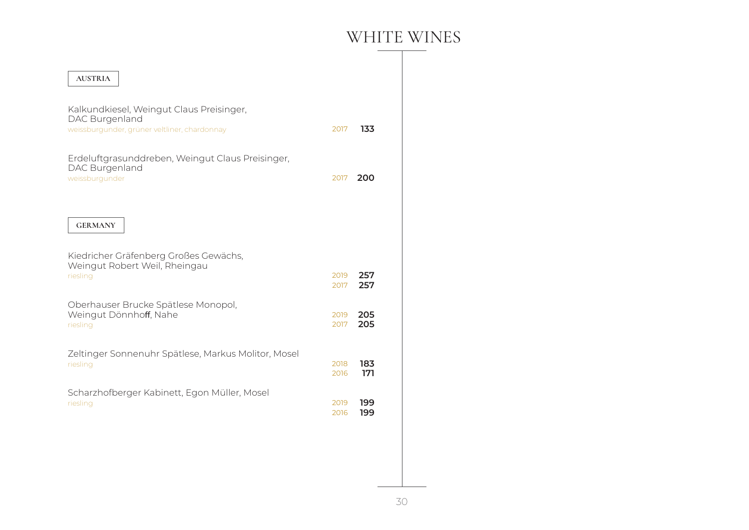# WHITE WINES

## AUSTRIA

Kalkundkiesel, Weingut Claus Preisinger, DAC Burgenland
weissburgunder, grüner veltliner, chardonnay — 2017 **133**

Erdeluftgrasunddreben, Weingut Claus Preisinger, DAC Burgenland
weissburgunder — 2017 **200**

## GERMANY

Kiedricher Gräfenberg Großes Gewächs, Weingut Robert Weil, Rheingau
riesling — 2019 **257**, 2017 **257**

Oberhauser Brucke Spätlese Monopol, Weingut Dönnhoff, Nahe
riesling — 2019 **205**, 2017 **205**

Zeltinger Sonnenuhr Spätlese, Markus Molitor, Mosel
riesling — 2018 **183**, 2016 **171**

Scharzhofberger Kabinett, Egon Müller, Mosel
riesling — 2019 **199**, 2016 **199**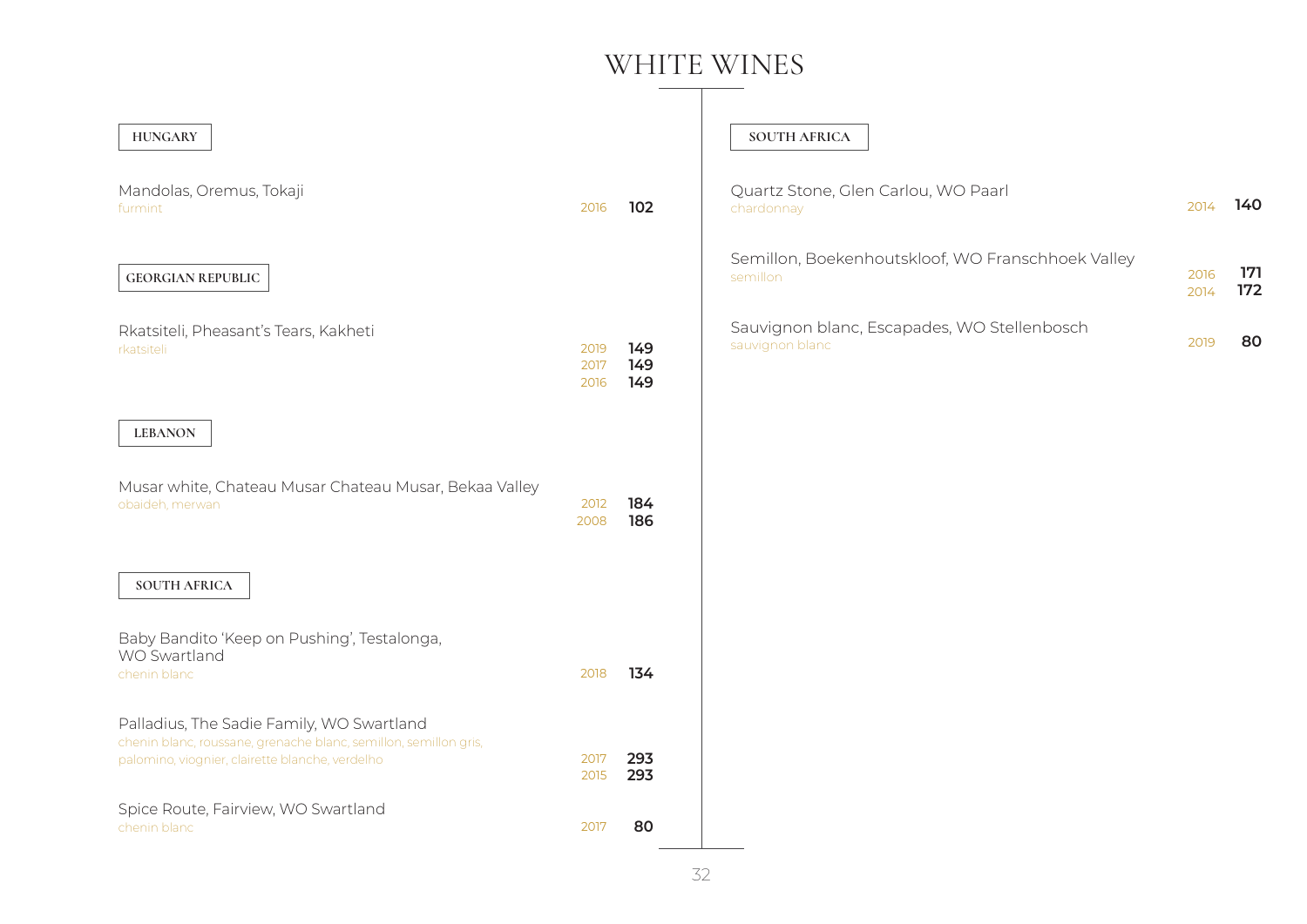# WHITE WINES

## HUNGARY

Mandolas, Oremus, Tokaji
furmint

| | |
|---|---|
| 2016 | **102** |

## GEORGIAN REPUBLIC

Rkatsiteli, Pheasant's Tears, Kakheti
rkatsiteli

| | |
|---|---|
| 2019 | **149** |
| 2017 | **149** |
| 2016 | **149** |

## LEBANON

Musar white, Chateau Musar Chateau Musar, Bekaa Valley
obaideh, merwan

| | |
|---|---|
| 2012 | **184** |
| 2008 | **186** |

## SOUTH AFRICA

Baby Bandito 'Keep on Pushing', Testalonga, WO Swartland
chenin blanc

| | |
|---|---|
| 2018 | **134** |

Palladius, The Sadie Family, WO Swartland
chenin blanc, roussane, grenache blanc, semillon, semillon gris, palomino, viognier, clairette blanche, verdelho

| | |
|---|---|
| 2017 | **293** |
| 2015 | **293** |

Spice Route, Fairview, WO Swartland
chenin blanc

| | |
|---|---|
| 2017 | **80** |

## SOUTH AFRICA

Quartz Stone, Glen Carlou, WO Paarl
chardonnay

| | |
|---|---|
| 2014 | **140** |

Semillon, Boekenhoutskloof, WO Franschhoek Valley
semillon

| | |
|---|---|
| 2016 | **171** |
| 2014 | **172** |

Sauvignon blanc, Escapades, WO Stellenbosch
sauvignon blanc

| | |
|---|---|
| 2019 | **80** |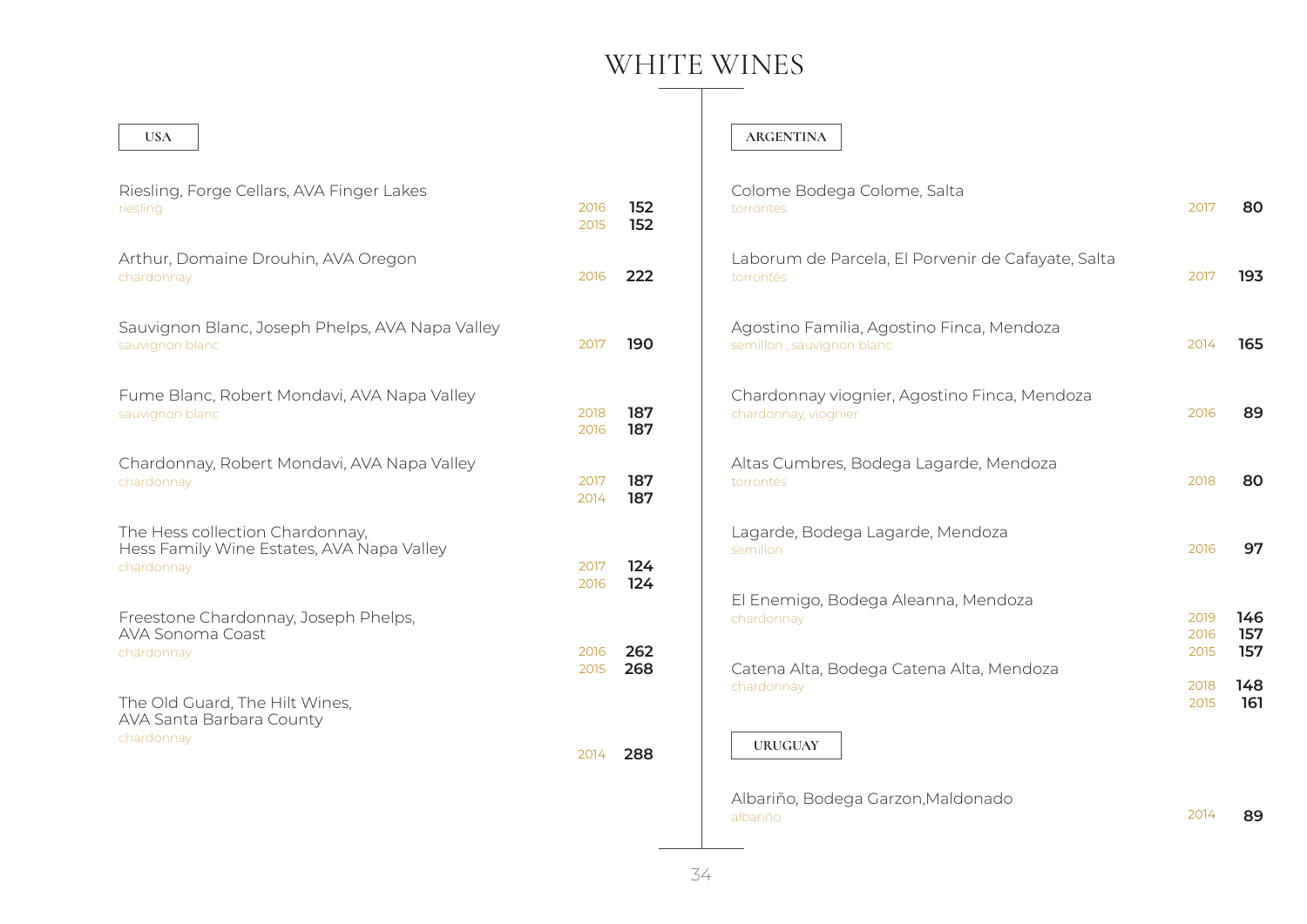# WHITE WINES

## USA

Riesling, Forge Cellars, AVA Finger Lakes
riesling
2016 **152**
2015 **152**

Arthur, Domaine Drouhin, AVA Oregon
chardonnay
2016 **222**

Sauvignon Blanc, Joseph Phelps, AVA Napa Valley
sauvignon blanc
2017 **190**

Fume Blanc, Robert Mondavi, AVA Napa Valley
sauvignon blanc
2018 **187**
2016 **187**

Chardonnay, Robert Mondavi, AVA Napa Valley
chardonnay
2017 **187**
2014 **187**

The Hess collection Chardonnay,
Hess Family Wine Estates, AVA Napa Valley
chardonnay
2017 **124**
2016 **124**

Freestone Chardonnay, Joseph Phelps,
AVA Sonoma Coast
chardonnay
2016 **262**
2015 **268**

The Old Guard, The Hilt Wines,
AVA Santa Barbara County
chardonnay
2014 **288**

## ARGENTINA

Colome Bodega Colome, Salta
torrontes
2017 **80**

Laborum de Parcela, El Porvenir de Cafayate, Salta
torrontés
2017 **193**

Agostino Familia, Agostino Finca, Mendoza
semillon , sauvignon blanc
2014 **165**

Chardonnay viognier, Agostino Finca, Mendoza
chardonnay, viognier
2016 **89**

Altas Cumbres, Bodega Lagarde, Mendoza
torrontés
2018 **80**

Lagarde, Bodega Lagarde, Mendoza
semillon
2016 **97**

El Enemigo, Bodega Aleanna, Mendoza
chardonnay
2019 **146**
2016 **157**
2015 **157**

Catena Alta, Bodega Catena Alta, Mendoza
chardonnay
2018 **148**
2015 **161**

## URUGUAY

Albariño, Bodega Garzon,Maldonado
albariño
2014 **89**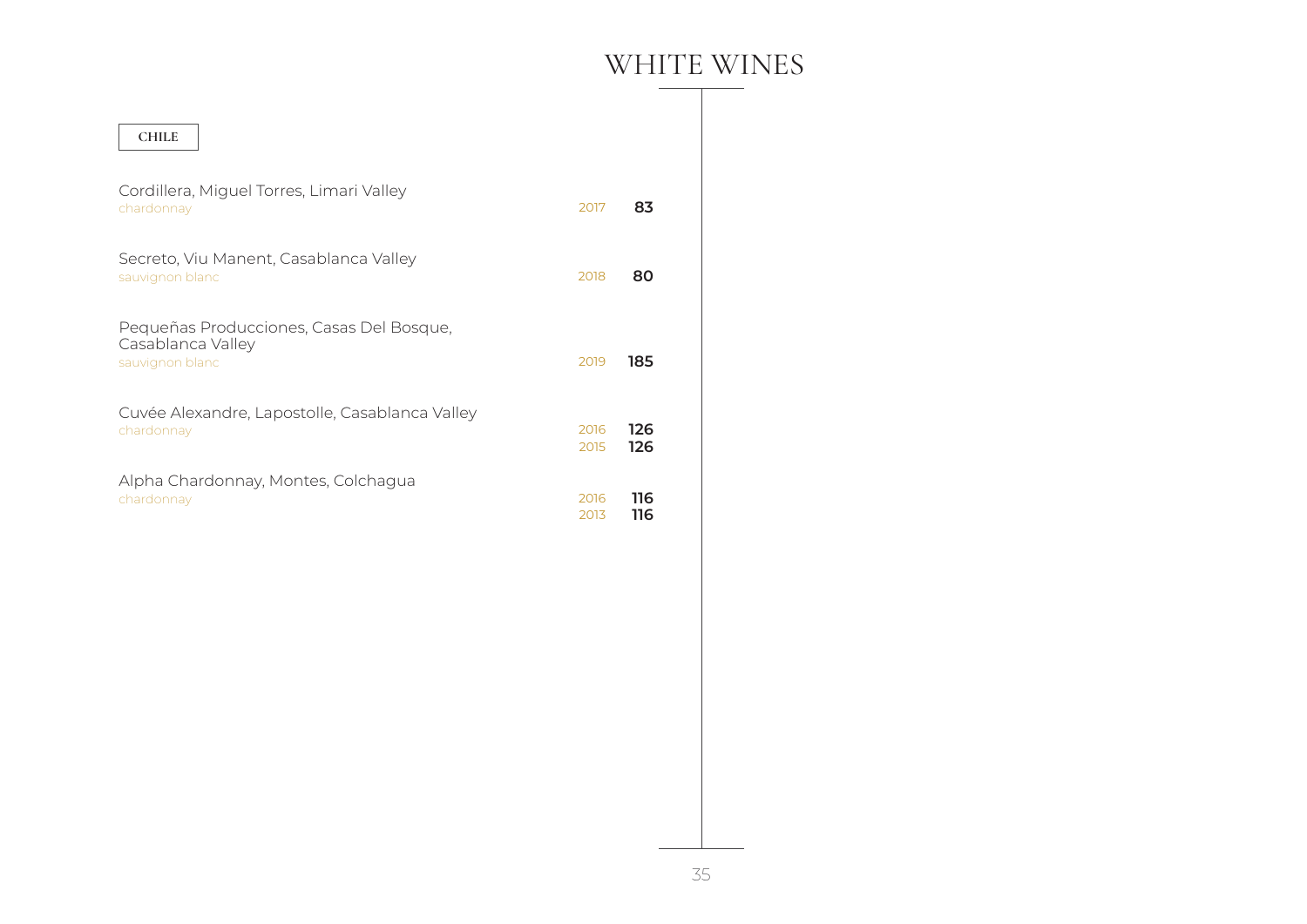# WHITE WINES

## CHILE

| Wine | Vintage | Price |
|---|---|---|
| Cordillera, Miguel Torres, Limari Valley<br>chardonnay | 2017 | **83** |
| Secreto, Viu Manent, Casablanca Valley<br>sauvignon blanc | 2018 | **80** |
| Pequeñas Producciones, Casas Del Bosque, Casablanca Valley<br>sauvignon blanc | 2019 | **185** |
| Cuvée Alexandre, Lapostolle, Casablanca Valley<br>chardonnay | 2016 | **126** |
| | 2015 | **126** |
| Alpha Chardonnay, Montes, Colchagua<br>chardonnay | 2016 | **116** |
| | 2013 | **116** |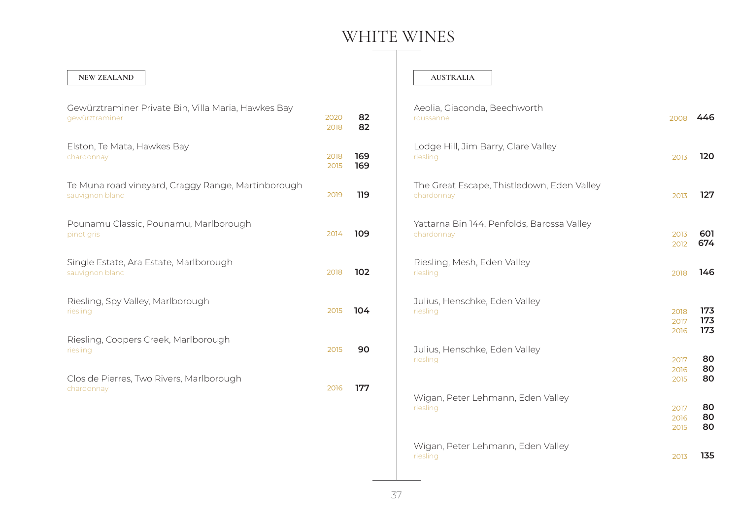# WHITE WINES

## NEW ZEALAND

Gewürztraminer Private Bin, Villa Maria, Hawkes Bay
gewürztraminer
2020 **82**
2018 **82**

Elston, Te Mata, Hawkes Bay
chardonnay
2018 **169**
2015 **169**

Te Muna road vineyard, Craggy Range, Martinborough
sauvignon blanc
2019 **119**

Pounamu Classic, Pounamu, Marlborough
pinot gris
2014 **109**

Single Estate, Ara Estate, Marlborough
sauvignon blanc
2018 **102**

Riesling, Spy Valley, Marlborough
riesling
2015 **104**

Riesling, Coopers Creek, Marlborough
riesling
2015 **90**

Clos de Pierres, Two Rivers, Marlborough
chardonnay
2016 **177**

## AUSTRALIA

Aeolia, Giaconda, Beechworth
roussanne
2008 **446**

Lodge Hill, Jim Barry, Clare Valley
riesling
2013 **120**

The Great Escape, Thistledown, Eden Valley
chardonnay
2013 **127**

Yattarna Bin 144, Penfolds, Barossa Valley
chardonnay
2013 **601**
2012 **674**

Riesling, Mesh, Eden Valley
riesling
2018 **146**

Julius, Henschke, Eden Valley
riesling
2018 **173**
2017 **173**
2016 **173**

Julius, Henschke, Eden Valley
riesling
2017 **80**
2016 **80**
2015 **80**

Wigan, Peter Lehmann, Eden Valley
riesling
2017 **80**
2016 **80**
2015 **80**

Wigan, Peter Lehmann, Eden Valley
riesling
2013 **135**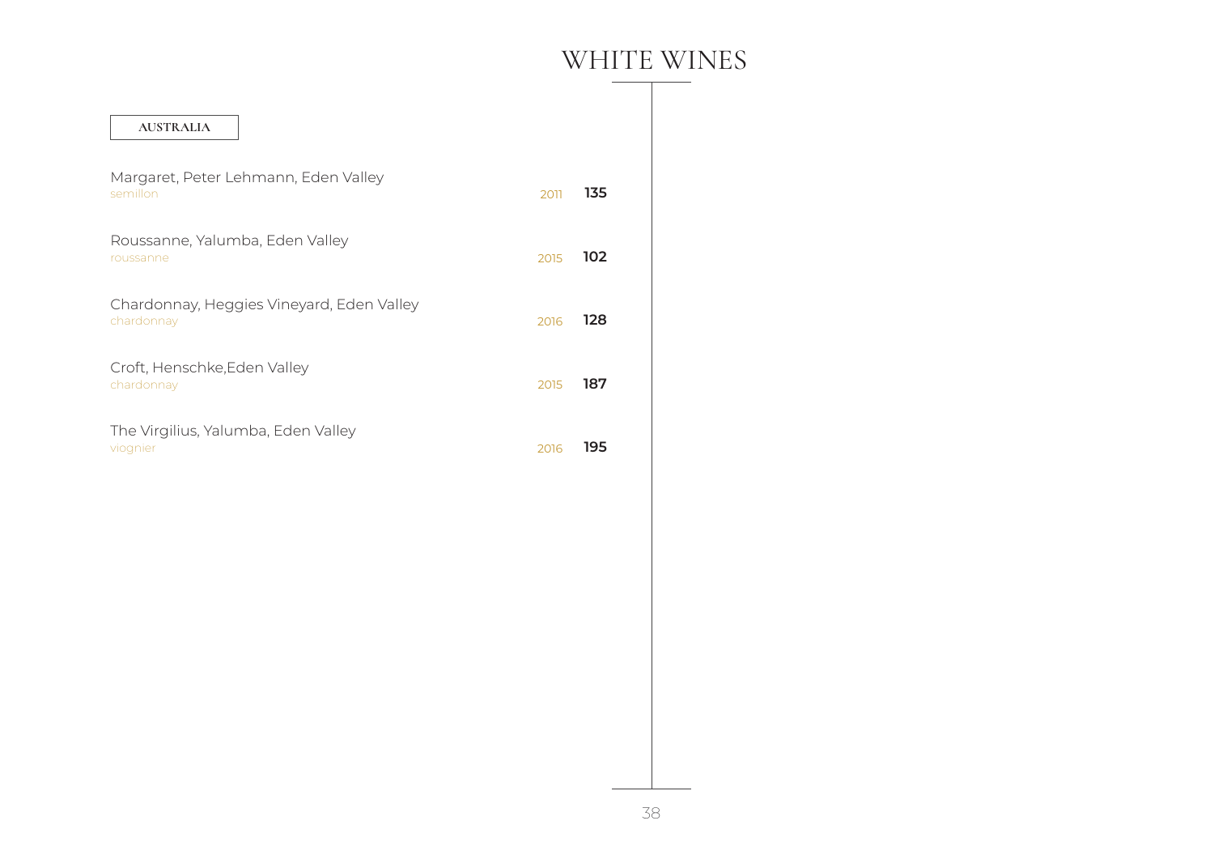# WHITE WINES

## AUSTRALIA

Margaret, Peter Lehmann, Eden Valley
semillon — 2011 — **135**

Roussanne, Yalumba, Eden Valley
roussanne — 2015 — **102**

Chardonnay, Heggies Vineyard, Eden Valley
chardonnay — 2016 — **128**

Croft, Henschke,Eden Valley
chardonnay — 2015 — **187**

The Virgilius, Yalumba, Eden Valley
viognier — 2016 — **195**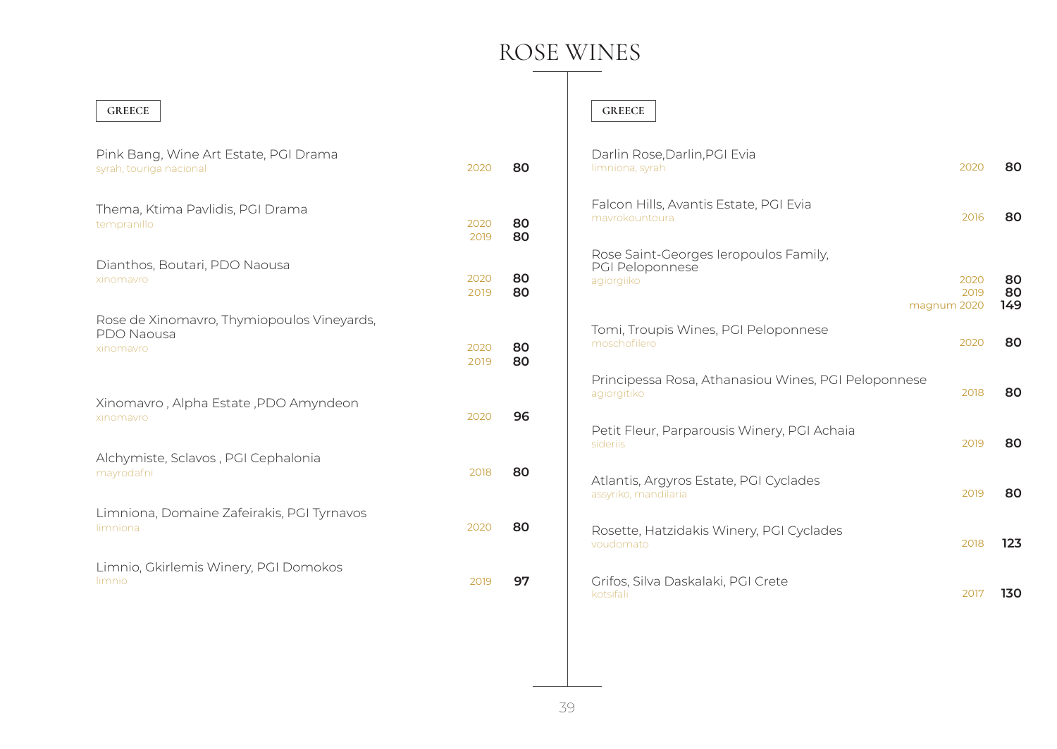# ROSE WINES

## GREECE

| Wine | Vintage | Price |
|---|---|---|
| Pink Bang, Wine Art Estate, PGI Drama<br>syrah, touriga nacional | 2020 | **80** |
| Thema, Ktima Pavlidis, PGI Drama<br>tempranillo | 2020<br>2019 | **80**<br>**80** |
| Dianthos, Boutari, PDO Naousa<br>xinomavro | 2020<br>2019 | **80**<br>**80** |
| Rose de Xinomavro, Thymiopoulos Vineyards, PDO Naousa<br>xinomavro | 2020<br>2019 | **80**<br>**80** |
| Xinomavro , Alpha Estate ,PDO Amyndeon<br>xinomavro | 2020 | **96** |
| Alchymiste, Sclavos , PGI Cephalonia<br>mayrodafni | 2018 | **80** |
| Limniona, Domaine Zafeirakis, PGI Tyrnavos<br>limniona | 2020 | **80** |
| Limnio, Gkirlemis Winery, PGI Domokos<br>limnio | 2019 | **97** |

## GREECE

| Wine | Vintage | Price |
|---|---|---|
| Darlin Rose,Darlin,PGI Evia<br>limniona, syrah | 2020 | **80** |
| Falcon Hills, Avantis Estate, PGI Evia<br>mavrokountoura | 2016 | **80** |
| Rose Saint-Georges Ieropoulos Family, PGI Peloponnese<br>agiorgiiko | 2020<br>2019<br>magnum 2020 | **80**<br>**80**<br>**149** |
| Tomi, Troupis Wines, PGI Peloponnese<br>moschofilero | 2020 | **80** |
| Principessa Rosa, Athanasiou Wines, PGI Peloponnese<br>agiorgitiko | 2018 | **80** |
| Petit Fleur, Parparousis Winery, PGI Achaia<br>sideriis | 2019 | **80** |
| Atlantis, Argyros Estate, PGI Cyclades<br>assyriko, mandilaria | 2019 | **80** |
| Rosette, Hatzidakis Winery, PGI Cyclades<br>voudomato | 2018 | **123** |
| Grifos, Silva Daskalaki, PGI Crete<br>kotsifali | 2017 | **130** |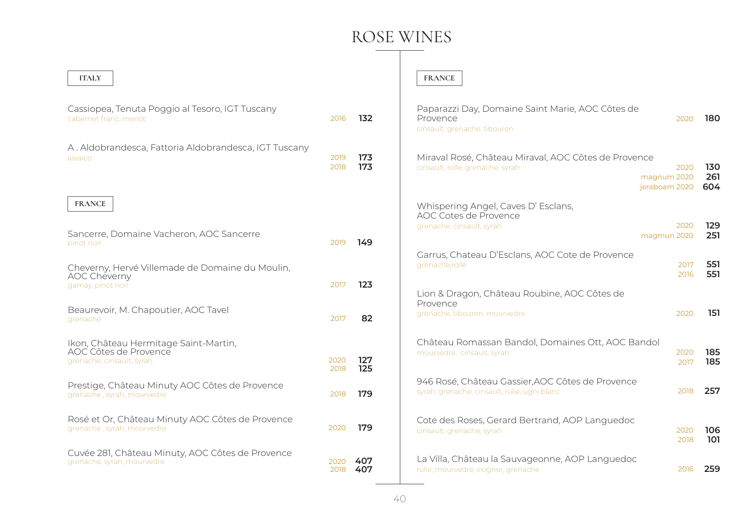# ROSE WINES

## ITALY

Cassiopea, Tenuta Poggio al Tesoro, IGT Tuscany
cabernet franc, merlot
2016 **132**

A . Aldobrandesca, Fattoria Aldobrandesca, IGT Tuscany
aleaico
2019 **173**
2018 **173**

## FRANCE

Sancerre, Domaine Vacheron, AOC Sancerre
pinot noir
2019 **149**

Cheverny, Hervé Villemade de Domaine du Moulin, AOC Cheverny
gamay, pinot noir
2017 **123**

Beaurevoir, M. Chapoutier, AOC Tavel
grenache
2017 **82**

Ikon, Château Hermitage Saint-Martin, AOC Côtes de Provence
grenache, cinsault, syrah
2020 **127**
2018 **125**

Prestige, Château Minuty AOC Côtes de Provence
grenache , syrah, mourvedre
2018 **179**

Rosé et Or, Château Minuty AOC Côtes de Provence
grenache , syrah, mourvedre
2020 **179**

Cuvée 281, Château Minuty, AOC Côtes de Provence
grenache, syrah, mourvedre
2020 **407**
2018 **407**

## FRANCE

Paparazzi Day, Domaine Saint Marie, AOC Côtes de Provence
cinsault, grenache, tibouren
2020 **180**

Miraval Rosé, Château Miraval, AOC Côtes de Provence
cinsault, rolle, grenache, syrah
2020 **130**
magnum 2020 **261**
jeroboam 2020 **604**

Whispering Angel, Caves D' Esclans, AOC Cotes de Provence
grenache, cinsault, syrah
2020 **129**
magmun 2020 **251**

Garrus, Chateau D'Esclans, AOC Cote de Provence
grenache,rolle
2017 **551**
2016 **551**

Lion & Dragon, Château Roubine, AOC Côtes de Provence
grenache, tibouren, mourvedre
2020 **151**

Château Romassan Bandol, Domaines Ott, AOC Bandol
mourvedre, cinsault, syrah
2020 **185**
2017 **185**

946 Rosé, Château Gassier,AOC Côtes de Provence
syrah, grenache, cinsault, rolle, ugni blanc
2018 **257**

Cote des Roses, Gerard Bertrand, AOP Languedoc
cinsault, grenache, syrah
2020 **106**
2018 **101**

La Villa, Château la Sauvageonne, AOP Languedoc
rolle, mourvedre, viogner, grenache
2016 **259**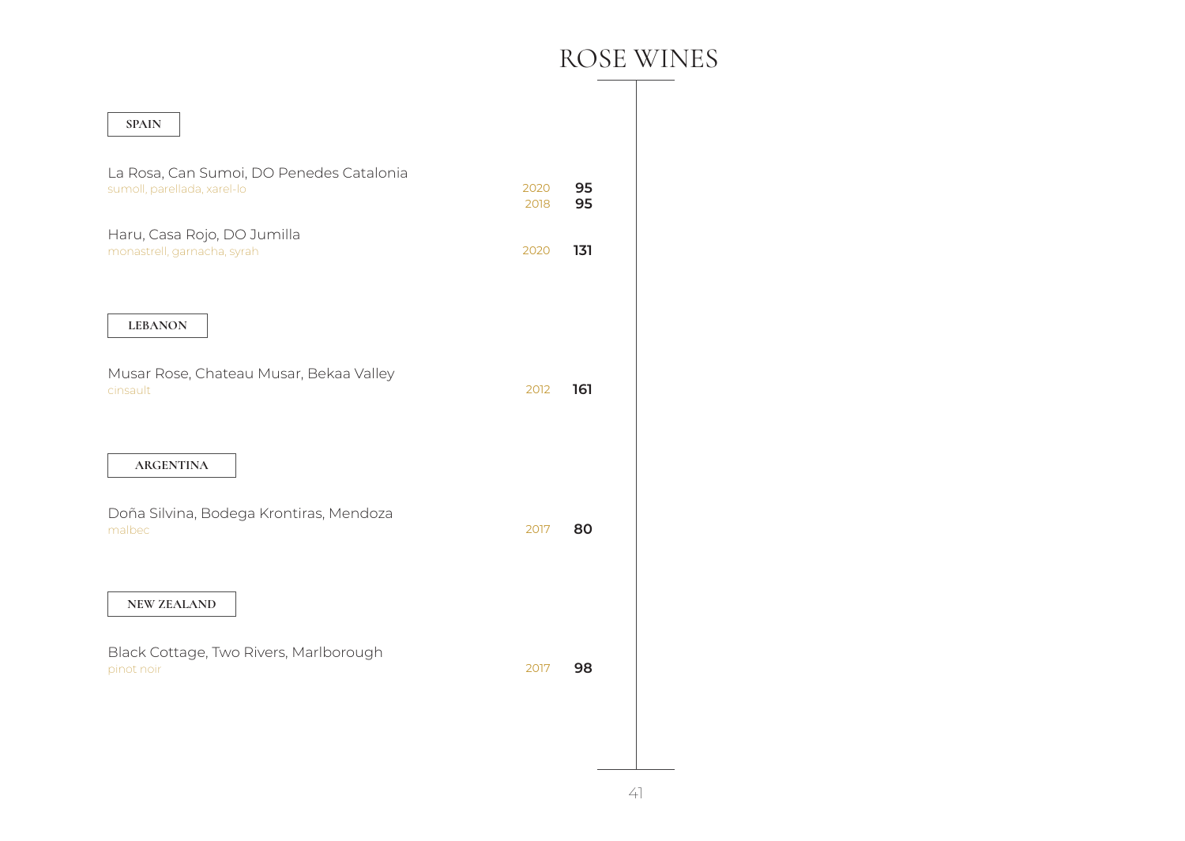# ROSE WINES

## SPAIN

La Rosa, Can Sumoi, DO Penedes Catalonia
sumoll, parellada, xarel-lo — 2020 **95**
2018 **95**

Haru, Casa Rojo, DO Jumilla
monastrell, garnacha, syrah — 2020 **131**

## LEBANON

Musar Rose, Chateau Musar, Bekaa Valley
cinsault — 2012 **161**

## ARGENTINA

Doña Silvina, Bodega Krontiras, Mendoza
malbec — 2017 **80**

## NEW ZEALAND

Black Cottage, Two Rivers, Marlborough
pinot noir — 2017 **98**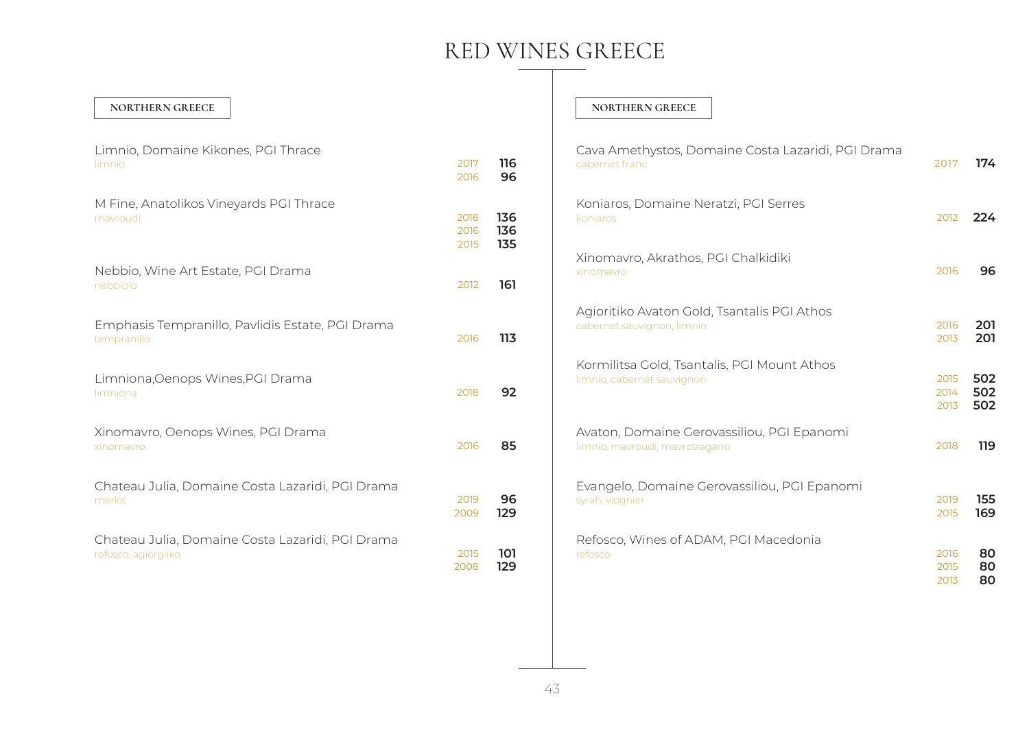# RED WINES GREECE

## NORTHERN GREECE

| Wine | Vintage | Price |
|---|---|---|
| Limnio, Domaine Kikones, PGI Thrace<br>limnio | 2017<br>2016 | **116**<br>**96** |
| M Fine, Anatolikos Vineyards PGI Thrace<br>mavroudi | 2018<br>2016<br>2015 | **136**<br>**136**<br>**135** |
| Nebbio, Wine Art Estate, PGI Drama<br>nebbiolo | 2012 | **161** |
| Emphasis Tempranillo, Pavlidis Estate, PGI Drama<br>tempranillo | 2016 | **113** |
| Limniona,Oenops Wines,PGI Drama<br>limniona | 2018 | **92** |
| Xinomavro, Oenops Wines, PGI Drama<br>xinomavro | 2016 | **85** |
| Chateau Julia, Domaine Costa Lazaridi, PGI Drama<br>merlot | 2019<br>2009 | **96**<br>**129** |
| Chateau Julia, Domaine Costa Lazaridi, PGI Drama<br>refosco, agiorgiiko | 2015<br>2008 | **101**<br>**129** |

## NORTHERN GREECE

| Wine | Vintage | Price |
|---|---|---|
| Cava Amethystos, Domaine Costa Lazaridi, PGI Drama<br>cabernet franc | 2017 | **174** |
| Koniaros, Domaine Neratzi, PGI Serres<br>koniaros | 2012 | **224** |
| Xinomavro, Akrathos, PGI Chalkidiki<br>xinomavro | 2016 | **96** |
| Agioritiko Avaton Gold, Tsantalis PGI Athos<br>cabernet sauvignon, limnio | 2016<br>2013 | **201**<br>**201** |
| Kormilitsa Gold, Tsantalis, PGI Mount Athos<br>limnio, cabernet sauvignon | 2015<br>2014<br>2013 | **502**<br>**502**<br>**502** |
| Avaton, Domaine Gerovassiliou, PGI Epanomi<br>limnio, mavroudi, mavrotragano | 2018 | **119** |
| Evangelo, Domaine Gerovassiliou, PGI Epanomi<br>syrah, viognier | 2019<br>2015 | **155**<br>**169** |
| Refosco, Wines of ADAM, PGI Macedonia<br>refosco | 2016<br>2015<br>2013 | **80**<br>**80**<br>**80** |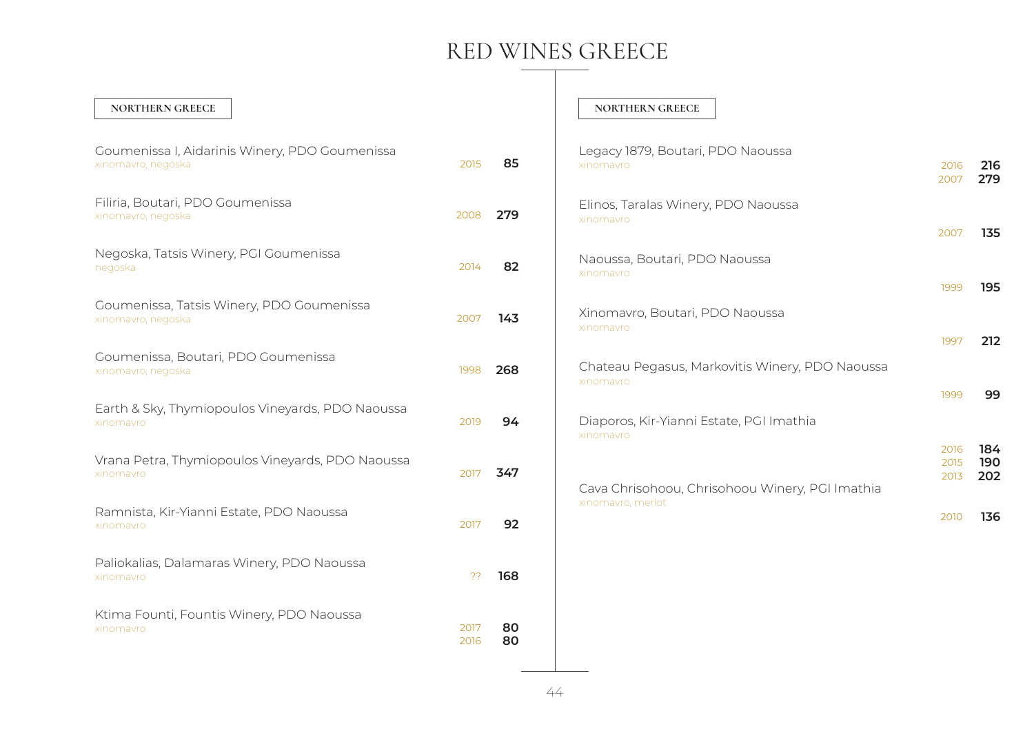# RED WINES GREECE

## NORTHERN GREECE

| Wine | Vintage | Price |
|---|---|---|
| Goumenissa I, Aidarinis Winery, PDO Goumenissa<br>xinomavro, negoska | 2015 | 85 |
| Filiria, Boutari, PDO Goumenissa<br>xinomavro, negoska | 2008 | 279 |
| Negoska, Tatsis Winery, PGI Goumenissa<br>negoska | 2014 | 82 |
| Goumenissa, Tatsis Winery, PDO Goumenissa<br>xinomavro, negoska | 2007 | 143 |
| Goumenissa, Boutari, PDO Goumenissa<br>xinomavro, negoska | 1998 | 268 |
| Earth & Sky, Thymiopoulos Vineyards, PDO Naoussa<br>xinomavro | 2019 | 94 |
| Vrana Petra, Thymiopoulos Vineyards, PDO Naoussa<br>xinomavro | 2017 | 347 |
| Ramnista, Kir-Yianni Estate, PDO Naoussa<br>xinomavro | 2017 | 92 |
| Paliokalias, Dalamaras Winery, PDO Naoussa<br>xinomavro | ?? | 168 |
| Ktima Founti, Fountis Winery, PDO Naoussa<br>xinomavro | 2017<br>2016 | 80<br>80 |

## NORTHERN GREECE

| Wine | Vintage | Price |
|---|---|---|
| Legacy 1879, Boutari, PDO Naoussa<br>xinomavro | 2016<br>2007 | 216<br>279 |
| Elinos, Taralas Winery, PDO Naoussa<br>xinomavro | 2007 | 135 |
| Naoussa, Boutari, PDO Naoussa<br>xinomavro | 1999 | 195 |
| Xinomavro, Boutari, PDO Naoussa<br>xinomavro | 1997 | 212 |
| Chateau Pegasus, Markovitis Winery, PDO Naoussa<br>xinomavro | 1999 | 99 |
| Diaporos, Kir-Yianni Estate, PGI Imathia<br>xinomavro | 2016<br>2015<br>2013 | 184<br>190<br>202 |
| Cava Chrisohoou, Chrisohoou Winery, PGI Imathia<br>xinomavro, merlot | 2010 | 136 |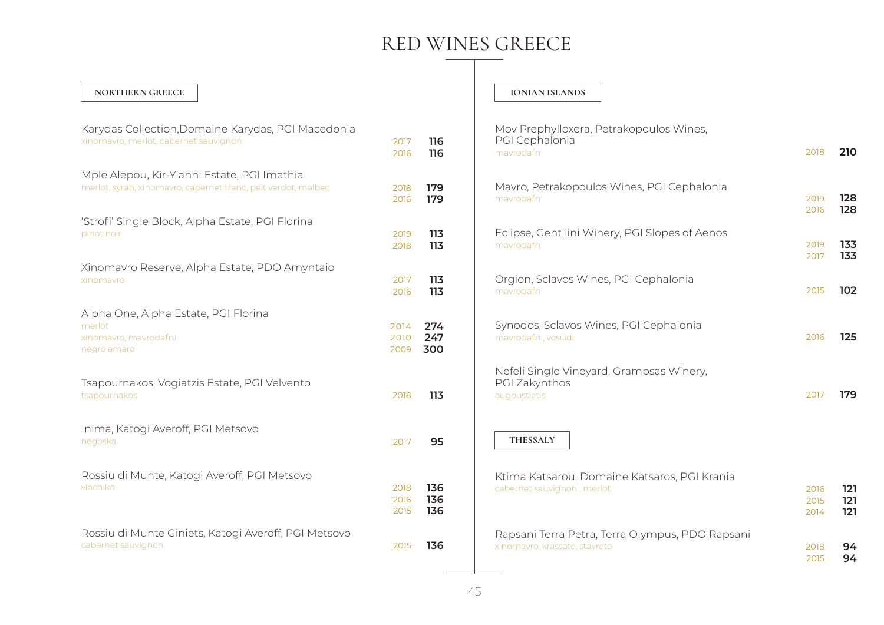# RED WINES GREECE

## NORTHERN GREECE

**Karydas Collection,Domaine Karydas, PGI Macedonia**
xinomavro, merlot, cabernet sauvignon
2017 **116**
2016 **116**

**Mple Alepou, Kir-Yianni Estate, PGI Imathia**
merlot, syrah, xinomavro, cabernet franc, peit verdot, malbec
2018 **179**
2016 **179**

**'Strofi' Single Block, Alpha Estate, PGI Florina**
pinot noir
2019 **113**
2018 **113**

**Xinomavro Reserve, Alpha Estate, PDO Amyntaio**
xinomavro
2017 **113**
2016 **113**

**Alpha One, Alpha Estate, PGI Florina**
merlot — 2014 **274**
xinomavro, mavrodafni — 2010 **247**
negro amaro — 2009 **300**

**Tsapournakos, Vogiatzis Estate, PGI Velvento**
tsapournakos
2018 **113**

**Inima, Katogi Averoff, PGI Metsovo**
negoska
2017 **95**

**Rossiu di Munte, Katogi Averoff, PGI Metsovo**
vlachiko
2018 **136**
2016 **136**
2015 **136**

**Rossiu di Munte Giniets, Katogi Averoff, PGI Metsovo**
cabernet sauvignon
2015 **136**

## IONIAN ISLANDS

**Mov Prephylloxera, Petrakopoulos Wines, PGI Cephalonia**
mavrodafni
2018 **210**

**Mavro, Petrakopoulos Wines, PGI Cephalonia**
mavrodafni
2019 **128**
2016 **128**

**Eclipse, Gentilini Winery, PGI Slopes of Aenos**
mavrodafni
2019 **133**
2017 **133**

**Orgion, Sclavos Wines, PGI Cephalonia**
mavrodafni
2015 **102**

**Synodos, Sclavos Wines, PGI Cephalonia**
mavrodafni, vosilidi
2016 **125**

**Nefeli Single Vineyard, Grampsas Winery, PGI Zakynthos**
augoustiatis
2017 **179**

## THESSALY

**Ktima Katsarou, Domaine Katsaros, PGI Krania**
cabernet sauvignon , merlot
2016 **121**
2015 **121**
2014 **121**

**Rapsani Terra Petra, Terra Olympus, PDO Rapsani**
xinomavro, krassato, stavroto
2018 **94**
2015 **94**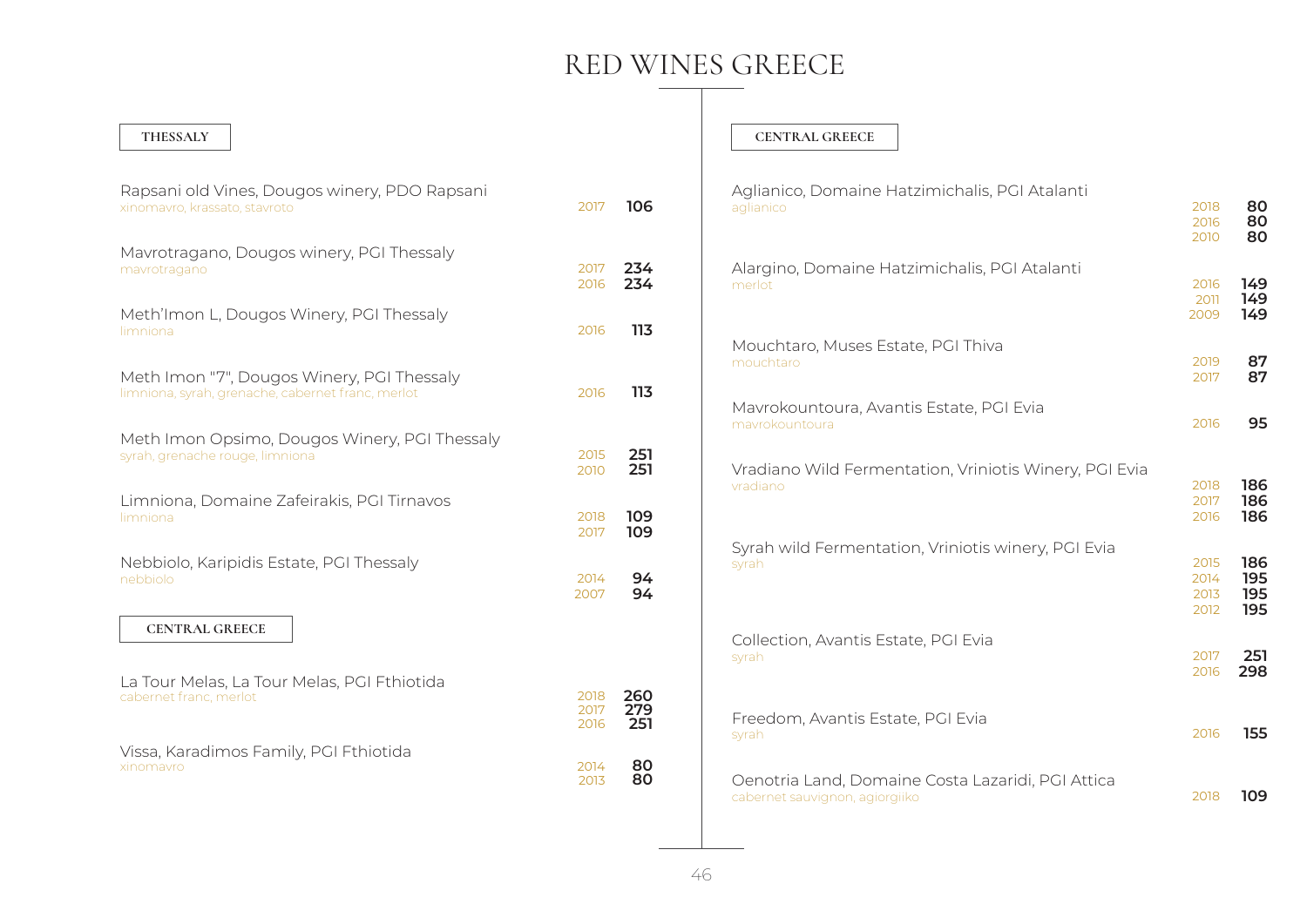# RED WINES GREECE

## THESSALY

**Rapsani old Vines, Dougos winery, PDO Rapsani**
xinomavro, krassato, stavroto
2017 — **106**

**Mavrotragano, Dougos winery, PGI Thessaly**
mavrotragano
2017 — **234**
2016 — **234**

**Meth'Imon L, Dougos Winery, PGI Thessaly**
limniona
2016 — **113**

**Meth Imon "7", Dougos Winery, PGI Thessaly**
limniona, syrah, grenache, cabernet franc, merlot
2016 — **113**

**Meth Imon Opsimo, Dougos Winery, PGI Thessaly**
syrah, grenache rouge, limniona
2015 — **251**
2010 — **251**

**Limniona, Domaine Zafeirakis, PGI Tirnavos**
limniona
2018 — **109**
2017 — **109**

**Nebbiolo, Karipidis Estate, PGI Thessaly**
nebbiolo
2014 — **94**
2007 — **94**

## CENTRAL GREECE

**La Tour Melas, La Tour Melas, PGI Fthiotida**
cabernet franc, merlot
2018 — **260**
2017 — **279**
2016 — **251**

**Vissa, Karadimos Family, PGI Fthiotida**
xinomavro
2014 — **80**
2013 — **80**

## CENTRAL GREECE

**Aglianico, Domaine Hatzimichalis, PGI Atalanti**
aglianico
2018 — **80**
2016 — **80**
2010 — **80**

**Alargino, Domaine Hatzimichalis, PGI Atalanti**
merlot
2016 — **149**
2011 — **149**
2009 — **149**

**Mouchtaro, Muses Estate, PGI Thiva**
mouchtaro
2019 — **87**
2017 — **87**

**Mavrokountoura, Avantis Estate, PGI Evia**
mavrokountoura
2016 — **95**

**Vradiano Wild Fermentation, Vriniotis Winery, PGI Evia**
vradiano
2018 — **186**
2017 — **186**
2016 — **186**

**Syrah wild Fermentation, Vriniotis winery, PGI Evia**
syrah
2015 — **186**
2014 — **195**
2013 — **195**
2012 — **195**

**Collection, Avantis Estate, PGI Evia**
syrah
2017 — **251**
2016 — **298**

**Freedom, Avantis Estate, PGI Evia**
syrah
2016 — **155**

**Oenotria Land, Domaine Costa Lazaridi, PGI Attica**
cabernet sauvignon, agiorgiiko
2018 — **109**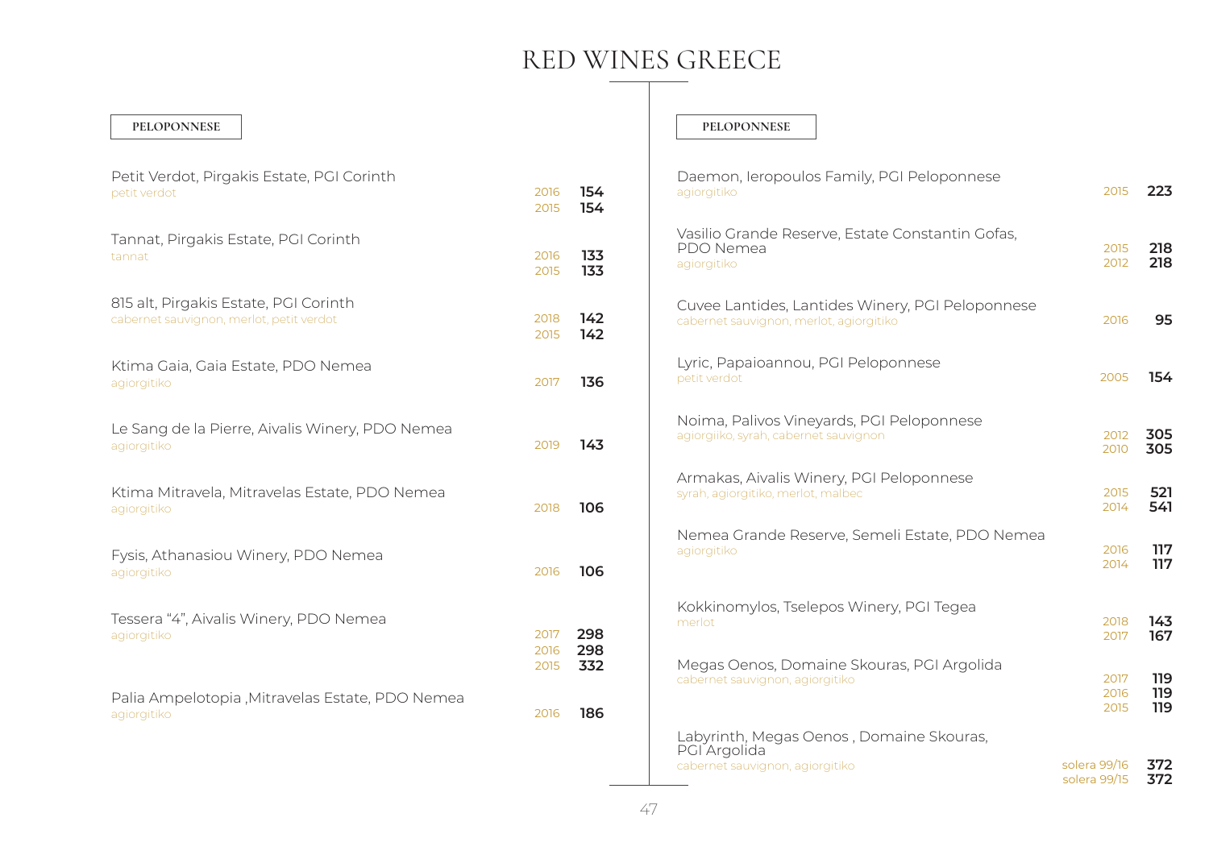# RED WINES GREECE

## PELOPONNESE

**Petit Verdot, Pirgakis Estate, PGI Corinth**
petit verdot
2016 **154**
2015 **154**

**Tannat, Pirgakis Estate, PGI Corinth**
tannat
2016 **133**
2015 **133**

**815 alt, Pirgakis Estate, PGI Corinth**
cabernet sauvignon, merlot, petit verdot
2018 **142**
2015 **142**

**Ktima Gaia, Gaia Estate, PDO Nemea**
agiorgitiko
2017 **136**

**Le Sang de la Pierre, Aivalis Winery, PDO Nemea**
agiorgitiko
2019 **143**

**Ktima Mitravela, Mitravelas Estate, PDO Nemea**
agiorgitiko
2018 **106**

**Fysis, Athanasiou Winery, PDO Nemea**
agiorgitiko
2016 **106**

**Tessera "4", Aivalis Winery, PDO Nemea**
agiorgitiko
2017 **298**
2016 **298**
2015 **332**

**Palia Ampelotopia ,Mitravelas Estate, PDO Nemea**
agiorgitiko
2016 **186**

## PELOPONNESE

**Daemon, Ieropoulos Family, PGI Peloponnese**
agiorgitiko
2015 **223**

**Vasilio Grande Reserve, Estate Constantin Gofas, PDO Nemea**
agiorgitiko
2015 **218**
2012 **218**

**Cuvee Lantides, Lantides Winery, PGI Peloponnese**
cabernet sauvignon, merlot, agiorgitiko
2016 **95**

**Lyric, Papaioannou, PGI Peloponnese**
petit verdot
2005 **154**

**Noima, Palivos Vineyards, PGI Peloponnese**
agiorgiiko, syrah, cabernet sauvignon
2012 **305**
2010 **305**

**Armakas, Aivalis Winery, PGI Peloponnese**
syrah, agiorgitiko, merlot, malbec
2015 **521**
2014 **541**

**Nemea Grande Reserve, Semeli Estate, PDO Nemea**
agiorgitiko
2016 **117**
2014 **117**

**Kokkinomylos, Tselepos Winery, PGI Tegea**
merlot
2018 **143**
2017 **167**

**Megas Oenos, Domaine Skouras, PGI Argolida**
cabernet sauvignon, agiorgitiko
2017 **119**
2016 **119**
2015 **119**

**Labyrinth, Megas Oenos , Domaine Skouras, PGI Argolida**
cabernet sauvignon, agiorgitiko
solera 99/16 **372**
solera 99/15 **372**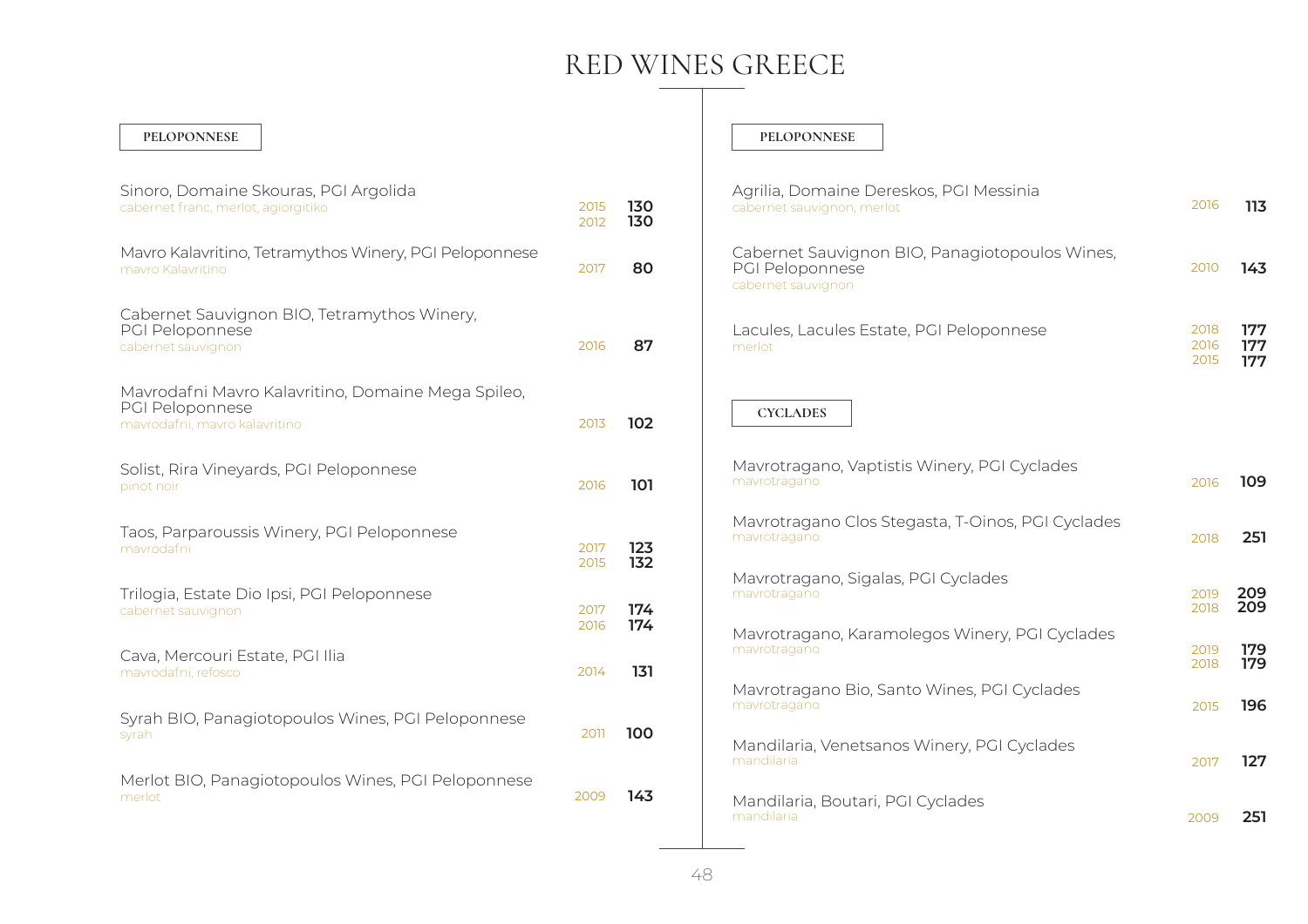# RED WINES GREECE

## PELOPONNESE

**Sinoro, Domaine Skouras, PGI Argolida**
cabernet franc, merlot, agiorgitiko
2015 — **130**
2012 — **130**

**Mavro Kalavritino, Tetramythos Winery, PGI Peloponnese**
mavro Kalavritino
2017 — **80**

**Cabernet Sauvignon BIO, Tetramythos Winery, PGI Peloponnese**
cabernet sauvignon
2016 — **87**

**Mavrodafni Mavro Kalavritino, Domaine Mega Spileo, PGI Peloponnese**
mavrodafni, mavro kalavritino
2013 — **102**

**Solist, Rira Vineyards, PGI Peloponnese**
pinot noir
2016 — **101**

**Taos, Parparoussis Winery, PGI Peloponnese**
mavrodafni
2017 — **123**
2015 — **132**

**Trilogia, Estate Dio Ipsi, PGI Peloponnese**
cabernet sauvignon
2017 — **174**
2016 — **174**

**Cava, Mercouri Estate, PGI Ilia**
mavrodafni, refosco
2014 — **131**

**Syrah BIO, Panagiotopoulos Wines, PGI Peloponnese**
syrah
2011 — **100**

**Merlot BIO, Panagiotopoulos Wines, PGI Peloponnese**
merlot
2009 — **143**

## PELOPONNESE

**Agrilia, Domaine Dereskos, PGI Messinia**
cabernet sauvignon, merlot
2016 — **113**

**Cabernet Sauvignon BIO, Panagiotopoulos Wines, PGI Peloponnese**
cabernet sauvignon
2010 — **143**

**Lacules, Lacules Estate, PGI Peloponnese**
merlot
2018 — **177**
2016 — **177**
2015 — **177**

## CYCLADES

**Mavrotragano, Vaptistis Winery, PGI Cyclades**
mavrotragano
2016 — **109**

**Mavrotragano Clos Stegasta, T-Oinos, PGI Cyclades**
mavrotragano
2018 — **251**

**Mavrotragano, Sigalas, PGI Cyclades**
mavrotragano
2019 — **209**
2018 — **209**

**Mavrotragano, Karamolegos Winery, PGI Cyclades**
mavrotragano
2019 — **179**
2018 — **179**

**Mavrotragano Bio, Santo Wines, PGI Cyclades**
mavrotragano
2015 — **196**

**Mandilaria, Venetsanos Winery, PGI Cyclades**
mandilaria
2017 — **127**

**Mandilaria, Boutari, PGI Cyclades**
mandilaria
2009 — **251**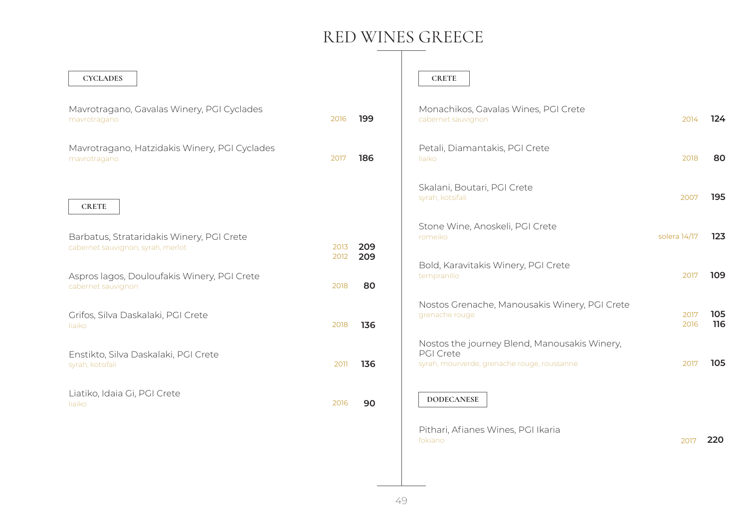# RED WINES GREECE

## CYCLADES

Mavrotragano, Gavalas Winery, PGI Cyclades
mavrotragano — 2016 — **199**

Mavrotragano, Hatzidakis Winery, PGI Cyclades
mavrotragano — 2017 — **186**

## CRETE

Barbatus, Strataridakis Winery, PGI Crete
cabernet sauvignon, syrah, merlot — 2013 — **209**
2012 — **209**

Aspros lagos, Douloufakis Winery, PGI Crete
cabernet sauvignon — 2018 — **80**

Grifos, Silva Daskalaki, PGI Crete
liaiko — 2018 — **136**

Enstikto, Silva Daskalaki, PGI Crete
syrah, kotsifali — 2011 — **136**

Liatiko, Idaia Gi, PGI Crete
liaiko — 2016 — **90**

## CRETE

Monachikos, Gavalas Wines, PGI Crete
cabernet sauvignon — 2014 — **124**

Petali, Diamantakis, PGI Crete
liaiko — 2018 — **80**

Skalani, Boutari, PGI Crete
syrah, kotsifali — 2007 — **195**

Stone Wine, Anoskeli, PGI Crete
romeiko — solera 14/17 — **123**

Bold, Karavitakis Winery, PGI Crete
tempranillo — 2017 — **109**

Nostos Grenache, Manousakis Winery, PGI Crete
grenache rouge — 2017 — **105**
2016 — **116**

Nostos the journey Blend, Manousakis Winery, PGI Crete
syrah, mourverde, grenache rouge, roussanne — 2017 — **105**

## DODECANESE

Pithari, Afianes Wines, PGI Ikaria
fokiano — 2017 — **220**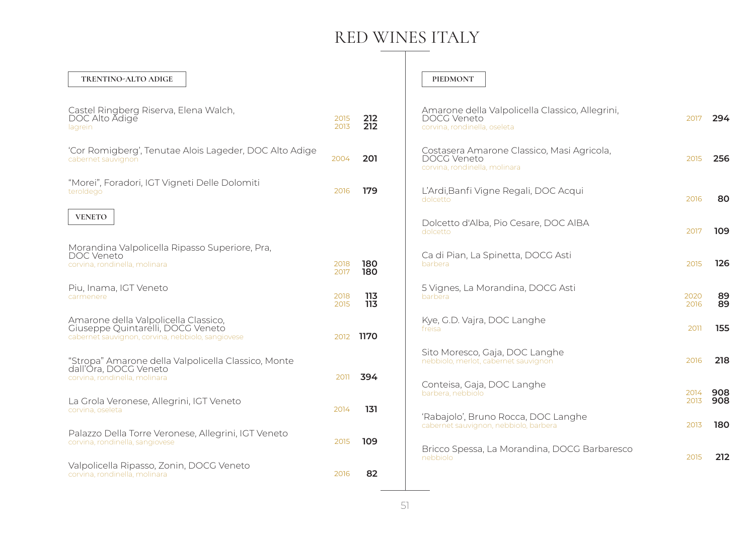# RED WINES ITALY

## TRENTINO-ALTO ADIGE

Castel Ringberg Riserva, Elena Walch, DOC Alto Adige
lagrein
2015 **212**
2013 **212**

'Cor Romigberg', Tenutae Alois Lageder, DOC Alto Adige
cabernet sauvignon
2004 **201**

"Morei", Foradori, IGT Vigneti Delle Dolomiti
teroldego
2016 **179**

## VENETO

Morandina Valpolicella Ripasso Superiore, Pra, DOC Veneto
corvina, rondinella, molinara
2018 **180**
2017 **180**

Piu, Inama, IGT Veneto
carmenere
2018 **113**
2015 **113**

Amarone della Valpolicella Classico, Giuseppe Quintarelli, DOCG Veneto
cabernet sauvignon, corvina, nebbiolo, sangiovese
2012 **1170**

"Stropa" Amarone della Valpolicella Classico, Monte dall'Ora, DOCG Veneto
corvina, rondinella, molinara
2011 **394**

La Grola Veronese, Allegrini, IGT Veneto
corvina, oseleta
2014 **131**

Palazzo Della Torre Veronese, Allegrini, IGT Veneto
corvina, rondinella, sangiovese
2015 **109**

Valpolicella Ripasso, Zonin, DOCG Veneto
corvina, rondinella, molinara
2016 **82**

## PIEDMONT

Amarone della Valpolicella Classico, Allegrini, DOCG Veneto
corvina, rondinella, oseleta
2017 **294**

Costasera Amarone Classico, Masi Agricola, DOCG Veneto
corvina, rondinella, molinara
2015 **256**

L'Ardi,Banfi Vigne Regali, DOC Acqui
dolcetto
2016 **80**

Dolcetto d'Alba, Pio Cesare, DOC AlBA
dolcetto
2017 **109**

Ca di Pian, La Spinetta, DOCG Asti
barbera
2015 **126**

5 Vignes, La Morandina, DOCG Asti
barbera
2020 **89**
2016 **89**

Kye, G.D. Vajra, DOC Langhe
freisa
2011 **155**

Sito Moresco, Gaja, DOC Langhe
nebbiolo, merlot, cabernet sauvignon
2016 **218**

Conteisa, Gaja, DOC Langhe
barbera, nebbiolo
2014 **908**
2013 **908**

'Rabajolo', Bruno Rocca, DOC Langhe
cabernet sauvignon, nebbiolo, barbera
2013 **180**

Bricco Spessa, La Morandina, DOCG Barbaresco
nebbiolo
2015 **212**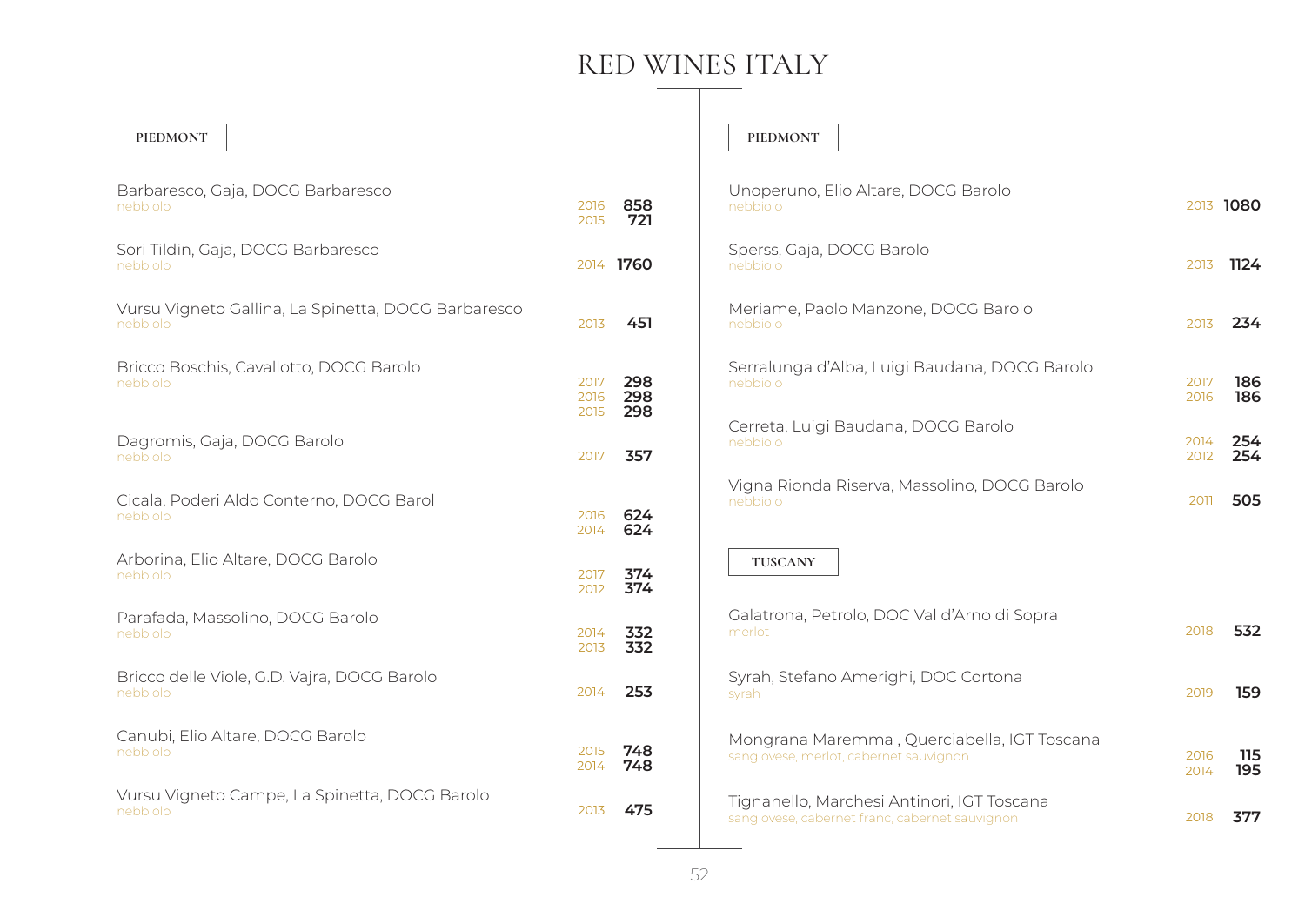# RED WINES ITALY

## PIEDMONT

| Wine | Vintage | Price |
|---|---|---|
| Barbaresco, Gaja, DOCG Barbaresco<br>nebbiolo | 2016<br>2015 | 858<br>721 |
| Sori Tildin, Gaja, DOCG Barbaresco<br>nebbiolo | 2014 | 1760 |
| Vursu Vigneto Gallina, La Spinetta, DOCG Barbaresco<br>nebbiolo | 2013 | 451 |
| Bricco Boschis, Cavallotto, DOCG Barolo<br>nebbiolo | 2017<br>2016<br>2015 | 298<br>298<br>298 |
| Dagromis, Gaja, DOCG Barolo<br>nebbiolo | 2017 | 357 |
| Cicala, Poderi Aldo Conterno, DOCG Barol<br>nebbiolo | 2016<br>2014 | 624<br>624 |
| Arborina, Elio Altare, DOCG Barolo<br>nebbiolo | 2017<br>2012 | 374<br>374 |
| Parafada, Massolino, DOCG Barolo<br>nebbiolo | 2014<br>2013 | 332<br>332 |
| Bricco delle Viole, G.D. Vajra, DOCG Barolo<br>nebbiolo | 2014 | 253 |
| Canubi, Elio Altare, DOCG Barolo<br>nebbiolo | 2015<br>2014 | 748<br>748 |
| Vursu Vigneto Campe, La Spinetta, DOCG Barolo<br>nebbiolo | 2013 | 475 |

## PIEDMONT

| Wine | Vintage | Price |
|---|---|---|
| Unoperuno, Elio Altare, DOCG Barolo<br>nebbiolo | 2013 | 1080 |
| Sperss, Gaja, DOCG Barolo<br>nebbiolo | 2013 | 1124 |
| Meriame, Paolo Manzone, DOCG Barolo<br>nebbiolo | 2013 | 234 |
| Serralunga d'Alba, Luigi Baudana, DOCG Barolo<br>nebbiolo | 2017<br>2016 | 186<br>186 |
| Cerreta, Luigi Baudana, DOCG Barolo<br>nebbiolo | 2014<br>2012 | 254<br>254 |
| Vigna Rionda Riserva, Massolino, DOCG Barolo<br>nebbiolo | 2011 | 505 |

## TUSCANY

| Wine | Vintage | Price |
|---|---|---|
| Galatrona, Petrolo, DOC Val d'Arno di Sopra<br>merlot | 2018 | 532 |
| Syrah, Stefano Amerighi, DOC Cortona<br>syrah | 2019 | 159 |
| Mongrana Maremma , Querciabella, IGT Toscana<br>sangiovese, merlot, cabernet sauvignon | 2016<br>2014 | 115<br>195 |
| Tignanello, Marchesi Antinori, IGT Toscana<br>sangiovese, cabernet franc, cabernet sauvignon | 2018 | 377 |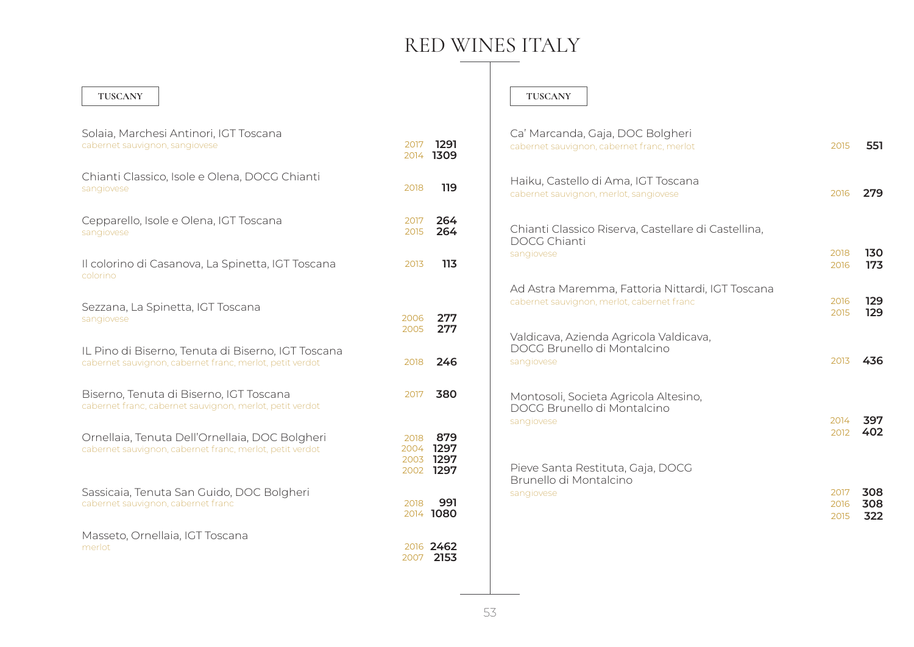# RED WINES ITALY

## TUSCANY

**Solaia, Marchesi Antinori, IGT Toscana**
cabernet sauvignon, sangiovese
2017 **1291**
2014 **1309**

**Chianti Classico, Isole e Olena, DOCG Chianti**
sangiovese
2018 **119**

**Cepparello, Isole e Olena, IGT Toscana**
sangiovese
2017 **264**
2015 **264**

**Il colorino di Casanova, La Spinetta, IGT Toscana**
colorino
2013 **113**

**Sezzana, La Spinetta, IGT Toscana**
sangiovese
2006 **277**
2005 **277**

**IL Pino di Biserno, Tenuta di Biserno, IGT Toscana**
cabernet sauvignon, cabernet franc, merlot, petit verdot
2018 **246**

**Biserno, Tenuta di Biserno, IGT Toscana**
cabernet franc, cabernet sauvignon, merlot, petit verdot
2017 **380**

**Ornellaia, Tenuta Dell'Ornellaia, DOC Bolgheri**
cabernet sauvignon, cabernet franc, merlot, petit verdot
2018 **879**
2004 **1297**
2003 **1297**
2002 **1297**

**Sassicaia, Tenuta San Guido, DOC Bolgheri**
cabernet sauvignon, cabernet franc
2018 **991**
2014 **1080**

**Masseto, Ornellaia, IGT Toscana**
merlot
2016 **2462**
2007 **2153**

## TUSCANY

**Ca' Marcanda, Gaja, DOC Bolgheri**
cabernet sauvignon, cabernet franc, merlot
2015 **551**

**Haiku, Castello di Ama, IGT Toscana**
cabernet sauvignon, merlot, sangiovese
2016 **279**

**Chianti Classico Riserva, Castellare di Castellina, DOCG Chianti**
sangiovese
2018 **130**
2016 **173**

**Ad Astra Maremma, Fattoria Nittardi, IGT Toscana**
cabernet sauvignon, merlot, cabernet franc
2016 **129**
2015 **129**

**Valdicava, Azienda Agricola Valdicava, DOCG Brunello di Montalcino**
sangiovese
2013 **436**

**Montosoli, Societa Agricola Altesino, DOCG Brunello di Montalcino**
sangiovese
2014 **397**
2012 **402**

**Pieve Santa Restituta, Gaja, DOCG Brunello di Montalcino**
sangiovese
2017 **308**
2016 **308**
2015 **322**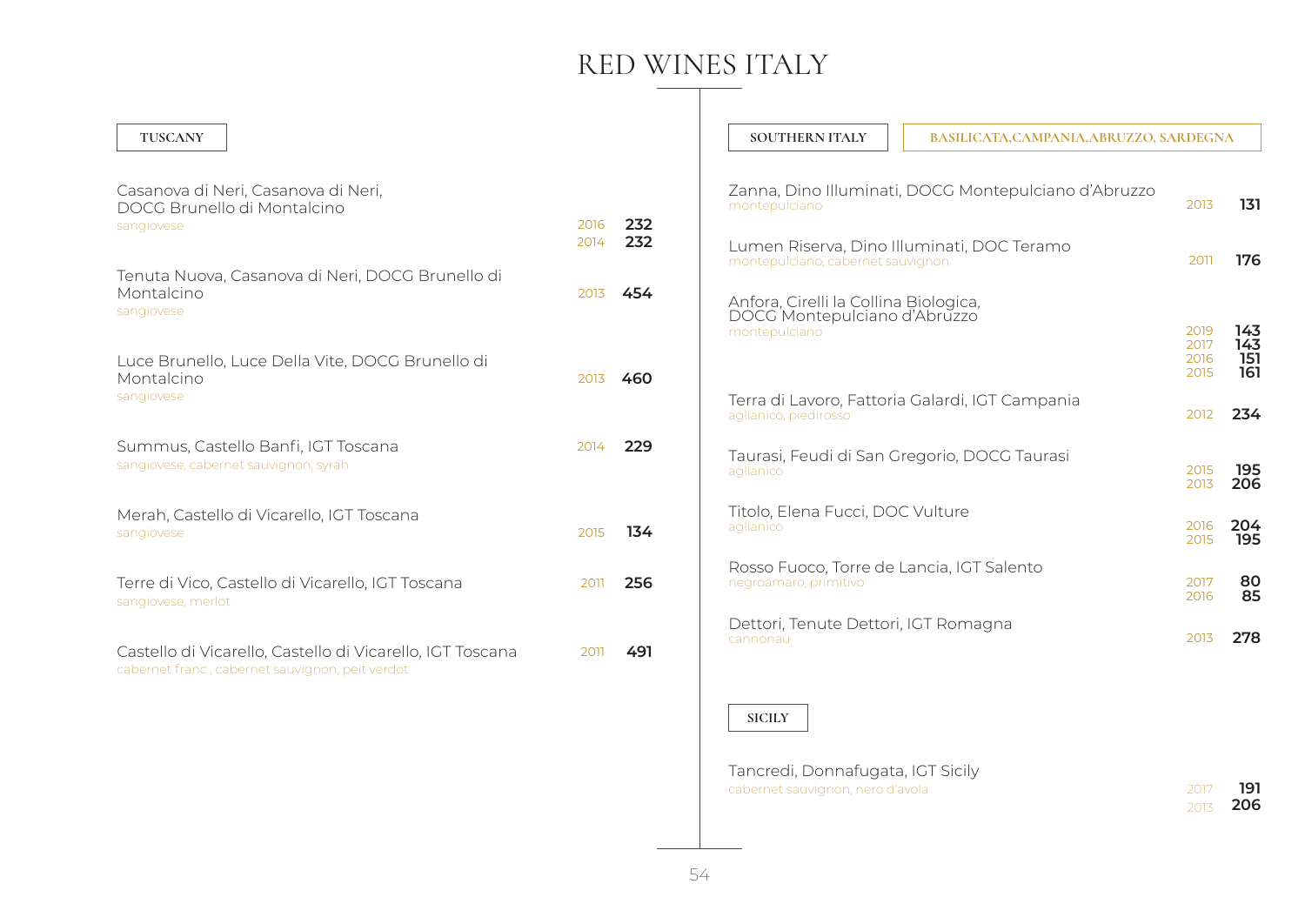# RED WINES ITALY

## TUSCANY

Casanova di Neri, Casanova di Neri, DOCG Brunello di Montalcino
sangiovese
2016 **232**
2014 **232**

Tenuta Nuova, Casanova di Neri, DOCG Brunello di Montalcino
sangiovese
2013 **454**

Luce Brunello, Luce Della Vite, DOCG Brunello di Montalcino
sangiovese
2013 **460**

Summus, Castello Banfi, IGT Toscana
sangiovese, cabernet sauvignon, syrah
2014 **229**

Merah, Castello di Vicarello, IGT Toscana
sangiovese
2015 **134**

Terre di Vico, Castello di Vicarello, IGT Toscana
sangiovese, merlot
2011 **256**

Castello di Vicarello, Castello di Vicarello, IGT Toscana
cabernet franc , cabernet sauvignon, peit verdot
2011 **491**

## SOUTHERN ITALY

BASILICATA,CAMPANIA,ABRUZZO, SARDEGNA

Zanna, Dino Illuminati, DOCG Montepulciano d'Abruzzo
montepulciano
2013 **131**

Lumen Riserva, Dino Illuminati, DOC Teramo
montepulciano, cabernet sauvignon
2011 **176**

Anfora, Cirelli la Collina Biologica, DOCG Montepulciano d'Abruzzo
montepulciano
2019 **143**
2017 **143**
2016 **151**
2015 **161**

Terra di Lavoro, Fattoria Galardi, IGT Campania
aglianico, piedirosso
2012 **234**

Taurasi, Feudi di San Gregorio, DOCG Taurasi
aglianico
2015 **195**
2013 **206**

Titolo, Elena Fucci, DOC Vulture
aglianico
2016 **204**
2015 **195**

Rosso Fuoco, Torre de Lancia, IGT Salento
negroamaro, primitivo
2017 **80**
2016 **85**

Dettori, Tenute Dettori, IGT Romagna
cannonau
2013 **278**

## SICILY

Tancredi, Donnafugata, IGT Sicily
cabernet sauvignon, nero d'avola
2017 **191**
2013 **206**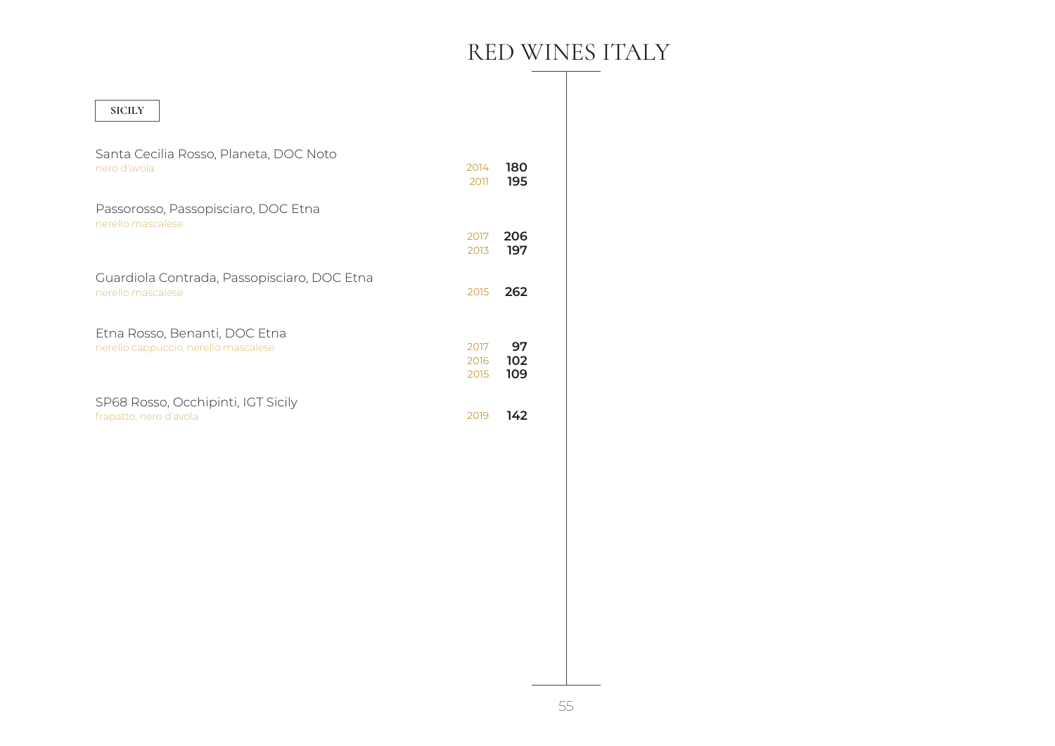# RED WINES ITALY

## SICILY

Santa Cecilia Rosso, Planeta, DOC Noto
nero d'avola

| | |
|---|---|
| 2014 | **180** |
| 2011 | **195** |

Passorosso, Passopisciaro, DOC Etna
nerello mascalese

| | |
|---|---|
| 2017 | **206** |
| 2013 | **197** |

Guardiola Contrada, Passopisciaro, DOC Etna
nerello mascalese

| | |
|---|---|
| 2015 | **262** |

Etna Rosso, Benanti, DOC Etna
nerello cappuccio, nerello mascalese

| | |
|---|---|
| 2017 | **97** |
| 2016 | **102** |
| 2015 | **109** |

SP68 Rosso, Occhipinti, IGT Sicily
frapatto, nero d'avola

| | |
|---|---|
| 2019 | **142** |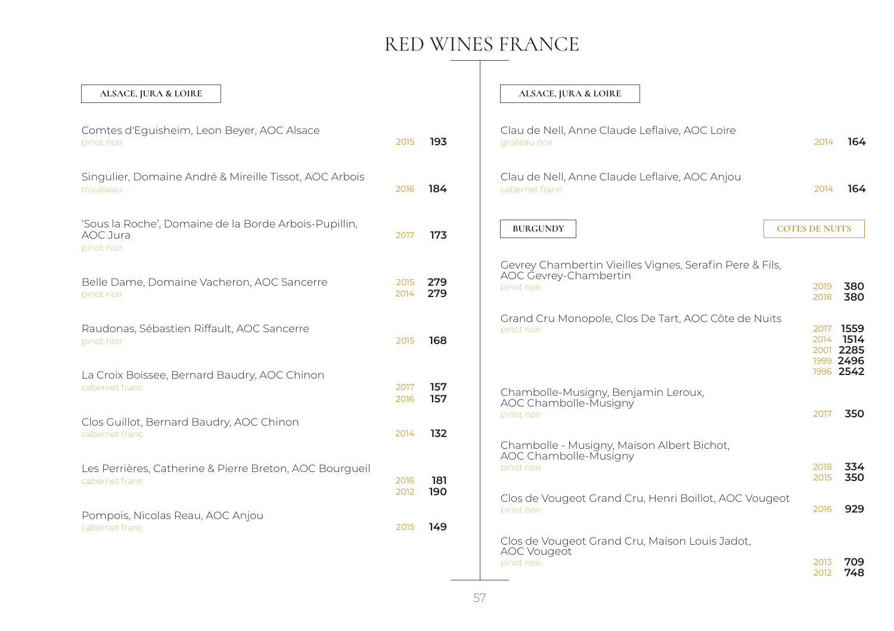# RED WINES FRANCE

## ALSACE, JURA & LOIRE

Comtes d'Eguisheim, Leon Beyer, AOC Alsace
pinot noir — 2015 **193**

Singulier, Domaine André & Mireille Tissot, AOC Arbois
trousseau — 2016 **184**

'Sous la Roche', Domaine de la Borde Arbois-Pupillin, AOC Jura
pinot noir — 2017 **173**

Belle Dame, Domaine Vacheron, AOC Sancerre
pinot noir — 2015 **279**, 2014 **279**

Raudonas, Sébastien Riffault, AOC Sancerre
pinot noir — 2015 **168**

La Croix Boissee, Bernard Baudry, AOC Chinon
cabernet franc — 2017 **157**, 2016 **157**

Clos Guillot, Bernard Baudry, AOC Chinon
cabernet franc — 2014 **132**

Les Perrières, Catherine & Pierre Breton, AOC Bourgueil
cabernet franc — 2016 **181**, 2012 **190**

Pompois, Nicolas Reau, AOC Anjou
cabernet franc — 2015 **149**

## ALSACE, JURA & LOIRE

Clau de Nell, Anne Claude Leflaive, AOC Loire
grolleau noir — 2014 **164**

Clau de Nell, Anne Claude Leflaive, AOC Anjou
cabernet franc — 2014 **164**

## BURGUNDY

### COTES DE NUITS

Gevrey Chambertin Vieilles Vignes, Serafin Pere & Fils, AOC Gevrey-Chambertin
pinot noir — 2019 **380**, 2018 **380**

Grand Cru Monopole, Clos De Tart, AOC Côte de Nuits
pinot noir — 2017 **1559**, 2014 **1514**, 2001 **2285**, 1999 **2496**, 1996 **2542**

Chambolle-Musigny, Benjamin Leroux, AOC Chambolle-Musigny
pinot noir — 2017 **350**

Chambolle - Musigny, Maison Albert Bichot, AOC Chambolle-Musigny
pinot noir — 2018 **334**, 2015 **350**

Clos de Vougeot Grand Cru, Henri Boillot, AOC Vougeot
pinot noir — 2016 **929**

Clos de Vougeot Grand Cru, Maison Louis Jadot, AOC Vougeot
pinot noir — 2013 **709**, 2012 **748**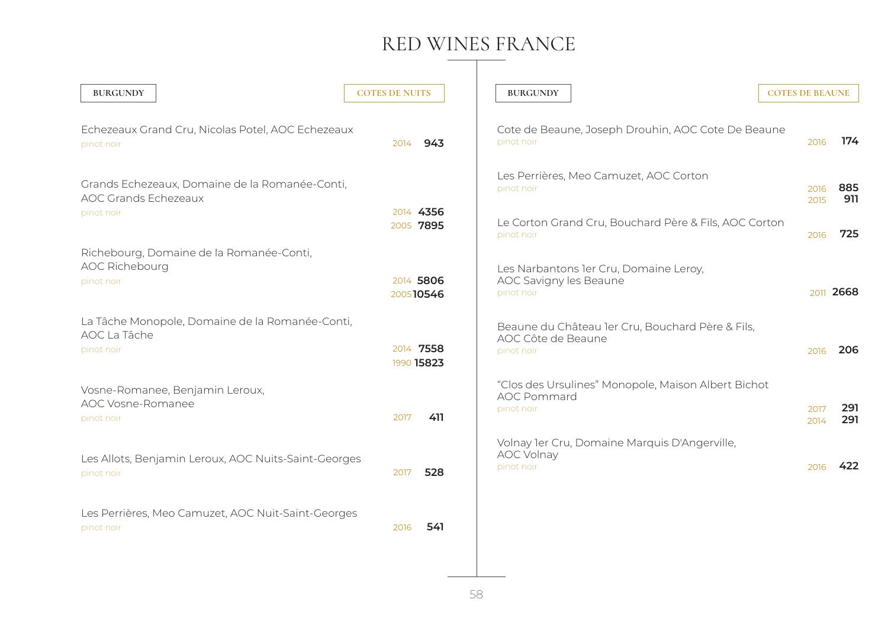# RED WINES FRANCE

## BURGUNDY — COTES DE NUITS

Echezeaux Grand Cru, Nicolas Potel, AOC Echezeaux
pinot noir — 2014 **943**

Grands Echezeaux, Domaine de la Romanée-Conti, AOC Grands Echezeaux
pinot noir — 2014 **4356** / 2005 **7895**

Richebourg, Domaine de la Romanée-Conti, AOC Richebourg
pinot noir — 2014 **5806** / 2005 **10546**

La Tâche Monopole, Domaine de la Romanée-Conti, AOC La Tâche
pinot noir — 2014 **7558** / 1990 **15823**

Vosne-Romanee, Benjamin Leroux, AOC Vosne-Romanee
pinot noir — 2017 **411**

Les Allots, Benjamin Leroux, AOC Nuits-Saint-Georges
pinot noir — 2017 **528**

Les Perrières, Meo Camuzet, AOC Nuit-Saint-Georges
pinot noir — 2016 **541**

## BURGUNDY — COTES DE BEAUNE

Cote de Beaune, Joseph Drouhin, AOC Cote De Beaune
pinot noir — 2016 **174**

Les Perrières, Meo Camuzet, AOC Corton
pinot noir — 2016 **885** / 2015 **911**

Le Corton Grand Cru, Bouchard Père & Fils, AOC Corton
pinot noir — 2016 **725**

Les Narbantons 1er Cru, Domaine Leroy, AOC Savigny les Beaune
pinot noir — 2011 **2668**

Beaune du Château 1er Cru, Bouchard Père & Fils, AOC Côte de Beaune
pinot noir — 2016 **206**

"Clos des Ursulines" Monopole, Maison Albert Bichot AOC Pommard
pinot noir — 2017 **291** / 2014 **291**

Volnay 1er Cru, Domaine Marquis D'Angerville, AOC Volnay
pinot noir — 2016 **422**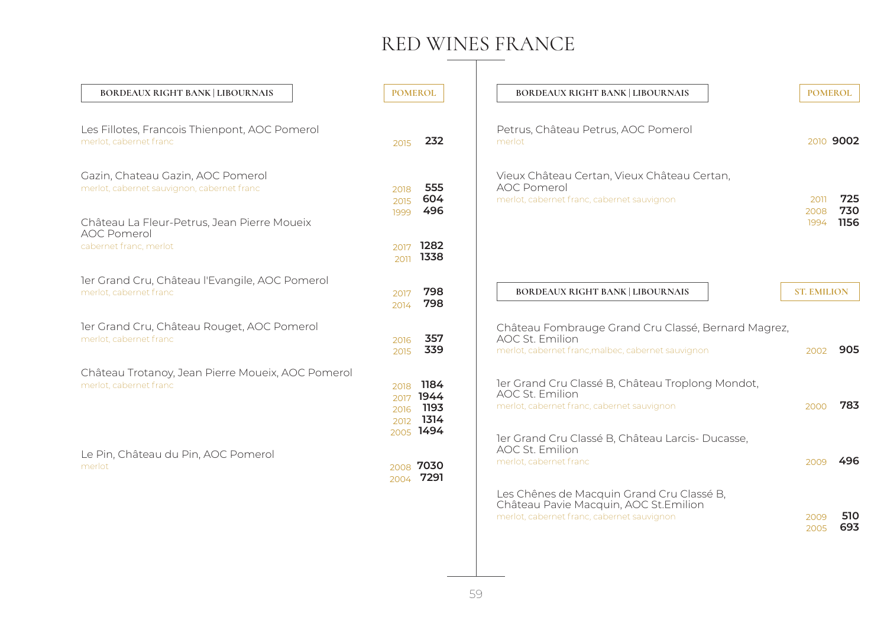# RED WINES FRANCE

## BORDEAUX RIGHT BANK | LIBOURNAIS — POMEROL

Les Fillotes, Francois Thienpont, AOC Pomerol
merlot, cabernet franc
2015 **232**

Gazin, Chateau Gazin, AOC Pomerol
merlot, cabernet sauvignon, cabernet franc
2018 **555**
2015 **604**
1999 **496**

Château La Fleur-Petrus, Jean Pierre Moueix
AOC Pomerol
cabernet franc, merlot
2017 **1282**
2011 **1338**

1er Grand Cru, Château l'Evangile, AOC Pomerol
merlot, cabernet franc
2017 **798**
2014 **798**

1er Grand Cru, Château Rouget, AOC Pomerol
merlot, cabernet franc
2016 **357**
2015 **339**

Château Trotanoy, Jean Pierre Moueix, AOC Pomerol
merlot, cabernet franc
2018 **1184**
2017 **1944**
2016 **1193**
2012 **1314**
2005 **1494**

Le Pin, Château du Pin, AOC Pomerol
merlot
2008 **7030**
2004 **7291**

## BORDEAUX RIGHT BANK | LIBOURNAIS — POMEROL

Petrus, Château Petrus, AOC Pomerol
merlot
2010 **9002**

Vieux Château Certan, Vieux Château Certan,
AOC Pomerol
merlot, cabernet franc, cabernet sauvignon
2011 **725**
2008 **730**
1994 **1156**

## BORDEAUX RIGHT BANK | LIBOURNAIS — ST. EMILION

Château Fombrauge Grand Cru Classé, Bernard Magrez,
AOC St. Emilion
merlot, cabernet franc,malbec, cabernet sauvignon
2002 **905**

1er Grand Cru Classé B, Château Troplong Mondot,
AOC St. Emilion
merlot, cabernet franc, cabernet sauvignon
2000 **783**

1er Grand Cru Classé B, Château Larcis- Ducasse,
AOC St. Emilion
merlot, cabernet franc
2009 **496**

Les Chênes de Macquin Grand Cru Classé B,
Château Pavie Macquin, AOC St.Emilion
merlot, cabernet franc, cabernet sauvignon
2009 **510**
2005 **693**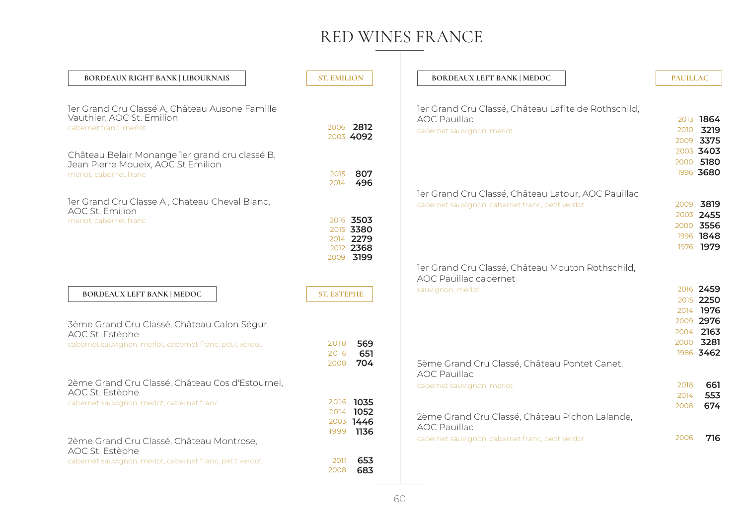# RED WINES FRANCE

## BORDEAUX RIGHT BANK | LIBOURNAIS — ST. EMILION

1er Grand Cru Classé A, Château Ausone Famille Vauthier, AOC St. Emilion
cabernet franc, merlot
- 2006 **2812**
- 2003 **4092**

Château Belair Monange 1er grand cru classé B, Jean Pierre Moueix, AOC St.Emilion
merlot, cabernet franc
- 2015 **807**
- 2014 **496**

1er Grand Cru Classe A , Chateau Cheval Blanc, AOC St. Emilion
merlot, cabernet franc
- 2016 **3503**
- 2015 **3380**
- 2014 **2279**
- 2012 **2368**
- 2009 **3199**

## BORDEAUX LEFT BANK | MEDOC — ST. ESTEPHE

3ème Grand Cru Classé, Château Calon Ségur, AOC St. Estèphe
cabernet sauvignon, merlot, cabernet franc, petit verdot
- 2018 **569**
- 2016 **651**
- 2008 **704**

2ème Grand Cru Classé, Château Cos d'Estournel, AOC St. Estèphe
cabernet sauvignon, merlot, cabernet franc
- 2016 **1035**
- 2014 **1052**
- 2003 **1446**
- 1999 **1136**

2ème Grand Cru Classé, Château Montrose, AOC St. Estèphe
cabernet sauvignon, merlot, cabernet franc, petit verdot
- 2011 **653**
- 2008 **683**

## BORDEAUX LEFT BANK | MEDOC — PAUILLAC

1er Grand Cru Classé, Château Lafite de Rothschild, AOC Pauillac
cabernet sauvignon, merlot
- 2013 **1864**
- 2010 **3219**
- 2009 **3375**
- 2003 **3403**
- 2000 **5180**
- 1996 **3680**

1er Grand Cru Classé, Château Latour, AOC Pauillac
cabernet sauvignon, cabernet franc, petit verdot
- 2009 **3819**
- 2003 **2455**
- 2000 **3556**
- 1996 **1848**
- 1976 **1979**

1er Grand Cru Classé, Château Mouton Rothschild, AOC Pauillac cabernet
sauvignon, merlot
- 2016 **2459**
- 2015 **2250**
- 2014 **1976**
- 2009 **2976**
- 2004 **2163**
- 2000 **3281**
- 1986 **3462**

5ème Grand Cru Classé, Château Pontet Canet, AOC Pauillac
cabernet sauvignon, merlot
- 2018 **661**
- 2014 **553**
- 2008 **674**

2ème Grand Cru Classé, Château Pichon Lalande, AOC Pauillac
cabernet sauvignon, cabernet franc, petit verdot
- 2006 **716**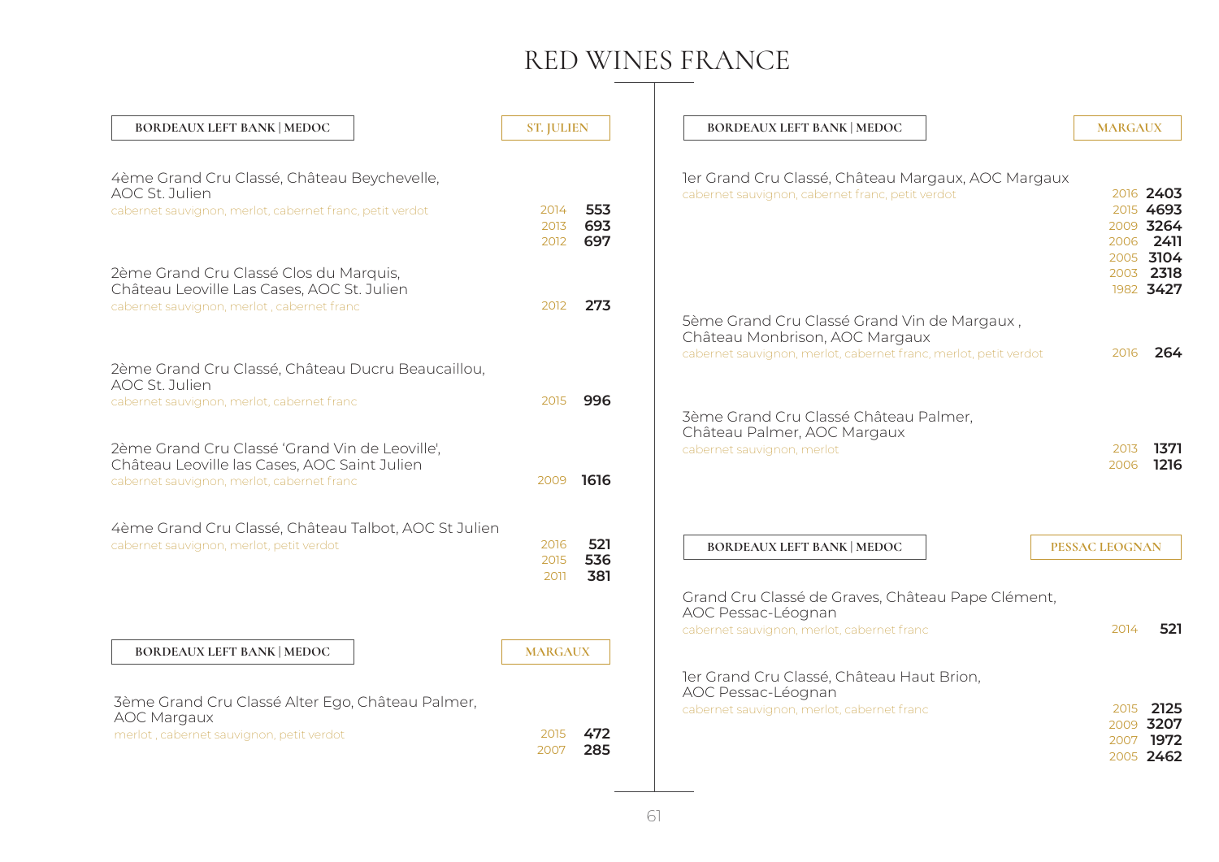# RED WINES FRANCE

## BORDEAUX LEFT BANK | MEDOC — ST. JULIEN

4ème Grand Cru Classé, Château Beychevelle, AOC St. Julien
cabernet sauvignon, merlot, cabernet franc, petit verdot

| | |
|---|---|
| 2014 | **553** |
| 2013 | **693** |
| 2012 | **697** |

2ème Grand Cru Classé Clos du Marquis, Château Leoville Las Cases, AOC St. Julien
cabernet sauvignon, merlot , cabernet franc

| | |
|---|---|
| 2012 | **273** |

2ème Grand Cru Classé, Château Ducru Beaucaillou, AOC St. Julien
cabernet sauvignon, merlot, cabernet franc

| | |
|---|---|
| 2015 | **996** |

2ème Grand Cru Classé 'Grand Vin de Leoville', Château Leoville las Cases, AOC Saint Julien
cabernet sauvignon, merlot, cabernet franc

| | |
|---|---|
| 2009 | **1616** |

4ème Grand Cru Classé, Château Talbot, AOC St Julien
cabernet sauvignon, merlot, petit verdot

| | |
|---|---|
| 2016 | **521** |
| 2015 | **536** |
| 2011 | **381** |

## BORDEAUX LEFT BANK | MEDOC — MARGAUX

3ème Grand Cru Classé Alter Ego, Château Palmer, AOC Margaux
merlot , cabernet sauvignon, petit verdot

| | |
|---|---|
| 2015 | **472** |
| 2007 | **285** |

## BORDEAUX LEFT BANK | MEDOC — MARGAUX

1er Grand Cru Classé, Château Margaux, AOC Margaux
cabernet sauvignon, cabernet franc, petit verdot

| | |
|---|---|
| 2016 | **2403** |
| 2015 | **4693** |
| 2009 | **3264** |
| 2006 | **2411** |
| 2005 | **3104** |
| 2003 | **2318** |
| 1982 | **3427** |

5ème Grand Cru Classé Grand Vin de Margaux , Château Monbrison, AOC Margaux
cabernet sauvignon, merlot, cabernet franc, merlot, petit verdot

| | |
|---|---|
| 2016 | **264** |

3ème Grand Cru Classé Château Palmer, Château Palmer, AOC Margaux
cabernet sauvignon, merlot

| | |
|---|---|
| 2013 | **1371** |
| 2006 | **1216** |

## BORDEAUX LEFT BANK | MEDOC — PESSAC LEOGNAN

Grand Cru Classé de Graves, Château Pape Clément, AOC Pessac-Léognan
cabernet sauvignon, merlot, cabernet franc

| | |
|---|---|
| 2014 | **521** |

1er Grand Cru Classé, Château Haut Brion, AOC Pessac-Léognan
cabernet sauvignon, merlot, cabernet franc

| | |
|---|---|
| 2015 | **2125** |
| 2009 | **3207** |
| 2007 | **1972** |
| 2005 | **2462** |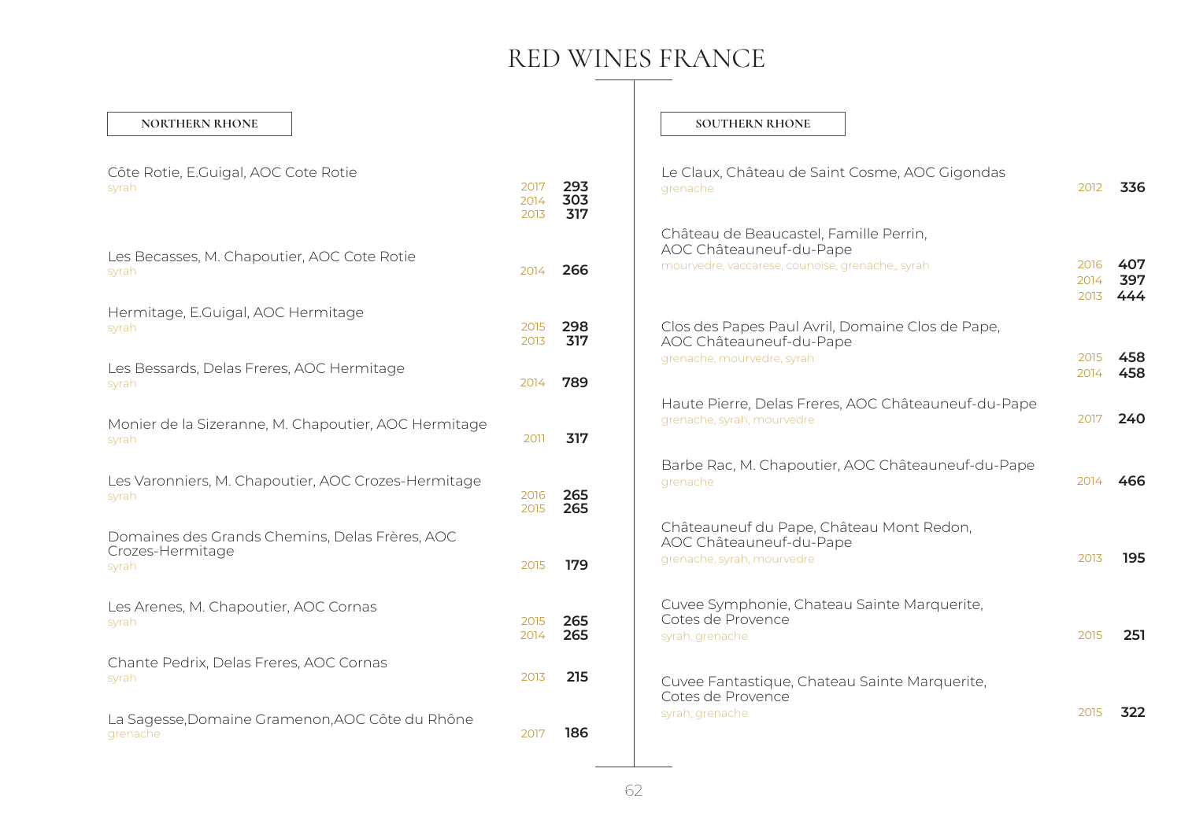# RED WINES FRANCE

## NORTHERN RHONE

**Côte Rotie, E.Guigal, AOC Cote Rotie**
syrah
2017 **293**
2014 **303**
2013 **317**

**Les Becasses, M. Chapoutier, AOC Cote Rotie**
syrah
2014 **266**

**Hermitage, E.Guigal, AOC Hermitage**
syrah
2015 **298**
2013 **317**

**Les Bessards, Delas Freres, AOC Hermitage**
syrah
2014 **789**

**Monier de la Sizeranne, M. Chapoutier, AOC Hermitage**
syrah
2011 **317**

**Les Varonniers, M. Chapoutier, AOC Crozes-Hermitage**
syrah
2016 **265**
2015 **265**

**Domaines des Grands Chemins, Delas Frères, AOC Crozes-Hermitage**
syrah
2015 **179**

**Les Arenes, M. Chapoutier, AOC Cornas**
syrah
2015 **265**
2014 **265**

**Chante Pedrix, Delas Freres, AOC Cornas**
syrah
2013 **215**

**La Sagesse,Domaine Gramenon,AOC Côte du Rhône**
grenache
2017 **186**

## SOUTHERN RHONE

**Le Claux, Château de Saint Cosme, AOC Gigondas**
grenache
2012 **336**

**Château de Beaucastel, Famille Perrin, AOC Châteauneuf-du-Pape**
mourvedre, vaccarese, counoise, grenache,, syrah
2016 **407**
2014 **397**
2013 **444**

**Clos des Papes Paul Avril, Domaine Clos de Pape, AOC Châteauneuf-du-Pape**
grenache, mourvedre, syrah
2015 **458**
2014 **458**

**Haute Pierre, Delas Freres, AOC Châteauneuf-du-Pape**
grenache, syrah, mourvedre
2017 **240**

**Barbe Rac, M. Chapoutier, AOC Châteauneuf-du-Pape**
grenache
2014 **466**

**Châteauneuf du Pape, Château Mont Redon, AOC Châteauneuf-du-Pape**
grenache, syrah, mourvedre
2013 **195**

**Cuvee Symphonie, Chateau Sainte Marquerite, Cotes de Provence**
syrah, grenache
2015 **251**

**Cuvee Fantastique, Chateau Sainte Marquerite, Cotes de Provence**
syrah, grenache
2015 **322**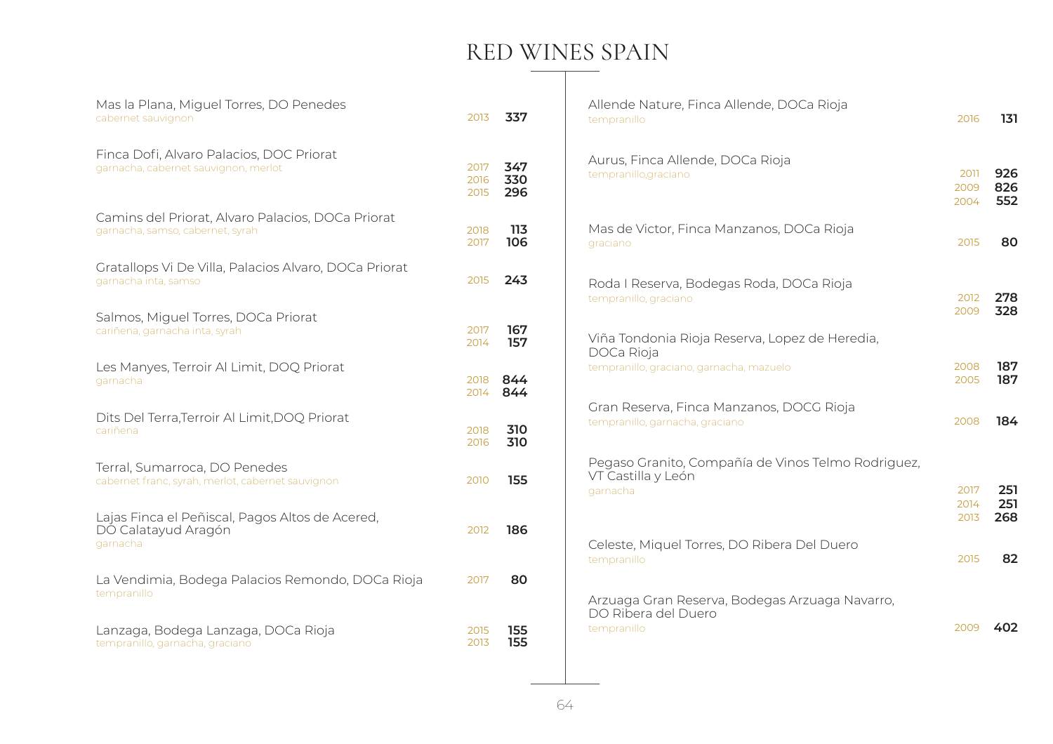# RED WINES SPAIN

Mas la Plana, Miguel Torres, DO Penedes
cabernet sauvignon
2013 **337**

Finca Dofi, Alvaro Palacios, DOC Priorat
garnacha, cabernet sauvignon, merlot
2017 **347**
2016 **330**
2015 **296**

Camins del Priorat, Alvaro Palacios, DOCa Priorat
garnacha, samso, cabernet, syrah
2018 **113**
2017 **106**

Gratallops Vi De Villa, Palacios Alvaro, DOCa Priorat
garnacha inta, samso
2015 **243**

Salmos, Miguel Torres, DOCa Priorat
cariñena, garnacha inta, syrah
2017 **167**
2014 **157**

Les Manyes, Terroir Al Limit, DOQ Priorat
garnacha
2018 **844**
2014 **844**

Dits Del Terra,Terroir Al Limit,DOQ Priorat
cariñena
2018 **310**
2016 **310**

Terral, Sumarroca, DO Penedes
cabernet franc, syrah, merlot, cabernet sauvignon
2010 **155**

Lajas Finca el Peñiscal, Pagos Altos de Acered, DO Calatayud Aragón
garnacha
2012 **186**

La Vendimia, Bodega Palacios Remondo, DOCa Rioja
tempranillo
2017 **80**

Lanzaga, Bodega Lanzaga, DOCa Rioja
tempranillo, garnacha, graciano
2015 **155**
2013 **155**

Allende Nature, Finca Allende, DOCa Rioja
tempranillo
2016 **131**

Aurus, Finca Allende, DOCa Rioja
tempranillo,graciano
2011 **926**
2009 **826**
2004 **552**

Mas de Victor, Finca Manzanos, DOCa Rioja
graciano
2015 **80**

Roda I Reserva, Bodegas Roda, DOCa Rioja
tempranillo, graciano
2012 **278**
2009 **328**

Viña Tondonia Rioja Reserva, Lopez de Heredia, DOCa Rioja
tempranillo, graciano, garnacha, mazuelo
2008 **187**
2005 **187**

Gran Reserva, Finca Manzanos, DOCG Rioja
tempranillo, garnacha, graciano
2008 **184**

Pegaso Granito, Compañía de Vinos Telmo Rodriguez, VT Castilla y León
garnacha
2017 **251**
2014 **251**
2013 **268**

Celeste, Miquel Torres, DO Ribera Del Duero
tempranillo
2015 **82**

Arzuaga Gran Reserva, Bodegas Arzuaga Navarro, DO Ribera del Duero
tempranillo
2009 **402**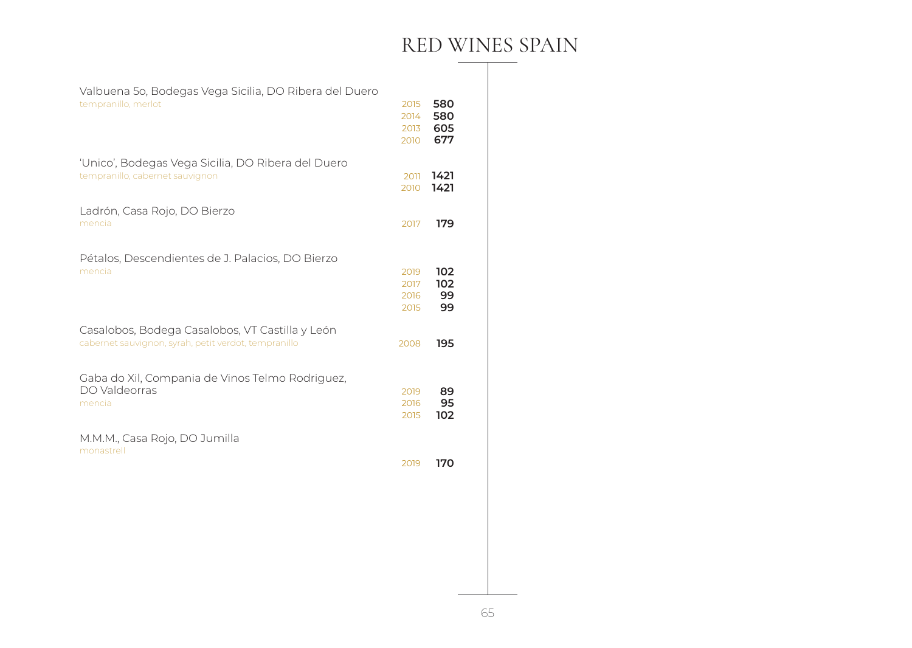# RED WINES SPAIN

Valbuena 5o, Bodegas Vega Sicilia, DO Ribera del Duero
tempranillo, merlot

| | |
|---|---|
| 2015 | **580** |
| 2014 | **580** |
| 2013 | **605** |
| 2010 | **677** |

'Unico', Bodegas Vega Sicilia, DO Ribera del Duero
tempranillo, cabernet sauvignon

| | |
|---|---|
| 2011 | **1421** |
| 2010 | **1421** |

Ladrón, Casa Rojo, DO Bierzo
mencia

| | |
|---|---|
| 2017 | **179** |

Pétalos, Descendientes de J. Palacios, DO Bierzo
mencia

| | |
|---|---|
| 2019 | **102** |
| 2017 | **102** |
| 2016 | **99** |
| 2015 | **99** |

Casalobos, Bodega Casalobos, VT Castilla y León
cabernet sauvignon, syrah, petit verdot, tempranillo

| | |
|---|---|
| 2008 | **195** |

Gaba do Xil, Compania de Vinos Telmo Rodriguez, DO Valdeorras
mencia

| | |
|---|---|
| 2019 | **89** |
| 2016 | **95** |
| 2015 | **102** |

M.M.M., Casa Rojo, DO Jumilla
monastrell

| | |
|---|---|
| 2019 | **170** |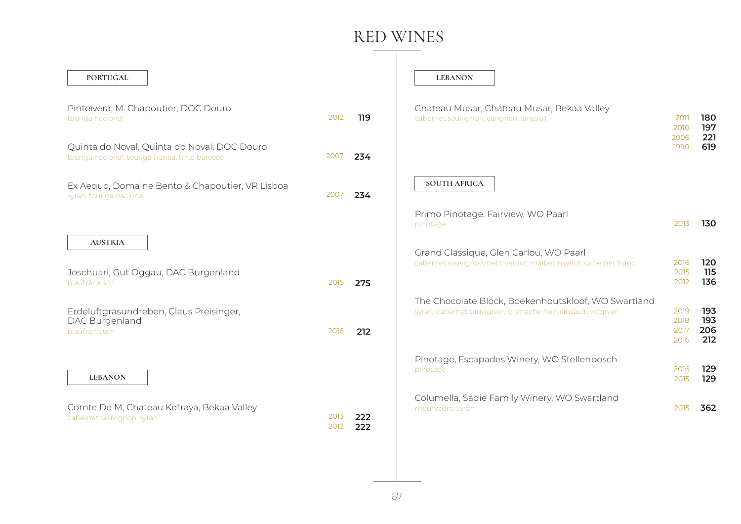# RED WINES

## PORTUGAL

Pinteivera, M. Chapoutier, DOC Douro
touriga nacional — 2012 **119**

Quinta do Noval, Quinta do Noval, DOC Douro
touriga nacional, touriga franca, tinta barocca — 2007 **234**

Ex Aequo, Domaine Bento & Chapoutier, VR Lisboa
syrah, touriga nacional — 2007 **234**

## AUSTRIA

Joschuari, Gut Oggau, DAC Burgenland
blaufränkisch — 2015 **275**

Erdeluftgrasundreben, Claus Preisinger, DAC Burgenland
blaufränkisch — 2016 **212**

## LEBANON

Comte De M, Chateau Kefraya, Bekaa Valley
cabernet sauvignon, syrah — 2013 **222**, 2012 **222**

## LEBANON

Chateau Musar, Chateau Musar, Bekaa Valley
cabernet sauvignon, carignan, cinsault — 2011 **180**, 2010 **197**, 2006 **221**, 1990 **619**

## SOUTH AFRICA

Primo Pinotage, Fairview, WO Paarl
pinotage — 2013 **130**

Grand Classique, Glen Carlou, WO Paarl
cabernet sauvignon, petit verdot, malbec,merlot, cabernet franc — 2016 **120**, 2015 **115**, 2012 **136**

The Chocolate Block, Boekenhoutskloof, WO Swartland
syrah, cabernet sauvignon, grenache noir, cinsault, viognier — 2019 **193**, 2018 **193**, 2017 **206**, 2016 **212**

Pinotage, Escapades Winery, WO Stellenbosch
pinotage — 2016 **129**, 2015 **129**

Columella, Sadie Family Winery, WO Swartland
mourvedre, syrah — 2015 **362**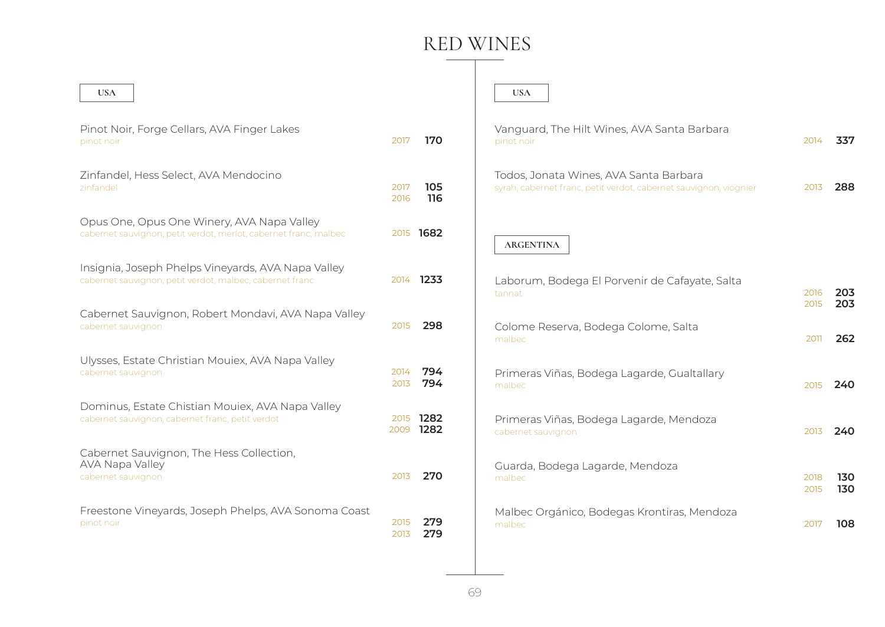# RED WINES

## USA

| Wine | Vintage | Price |
| --- | --- | --- |
| Pinot Noir, Forge Cellars, AVA Finger Lakes<br>pinot noir | 2017 | **170** |
| Zinfandel, Hess Select, AVA Mendocino<br>zinfandel | 2017<br>2016 | **105**<br>**116** |
| Opus One, Opus One Winery, AVA Napa Valley<br>cabernet sauvignon, petit verdot, merlot, cabernet franc, malbec | 2015 | **1682** |
| Insignia, Joseph Phelps Vineyards, AVA Napa Valley<br>cabernet sauvignon, petit verdot, malbec, cabernet franc | 2014 | **1233** |
| Cabernet Sauvignon, Robert Mondavi, AVA Napa Valley<br>cabernet sauvignon | 2015 | **298** |
| Ulysses, Estate Christian Mouiex, AVA Napa Valley<br>cabernet sauvignon | 2014<br>2013 | **794**<br>**794** |
| Dominus, Estate Chistian Mouiex, AVA Napa Valley<br>cabernet sauvignon, cabernet franc, petit verdot | 2015<br>2009 | **1282**<br>**1282** |
| Cabernet Sauvignon, The Hess Collection, AVA Napa Valley<br>cabernet sauvignon | 2013 | **270** |
| Freestone Vineyards, Joseph Phelps, AVA Sonoma Coast<br>pinot noir | 2015<br>2013 | **279**<br>**279** |

## USA

| Wine | Vintage | Price |
| --- | --- | --- |
| Vanguard, The Hilt Wines, AVA Santa Barbara<br>pinot noir | 2014 | **337** |
| Todos, Jonata Wines, AVA Santa Barbara<br>syrah, cabernet franc, petit verdot, cabernet sauvignon, viognier | 2013 | **288** |

## ARGENTINA

| Wine | Vintage | Price |
| --- | --- | --- |
| Laborum, Bodega El Porvenir de Cafayate, Salta<br>tannat | 2016<br>2015 | **203**<br>**203** |
| Colome Reserva, Bodega Colome, Salta<br>malbec | 2011 | **262** |
| Primeras Viñas, Bodega Lagarde, Gualtallary<br>malbec | 2015 | **240** |
| Primeras Viñas, Bodega Lagarde, Mendoza<br>cabernet sauvignon | 2013 | **240** |
| Guarda, Bodega Lagarde, Mendoza<br>malbec | 2018<br>2015 | **130**<br>**130** |
| Malbec Orgánico, Bodegas Krontiras, Mendoza<br>malbec | 2017 | **108** |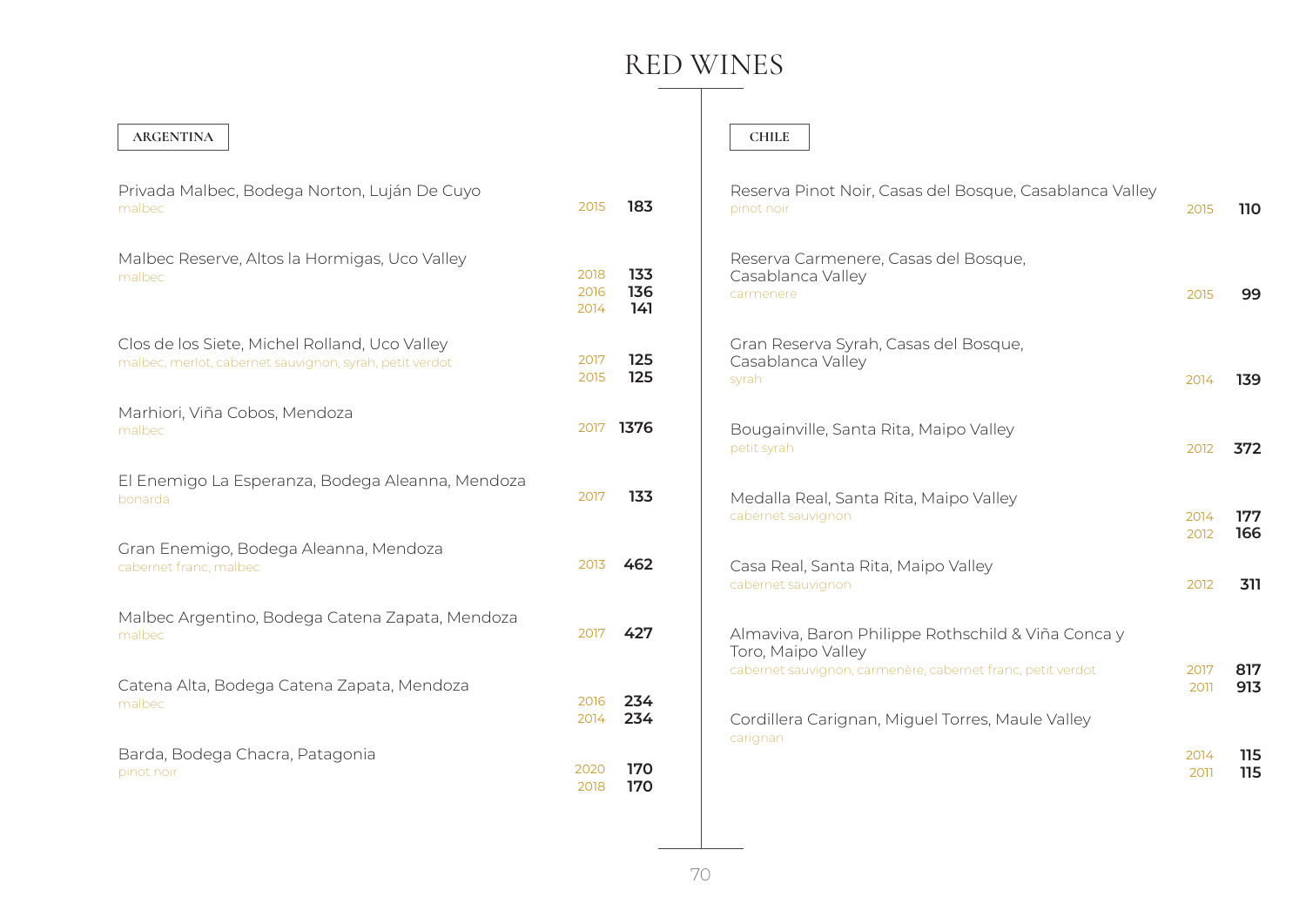# RED WINES

## ARGENTINA

Privada Malbec, Bodega Norton, Luján De Cuyo
malbec
2015 **183**

Malbec Reserve, Altos la Hormigas, Uco Valley
malbec
2018 **133**
2016 **136**
2014 **141**

Clos de los Siete, Michel Rolland, Uco Valley
malbec, merlot, cabernet sauvignon, syrah, petit verdot
2017 **125**
2015 **125**

Marhiori, Viña Cobos, Mendoza
malbec
2017 **1376**

El Enemigo La Esperanza, Bodega Aleanna, Mendoza
bonarda
2017 **133**

Gran Enemigo, Bodega Aleanna, Mendoza
cabernet franc, malbec
2013 **462**

Malbec Argentino, Bodega Catena Zapata, Mendoza
malbec
2017 **427**

Catena Alta, Bodega Catena Zapata, Mendoza
malbec
2016 **234**
2014 **234**

Barda, Bodega Chacra, Patagonia
pinot noir
2020 **170**
2018 **170**

## CHILE

Reserva Pinot Noir, Casas del Bosque, Casablanca Valley
pinot noir
2015 **110**

Reserva Carmenere, Casas del Bosque, Casablanca Valley
carmenere
2015 **99**

Gran Reserva Syrah, Casas del Bosque, Casablanca Valley
syrah
2014 **139**

Bougainville, Santa Rita, Maipo Valley
petit syrah
2012 **372**

Medalla Real, Santa Rita, Maipo Valley
cabernet sauvignon
2014 **177**
2012 **166**

Casa Real, Santa Rita, Maipo Valley
cabernet sauvignon
2012 **311**

Almaviva, Baron Philippe Rothschild & Viña Conca y Toro, Maipo Valley
cabernet sauvignon, carmenère, cabernet franc, petit verdot
2017 **817**
2011 **913**

Cordillera Carignan, Miguel Torres, Maule Valley
carignan
2014 **115**
2011 **115**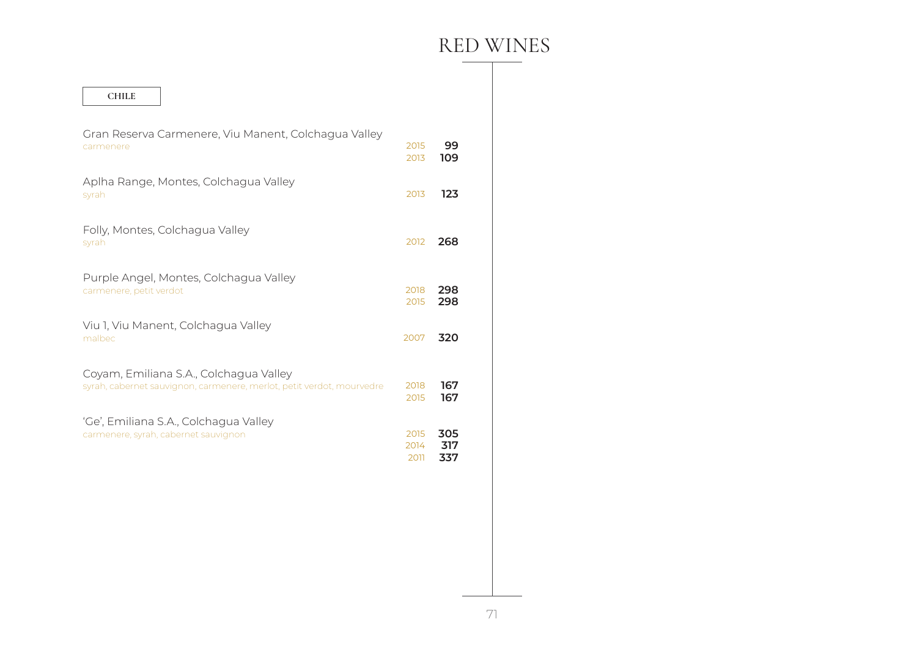# RED WINES

## CHILE

Gran Reserva Carmenere, Viu Manent, Colchagua Valley
carmenere
2015 **99**
2013 **109**

Aplha Range, Montes, Colchagua Valley
syrah
2013 **123**

Folly, Montes, Colchagua Valley
syrah
2012 **268**

Purple Angel, Montes, Colchagua Valley
carmenere, petit verdot
2018 **298**
2015 **298**

Viu 1, Viu Manent, Colchagua Valley
malbec
2007 **320**

Coyam, Emiliana S.A., Colchagua Valley
syrah, cabernet sauvignon, carmenere, merlot, petit verdot, mourvedre
2018 **167**
2015 **167**

'Ge', Emiliana S.A., Colchagua Valley
carmenere, syrah, cabernet sauvignon
2015 **305**
2014 **317**
2011 **337**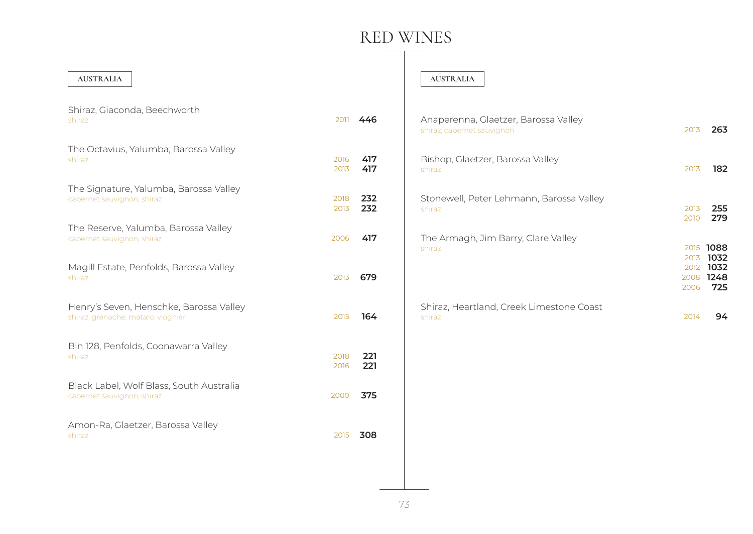# RED WINES

## AUSTRALIA

Shiraz, Giaconda, Beechworth
shiraz
2011 **446**

The Octavius, Yalumba, Barossa Valley
shiraz
2016 **417**
2013 **417**

The Signature, Yalumba, Barossa Valley
cabernet sauvignon, shiraz
2018 **232**
2013 **232**

The Reserve, Yalumba, Barossa Valley
cabernet sauvignon, shiraz
2006 **417**

Magill Estate, Penfolds, Barossa Valley
shiraz
2013 **679**

Henry's Seven, Henschke, Barossa Valley
shiraz, grenache, mataro, viognier
2015 **164**

Bin 128, Penfolds, Coonawarra Valley
shiraz
2018 **221**
2016 **221**

Black Label, Wolf Blass, South Australia
cabernet sauvignon, shiraz
2000 **375**

Amon-Ra, Glaetzer, Barossa Valley
shiraz
2015 **308**

## AUSTRALIA

Anaperenna, Glaetzer, Barossa Valley
shiraz, cabernet sauvignon
2013 **263**

Bishop, Glaetzer, Barossa Valley
shiraz
2013 **182**

Stonewell, Peter Lehmann, Barossa Valley
shiraz
2013 **255**
2010 **279**

The Armagh, Jim Barry, Clare Valley
shiraz
2015 **1088**
2013 **1032**
2012 **1032**
2008 **1248**
2006 **725**

Shiraz, Heartland, Creek Limestone Coast
shiraz
2014 **94**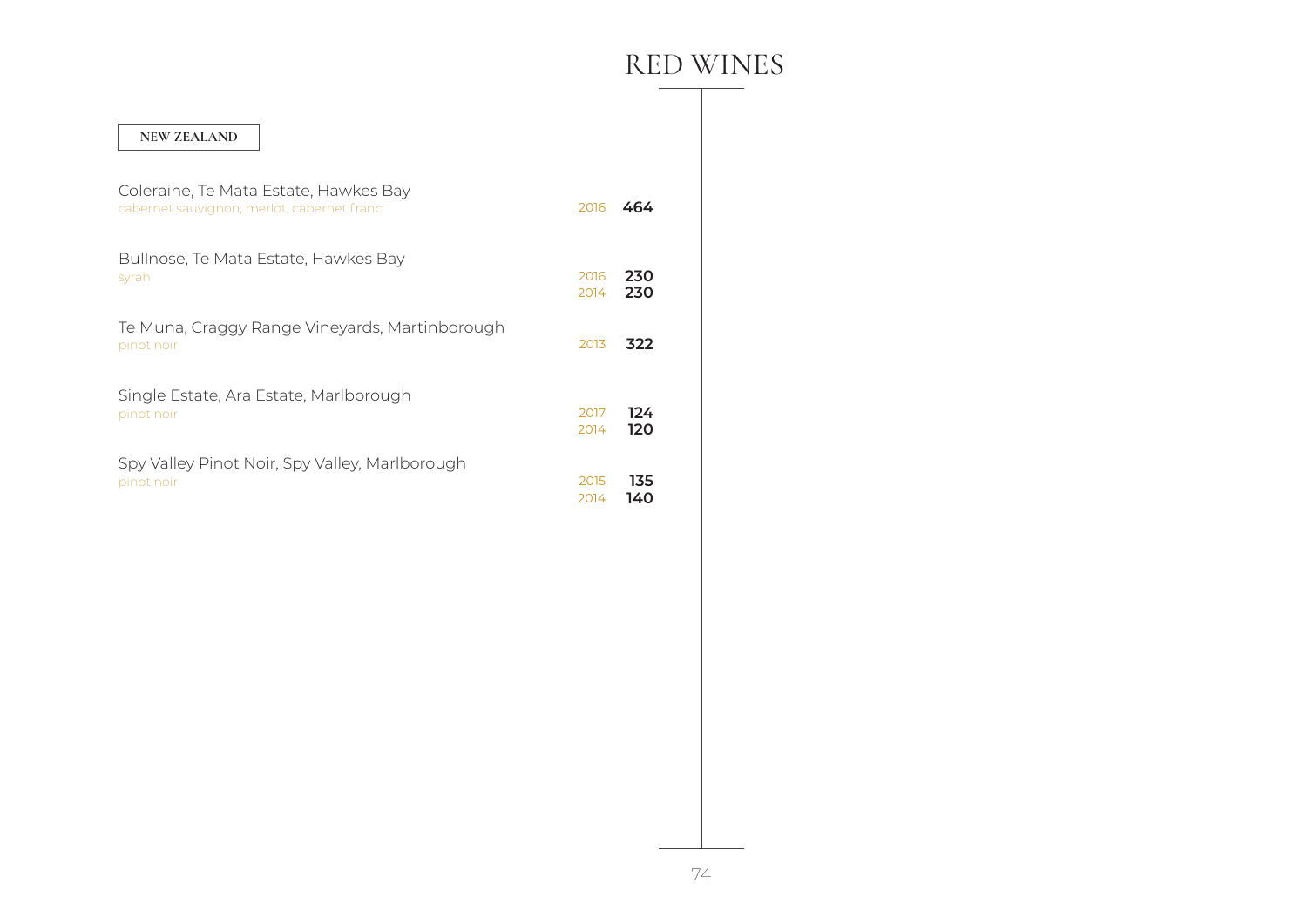# RED WINES

## NEW ZEALAND

Coleraine, Te Mata Estate, Hawkes Bay
cabernet sauvignon, merlot, cabernet franc — 2016 **464**

Bullnose, Te Mata Estate, Hawkes Bay
syrah — 2016 **230**
2014 **230**

Te Muna, Craggy Range Vineyards, Martinborough
pinot noir — 2013 **322**

Single Estate, Ara Estate, Marlborough
pinot noir — 2017 **124**
2014 **120**

Spy Valley Pinot Noir, Spy Valley, Marlborough
pinot noir — 2015 **135**
2014 **140**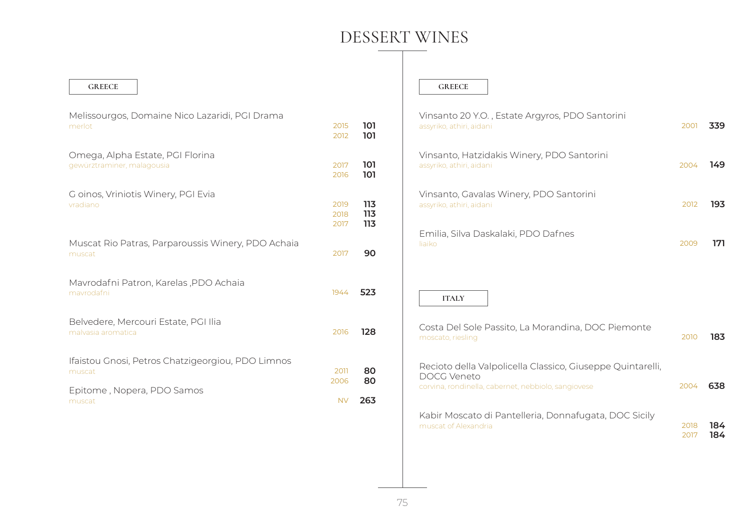# DESSERT WINES

## GREECE

Melissourgos, Domaine Nico Lazaridi, PGI Drama
merlot
2015 **101**
2012 **101**

Omega, Alpha Estate, PGI Florina
gewürztraminer, malagousia
2017 **101**
2016 **101**

G oinos, Vriniotis Winery, PGI Evia
vradiano
2019 **113**
2018 **113**
2017 **113**

Muscat Rio Patras, Parparoussis Winery, PDO Achaia
muscat
2017 **90**

Mavrodafni Patron, Karelas ,PDO Achaia
mavrodafni
1944 **523**

Belvedere, Mercouri Estate, PGI Ilia
malvasia aromatica
2016 **128**

Ifaistou Gnosi, Petros Chatzigeorgiou, PDO Limnos
muscat
2011 **80**
2006 **80**

Epitome , Nopera, PDO Samos
muscat
NV **263**

## GREECE

Vinsanto 20 Y.O. , Estate Argyros, PDO Santorini
assyriko, athiri, aidani
2001 **339**

Vinsanto, Hatzidakis Winery, PDO Santorini
assyriko, athiri, aidani
2004 **149**

Vinsanto, Gavalas Winery, PDO Santorini
assyriko, athiri, aidani
2012 **193**

Emilia, Silva Daskalaki, PDO Dafnes
liaiko
2009 **171**

## ITALY

Costa Del Sole Passito, La Morandina, DOC Piemonte
moscato, riesling
2010 **183**

Recioto della Valpolicella Classico, Giuseppe Quintarelli, DOCG Veneto
corvina, rondinella, cabernet, nebbiolo, sangiovese
2004 **638**

Kabir Moscato di Pantelleria, Donnafugata, DOC Sicily
muscat of Alexandria
2018 **184**
2017 **184**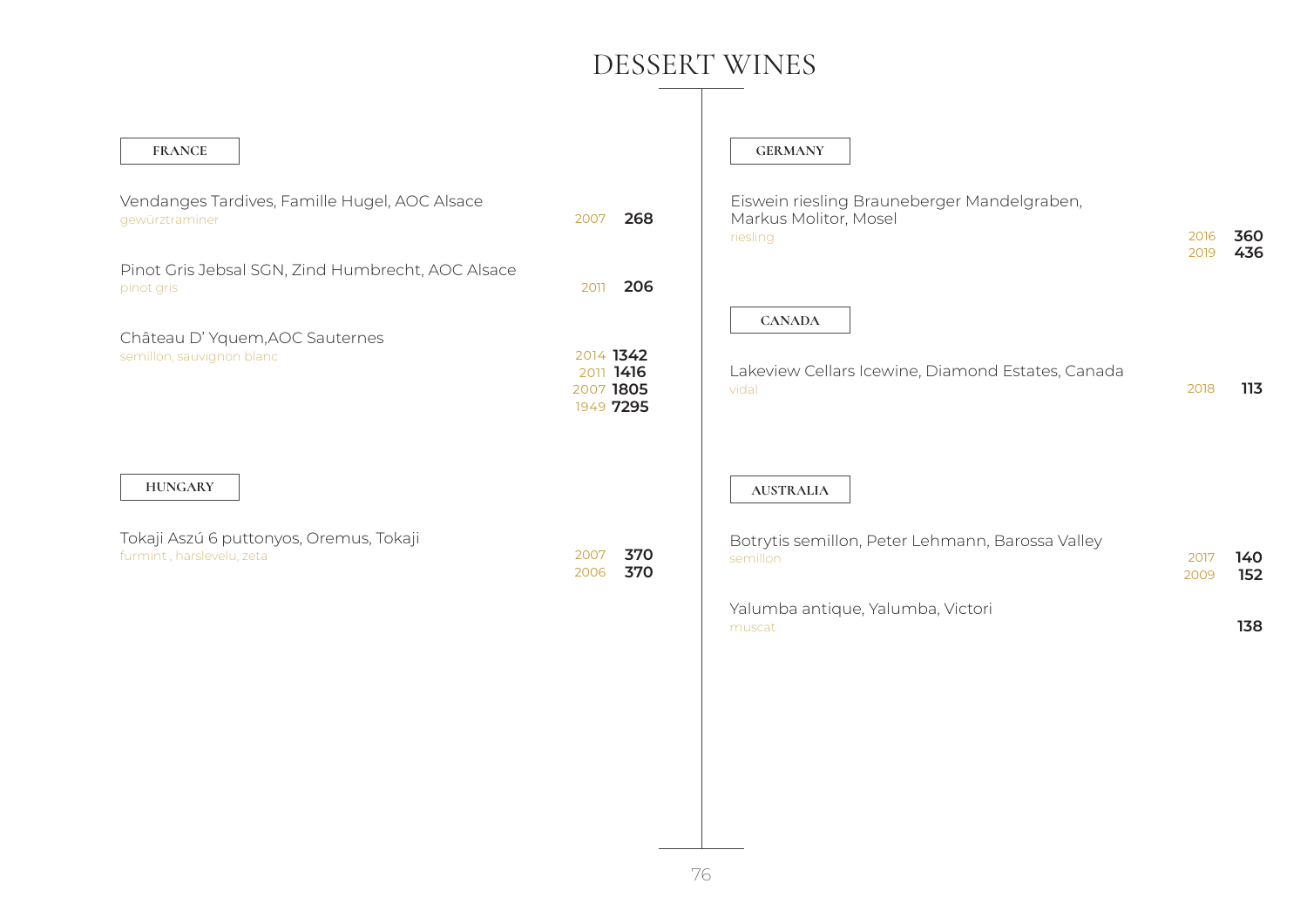# DESSERT WINES

## FRANCE

Vendanges Tardives, Famille Hugel, AOC Alsace
gewürztraminer — 2007 **268**

Pinot Gris Jebsal SGN, Zind Humbrecht, AOC Alsace
pinot gris — 2011 **206**

Château D' Yquem,AOC Sauternes
semillon, sauvignon blanc
2014 **1342**
2011 **1416**
2007 **1805**
1949 **7295**

## HUNGARY

Tokaji Aszú 6 puttonyos, Oremus, Tokaji
furmint , harslevelu, zeta
2007 **370**
2006 **370**

## GERMANY

Eiswein riesling Brauneberger Mandelgraben, Markus Molitor, Mosel
riesling
2016 **360**
2019 **436**

## CANADA

Lakeview Cellars Icewine, Diamond Estates, Canada
vidal — 2018 **113**

## AUSTRALIA

Botrytis semillon, Peter Lehmann, Barossa Valley
semillon
2017 **140**
2009 **152**

Yalumba antique, Yalumba, Victori
muscat — **138**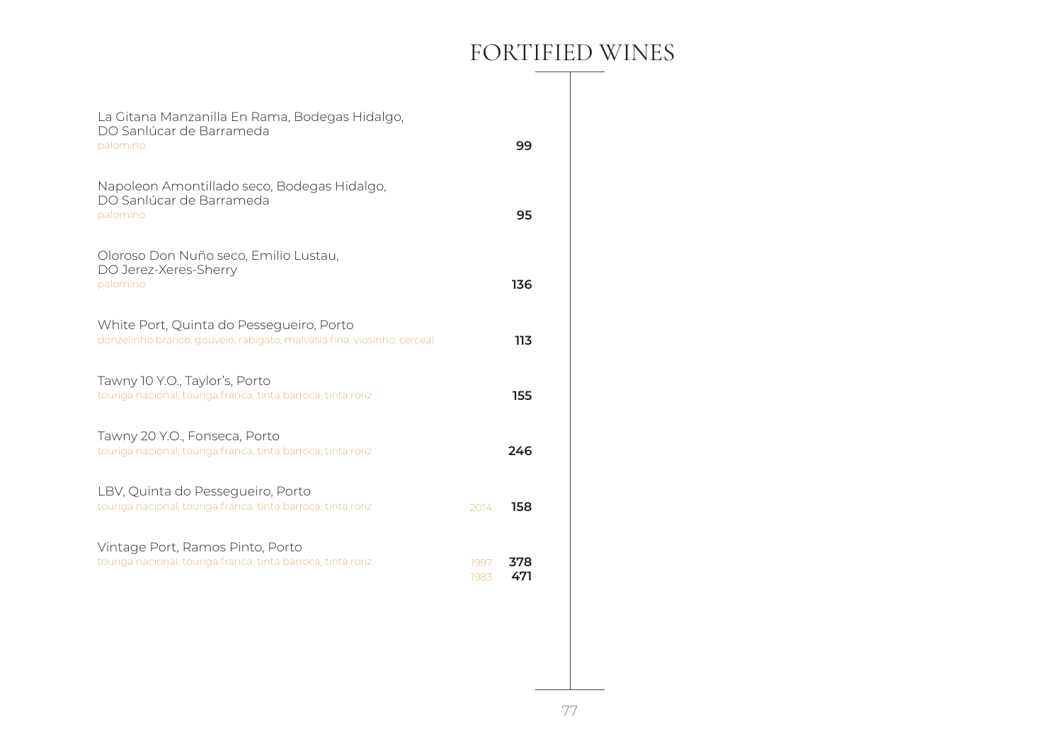# FORTIFIED WINES

La Gitana Manzanilla En Rama, Bodegas Hidalgo, DO Sanlúcar de Barrameda
palomino — **99**

Napoleon Amontillado seco, Bodegas Hidalgo, DO Sanlúcar de Barrameda
palomino — **95**

Oloroso Don Nuño seco, Emilio Lustau, DO Jerez-Xeres-Sherry
palomino — **136**

White Port, Quinta do Pessegueiro, Porto
donzelinho branco, gouveio, rabigato, malvasia fina, viosinho, cerceal — **113**

Tawny 10 Y.O., Taylor's, Porto
touriga nacional, touriga franca, tinta barroca, tinta roriz — **155**

Tawny 20 Y.O., Fonseca, Porto
touriga nacional, touriga franca, tinta barroca, tinta roriz — **246**

LBV, Quinta do Pessegueiro, Porto
touriga nacional, touriga franca, tinta barroca, tinta roriz — 2014 **158**

Vintage Port, Ramos Pinto, Porto
touriga nacional, touriga franca, tinta barroca, tinta roriz — 1997 **378**, 1983 **471**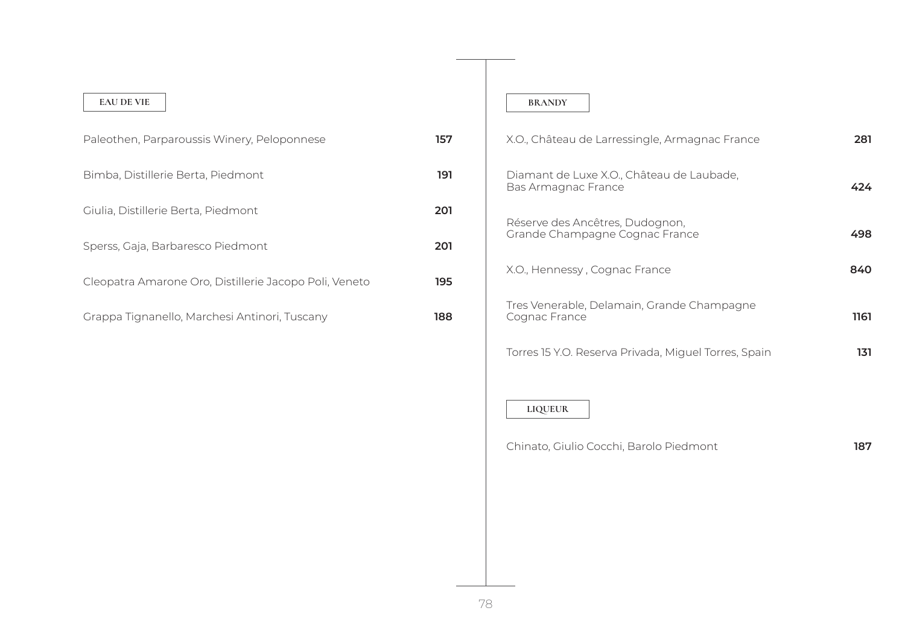## EAU DE VIE

| | |
|---|---|
| Paleothen, Parparoussis Winery, Peloponnese | **157** |
| Bimba, Distillerie Berta, Piedmont | **191** |
| Giulia, Distillerie Berta, Piedmont | **201** |
| Sperss, Gaja, Barbaresco Piedmont | **201** |
| Cleopatra Amarone Oro, Distillerie Jacopo Poli, Veneto | **195** |
| Grappa Tignanello, Marchesi Antinori, Tuscany | **188** |

## BRANDY

| | |
|---|---|
| X.O., Château de Larressingle, Armagnac France | **281** |
| Diamant de Luxe X.O., Château de Laubade, Bas Armagnac France | **424** |
| Réserve des Ancêtres, Dudognon, Grande Champagne Cognac France | **498** |
| X.O., Hennessy , Cognac France | **840** |
| Tres Venerable, Delamain, Grande Champagne Cognac France | **1161** |
| Torres 15 Y.O. Reserva Privada, Miguel Torres, Spain | **131** |

## LIQUEUR

| | |
|---|---|
| Chinato, Giulio Cocchi, Barolo Piedmont | **187** |